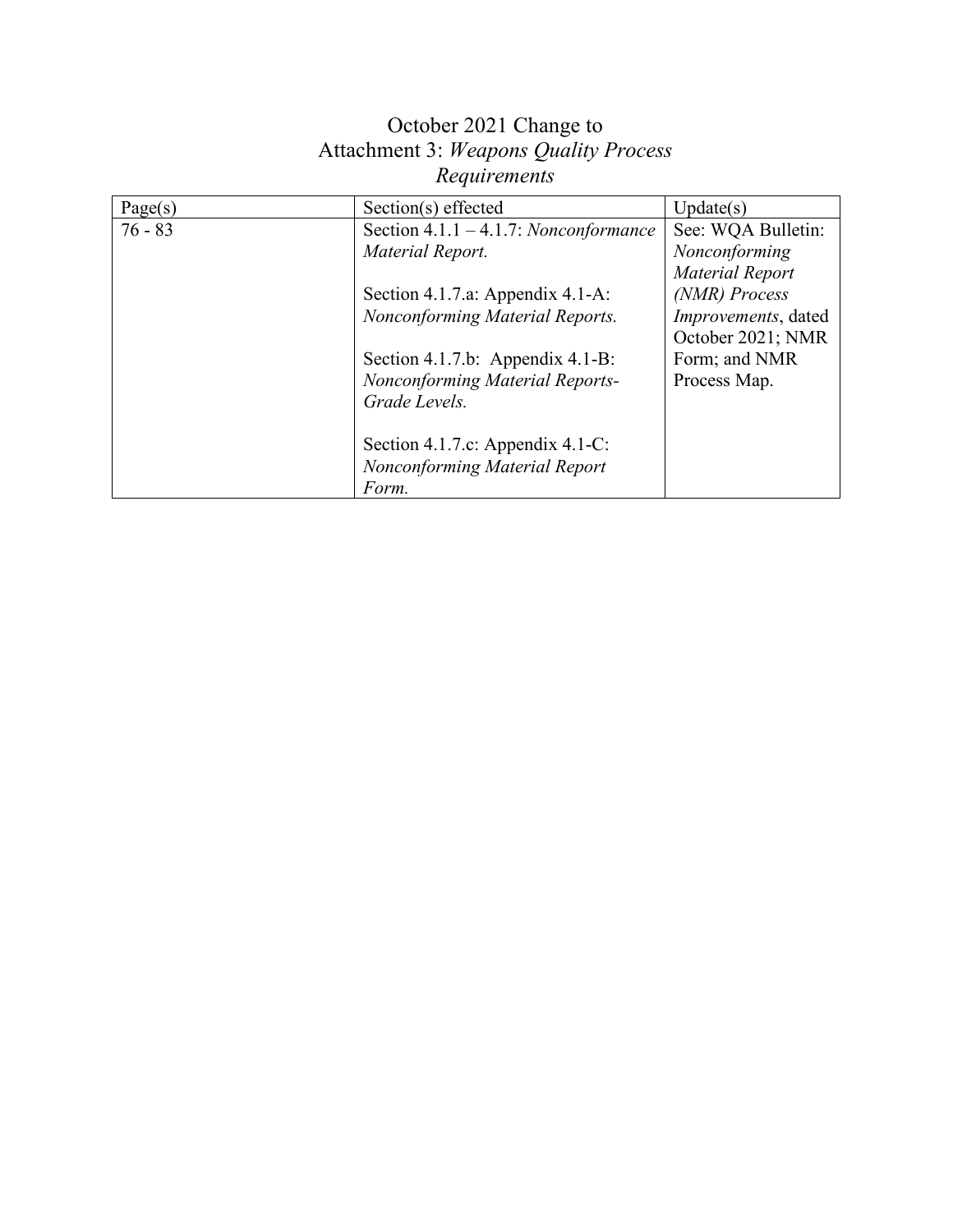# October 2021 Change to Attachment 3: *Weapons Quality Process Requirements*

| Page(s) | Section(s) effected | Update(s) |
|---|---|---|
| 76 - 83 | Section 4.1.1 – 4.1.7: *Nonconformance Material Report.*<br><br>Section 4.1.7.a: Appendix 4.1-A: *Nonconforming Material Reports.*<br><br>Section 4.1.7.b: Appendix 4.1-B: *Nonconforming Material Reports-Grade Levels.*<br><br>Section 4.1.7.c: Appendix 4.1-C: *Nonconforming Material Report Form.* | See: WQA Bulletin: *Nonconforming Material Report (NMR) Process Improvements*, dated October 2021; NMR Form; and NMR Process Map. |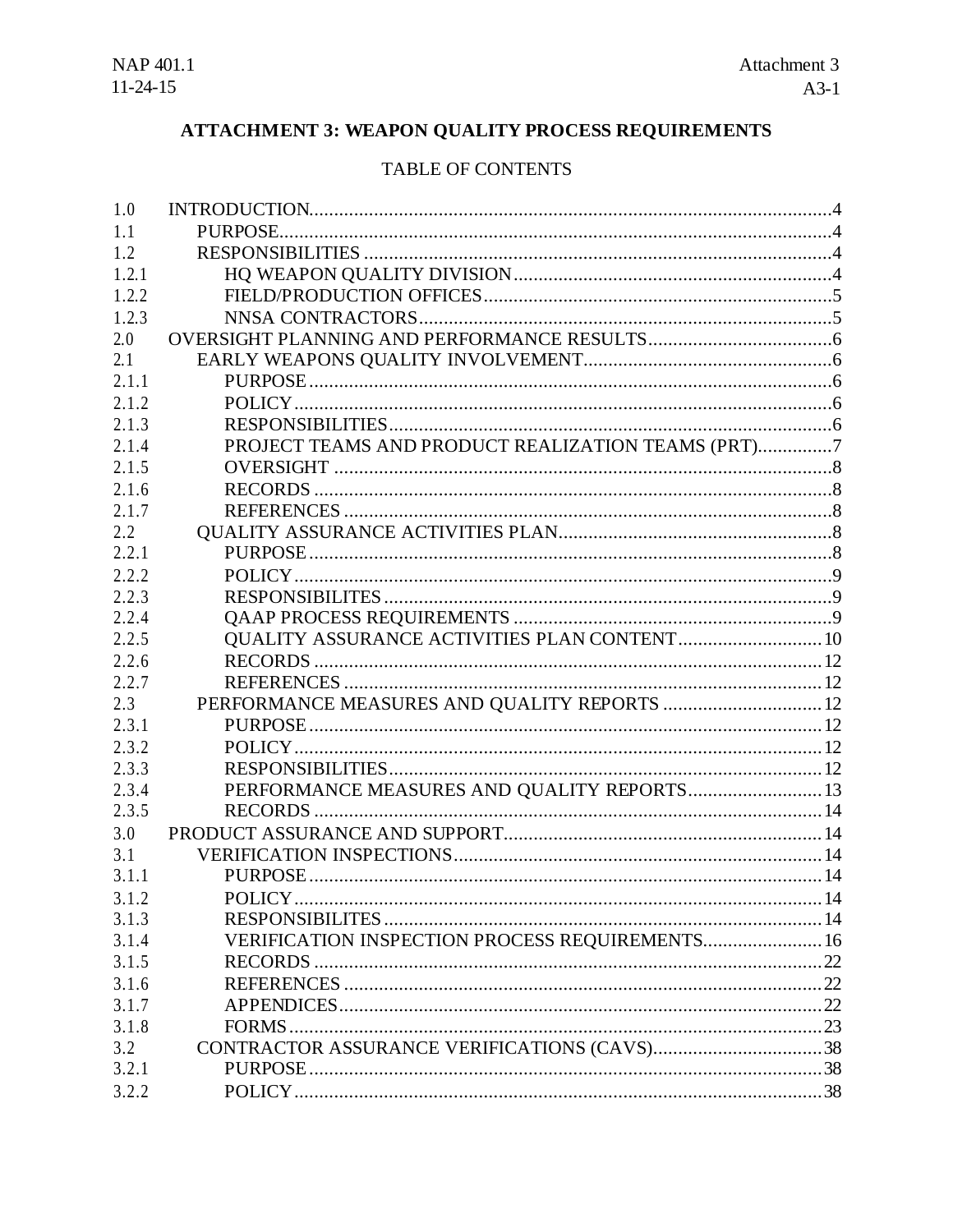# ATTACHMENT 3: WEAPON QUALITY PROCESS REQUIREMENTS

## TABLE OF CONTENTS

| | | |
|---|---|---|
| 1.0 | INTRODUCTION | 4 |
| 1.1 | PURPOSE | 4 |
| 1.2 | RESPONSIBILITIES | 4 |
| 1.2.1 | HQ WEAPON QUALITY DIVISION | 4 |
| 1.2.2 | FIELD/PRODUCTION OFFICES | 5 |
| 1.2.3 | NNSA CONTRACTORS | 5 |
| 2.0 | OVERSIGHT PLANNING AND PERFORMANCE RESULTS | 6 |
| 2.1 | EARLY WEAPONS QUALITY INVOLVEMENT | 6 |
| 2.1.1 | PURPOSE | 6 |
| 2.1.2 | POLICY | 6 |
| 2.1.3 | RESPONSIBILITIES | 6 |
| 2.1.4 | PROJECT TEAMS AND PRODUCT REALIZATION TEAMS (PRT) | 7 |
| 2.1.5 | OVERSIGHT | 8 |
| 2.1.6 | RECORDS | 8 |
| 2.1.7 | REFERENCES | 8 |
| 2.2 | QUALITY ASSURANCE ACTIVITIES PLAN | 8 |
| 2.2.1 | PURPOSE | 8 |
| 2.2.2 | POLICY | 9 |
| 2.2.3 | RESPONSIBILITES | 9 |
| 2.2.4 | QAAP PROCESS REQUIREMENTS | 9 |
| 2.2.5 | QUALITY ASSURANCE ACTIVITIES PLAN CONTENT | 10 |
| 2.2.6 | RECORDS | 12 |
| 2.2.7 | REFERENCES | 12 |
| 2.3 | PERFORMANCE MEASURES AND QUALITY REPORTS | 12 |
| 2.3.1 | PURPOSE | 12 |
| 2.3.2 | POLICY | 12 |
| 2.3.3 | RESPONSIBILITIES | 12 |
| 2.3.4 | PERFORMANCE MEASURES AND QUALITY REPORTS | 13 |
| 2.3.5 | RECORDS | 14 |
| 3.0 | PRODUCT ASSURANCE AND SUPPORT | 14 |
| 3.1 | VERIFICATION INSPECTIONS | 14 |
| 3.1.1 | PURPOSE | 14 |
| 3.1.2 | POLICY | 14 |
| 3.1.3 | RESPONSIBILITES | 14 |
| 3.1.4 | VERIFICATION INSPECTION PROCESS REQUIREMENTS | 16 |
| 3.1.5 | RECORDS | 22 |
| 3.1.6 | REFERENCES | 22 |
| 3.1.7 | APPENDICES | 22 |
| 3.1.8 | FORMS | 23 |
| 3.2 | CONTRACTOR ASSURANCE VERIFICATIONS (CAVS) | 38 |
| 3.2.1 | PURPOSE | 38 |
| 3.2.2 | POLICY | 38 |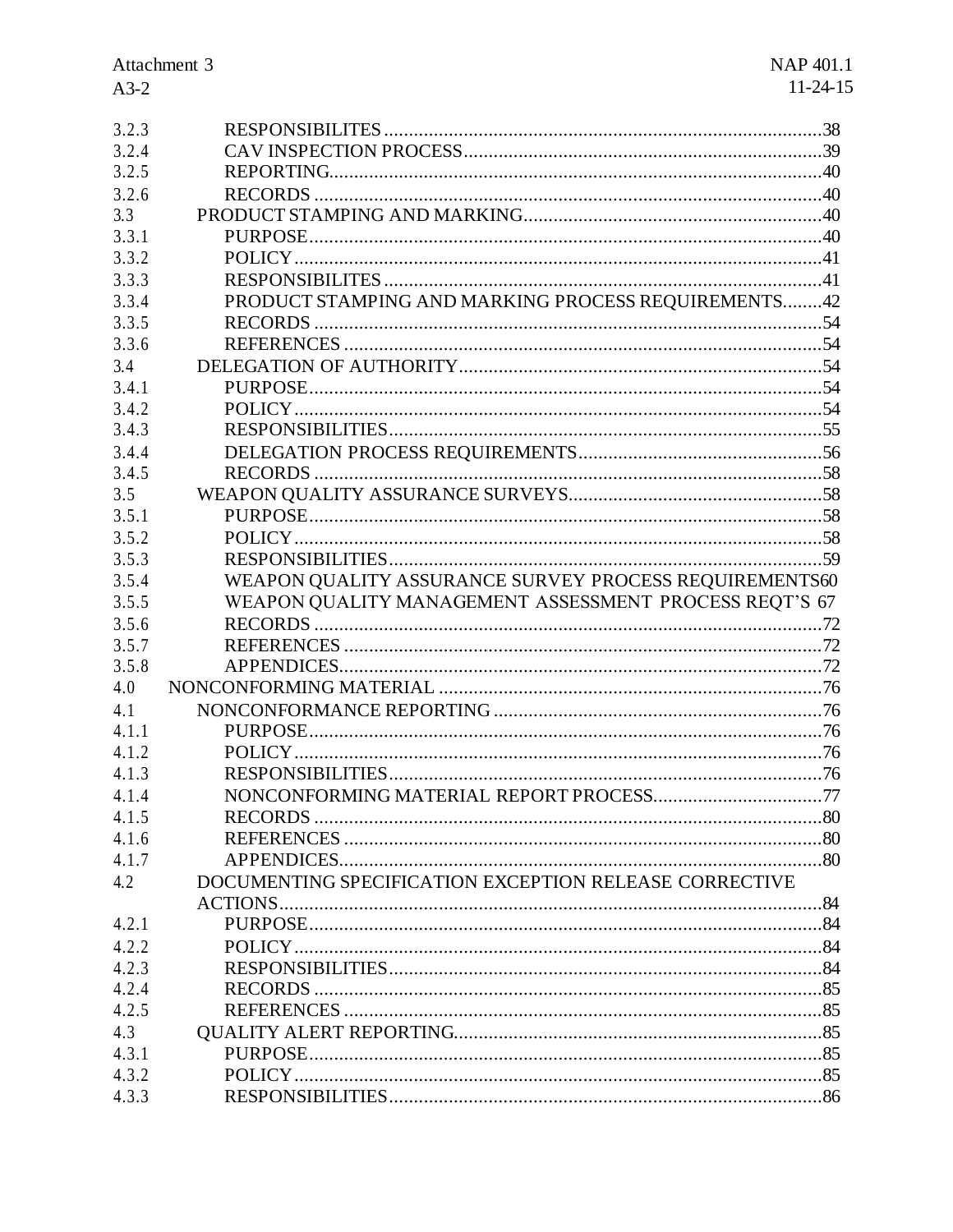| | | |
|---|---|---|
| 3.2.3 | RESPONSIBILITES | 38 |
| 3.2.4 | CAV INSPECTION PROCESS | 39 |
| 3.2.5 | REPORTING | 40 |
| 3.2.6 | RECORDS | 40 |
| 3.3 | PRODUCT STAMPING AND MARKING | 40 |
| 3.3.1 | PURPOSE | 40 |
| 3.3.2 | POLICY | 41 |
| 3.3.3 | RESPONSIBILITES | 41 |
| 3.3.4 | PRODUCT STAMPING AND MARKING PROCESS REQUIREMENTS | 42 |
| 3.3.5 | RECORDS | 54 |
| 3.3.6 | REFERENCES | 54 |
| 3.4 | DELEGATION OF AUTHORITY | 54 |
| 3.4.1 | PURPOSE | 54 |
| 3.4.2 | POLICY | 54 |
| 3.4.3 | RESPONSIBILITIES | 55 |
| 3.4.4 | DELEGATION PROCESS REQUIREMENTS | 56 |
| 3.4.5 | RECORDS | 58 |
| 3.5 | WEAPON QUALITY ASSURANCE SURVEYS | 58 |
| 3.5.1 | PURPOSE | 58 |
| 3.5.2 | POLICY | 58 |
| 3.5.3 | RESPONSIBILITIES | 59 |
| 3.5.4 | WEAPON QUALITY ASSURANCE SURVEY PROCESS REQUIREMENTS | 60 |
| 3.5.5 | WEAPON QUALITY MANAGEMENT ASSESSMENT PROCESS REQT'S | 67 |
| 3.5.6 | RECORDS | 72 |
| 3.5.7 | REFERENCES | 72 |
| 3.5.8 | APPENDICES | 72 |
| 4.0 | NONCONFORMING MATERIAL | 76 |
| 4.1 | NONCONFORMANCE REPORTING | 76 |
| 4.1.1 | PURPOSE | 76 |
| 4.1.2 | POLICY | 76 |
| 4.1.3 | RESPONSIBILITIES | 76 |
| 4.1.4 | NONCONFORMING MATERIAL REPORT PROCESS | 77 |
| 4.1.5 | RECORDS | 80 |
| 4.1.6 | REFERENCES | 80 |
| 4.1.7 | APPENDICES | 80 |
| 4.2 | DOCUMENTING SPECIFICATION EXCEPTION RELEASE CORRECTIVE ACTIONS | 84 |
| 4.2.1 | PURPOSE | 84 |
| 4.2.2 | POLICY | 84 |
| 4.2.3 | RESPONSIBILITIES | 84 |
| 4.2.4 | RECORDS | 85 |
| 4.2.5 | REFERENCES | 85 |
| 4.3 | QUALITY ALERT REPORTING | 85 |
| 4.3.1 | PURPOSE | 85 |
| 4.3.2 | POLICY | 85 |
| 4.3.3 | RESPONSIBILITIES | 86 |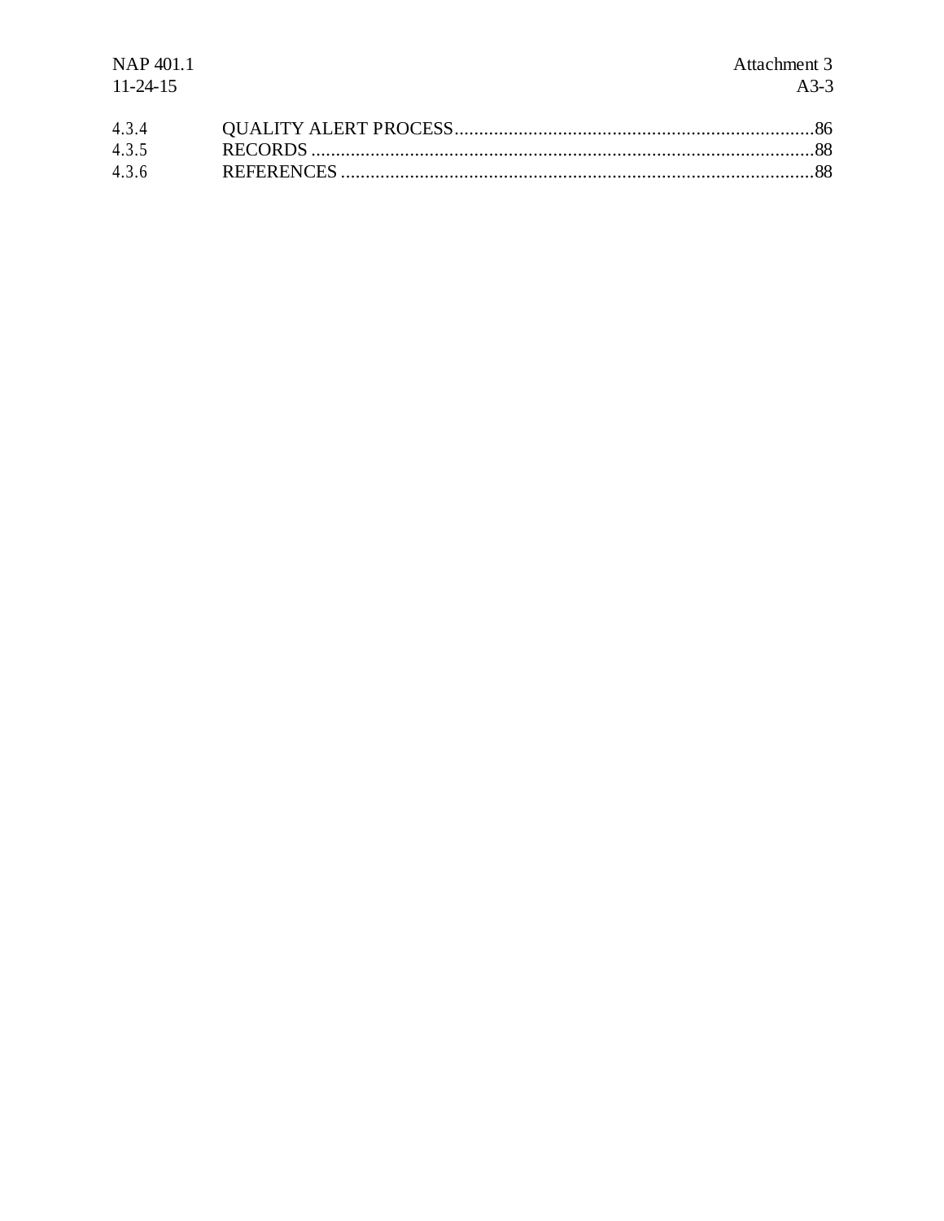| | | |
|---|---|---|
| 4.3.4 | QUALITY ALERT PROCESS | 86 |
| 4.3.5 | RECORDS | 88 |
| 4.3.6 | REFERENCES | 88 |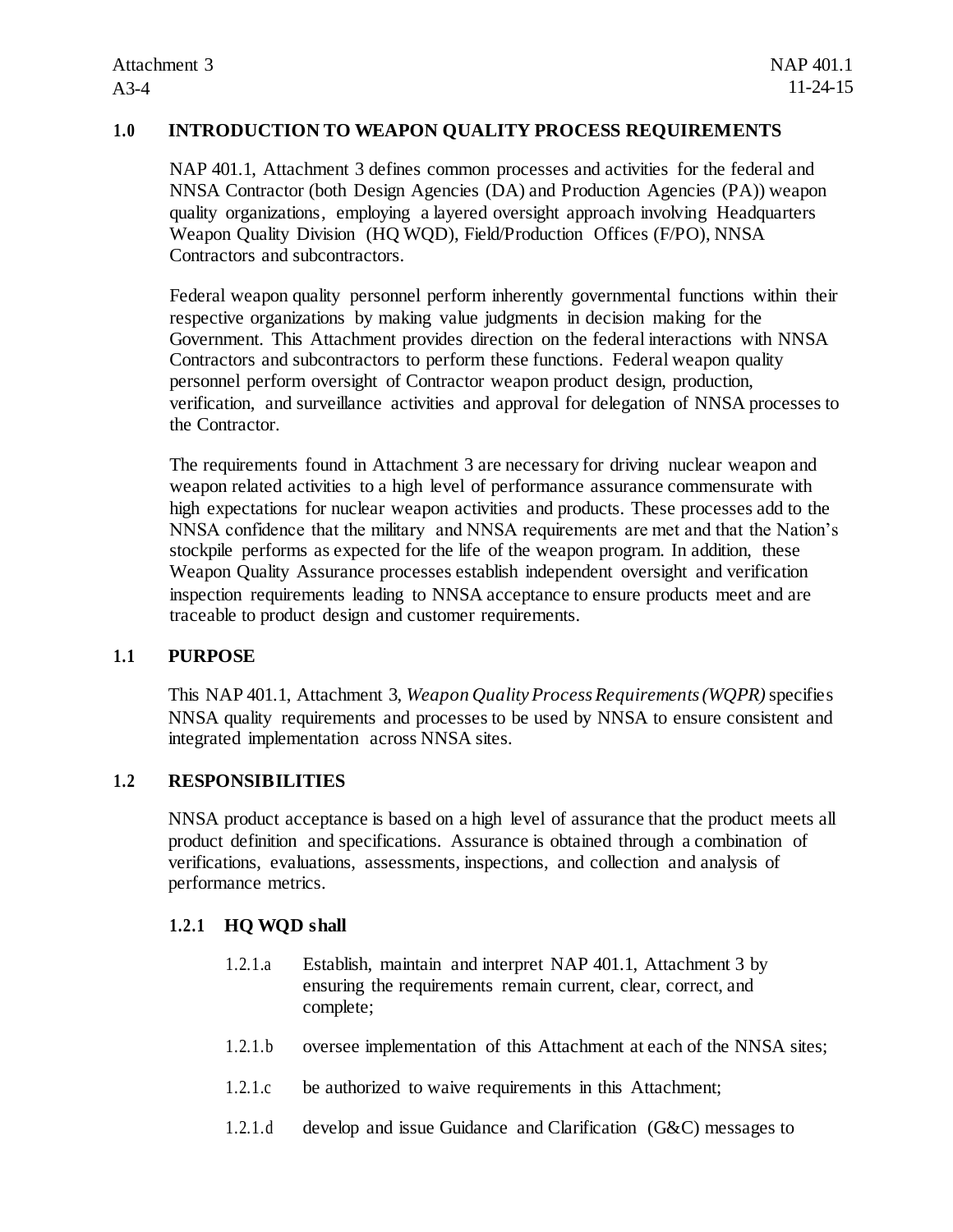## 1.0 INTRODUCTION TO WEAPON QUALITY PROCESS REQUIREMENTS

NAP 401.1, Attachment 3 defines common processes and activities for the federal and NNSA Contractor (both Design Agencies (DA) and Production Agencies (PA)) weapon quality organizations, employing a layered oversight approach involving Headquarters Weapon Quality Division (HQ WQD), Field/Production Offices (F/PO), NNSA Contractors and subcontractors.

Federal weapon quality personnel perform inherently governmental functions within their respective organizations by making value judgments in decision making for the Government. This Attachment provides direction on the federal interactions with NNSA Contractors and subcontractors to perform these functions. Federal weapon quality personnel perform oversight of Contractor weapon product design, production, verification, and surveillance activities and approval for delegation of NNSA processes to the Contractor.

The requirements found in Attachment 3 are necessary for driving nuclear weapon and weapon related activities to a high level of performance assurance commensurate with high expectations for nuclear weapon activities and products. These processes add to the NNSA confidence that the military and NNSA requirements are met and that the Nation's stockpile performs as expected for the life of the weapon program. In addition, these Weapon Quality Assurance processes establish independent oversight and verification inspection requirements leading to NNSA acceptance to ensure products meet and are traceable to product design and customer requirements.

### 1.1 PURPOSE

This NAP 401.1, Attachment 3, *Weapon Quality Process Requirements (WQPR)* specifies NNSA quality requirements and processes to be used by NNSA to ensure consistent and integrated implementation across NNSA sites.

### 1.2 RESPONSIBILITIES

NNSA product acceptance is based on a high level of assurance that the product meets all product definition and specifications. Assurance is obtained through a combination of verifications, evaluations, assessments, inspections, and collection and analysis of performance metrics.

#### 1.2.1 HQ WQD shall

- 1.2.1.a Establish, maintain and interpret NAP 401.1, Attachment 3 by ensuring the requirements remain current, clear, correct, and complete;
- 1.2.1.b oversee implementation of this Attachment at each of the NNSA sites;
- 1.2.1.c be authorized to waive requirements in this Attachment;
- 1.2.1.d develop and issue Guidance and Clarification (G&C) messages to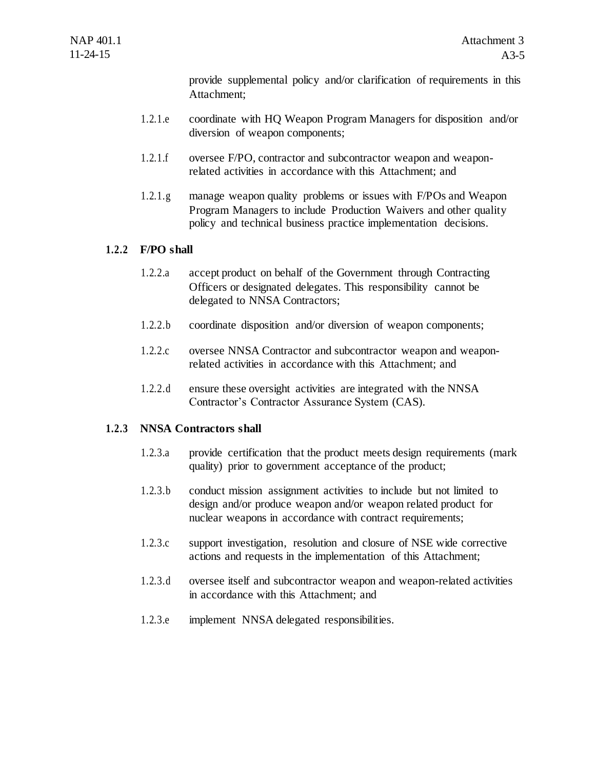provide supplemental policy and/or clarification of requirements in this Attachment;

1.2.1.e coordinate with HQ Weapon Program Managers for disposition and/or diversion of weapon components;

1.2.1.f oversee F/PO, contractor and subcontractor weapon and weapon-related activities in accordance with this Attachment; and

1.2.1.g manage weapon quality problems or issues with F/POs and Weapon Program Managers to include Production Waivers and other quality policy and technical business practice implementation decisions.

### 1.2.2 F/PO shall

1.2.2.a accept product on behalf of the Government through Contracting Officers or designated delegates. This responsibility cannot be delegated to NNSA Contractors;

1.2.2.b coordinate disposition and/or diversion of weapon components;

1.2.2.c oversee NNSA Contractor and subcontractor weapon and weapon-related activities in accordance with this Attachment; and

1.2.2.d ensure these oversight activities are integrated with the NNSA Contractor's Contractor Assurance System (CAS).

### 1.2.3 NNSA Contractors shall

1.2.3.a provide certification that the product meets design requirements (mark quality) prior to government acceptance of the product;

1.2.3.b conduct mission assignment activities to include but not limited to design and/or produce weapon and/or weapon related product for nuclear weapons in accordance with contract requirements;

1.2.3.c support investigation, resolution and closure of NSE wide corrective actions and requests in the implementation of this Attachment;

1.2.3.d oversee itself and subcontractor weapon and weapon-related activities in accordance with this Attachment; and

1.2.3.e implement NNSA delegated responsibilities.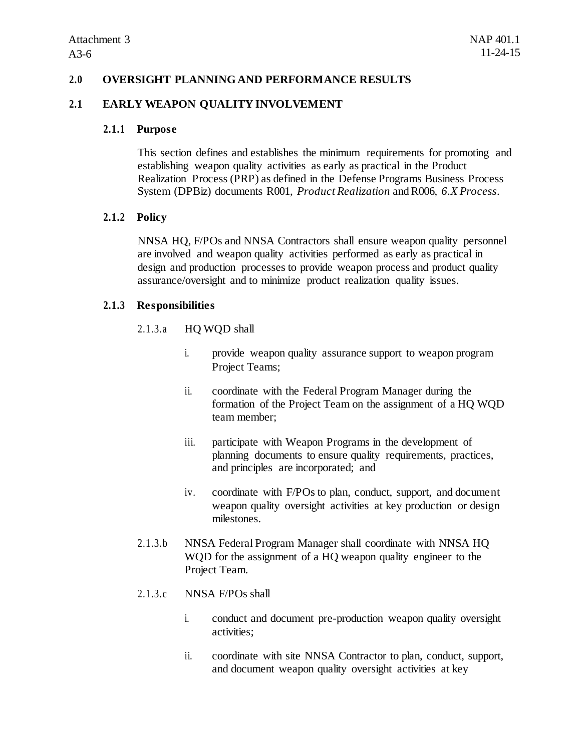## 2.0 OVERSIGHT PLANNING AND PERFORMANCE RESULTS

### 2.1 EARLY WEAPON QUALITY INVOLVEMENT

#### 2.1.1 Purpose

This section defines and establishes the minimum requirements for promoting and establishing weapon quality activities as early as practical in the Product Realization Process (PRP) as defined in the Defense Programs Business Process System (DPBiz) documents R001, *Product Realization* and R006, *6.X Process*.

#### 2.1.2 Policy

NNSA HQ, F/POs and NNSA Contractors shall ensure weapon quality personnel are involved and weapon quality activities performed as early as practical in design and production processes to provide weapon process and product quality assurance/oversight and to minimize product realization quality issues.

#### 2.1.3 Responsibilities

2.1.3.a HQ WQD shall

i. provide weapon quality assurance support to weapon program Project Teams;

ii. coordinate with the Federal Program Manager during the formation of the Project Team on the assignment of a HQ WQD team member;

iii. participate with Weapon Programs in the development of planning documents to ensure quality requirements, practices, and principles are incorporated; and

iv. coordinate with F/POs to plan, conduct, support, and document weapon quality oversight activities at key production or design milestones.

2.1.3.b NNSA Federal Program Manager shall coordinate with NNSA HQ WQD for the assignment of a HQ weapon quality engineer to the Project Team.

2.1.3.c NNSA F/POs shall

i. conduct and document pre-production weapon quality oversight activities;

ii. coordinate with site NNSA Contractor to plan, conduct, support, and document weapon quality oversight activities at key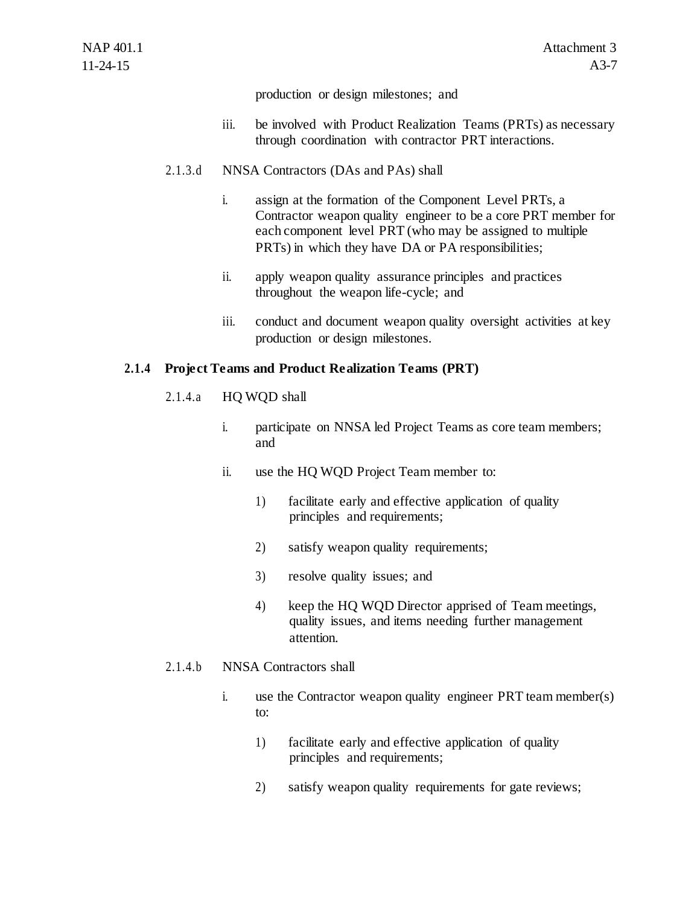production or design milestones; and

iii. be involved with Product Realization Teams (PRTs) as necessary through coordination with contractor PRT interactions.

2.1.3.d NNSA Contractors (DAs and PAs) shall

i. assign at the formation of the Component Level PRTs, a Contractor weapon quality engineer to be a core PRT member for each component level PRT (who may be assigned to multiple PRTs) in which they have DA or PA responsibilities;

ii. apply weapon quality assurance principles and practices throughout the weapon life-cycle; and

iii. conduct and document weapon quality oversight activities at key production or design milestones.

### 2.1.4 Project Teams and Product Realization Teams (PRT)

2.1.4.a HQ WQD shall

i. participate on NNSA led Project Teams as core team members; and

ii. use the HQ WQD Project Team member to:

1) facilitate early and effective application of quality principles and requirements;

2) satisfy weapon quality requirements;

3) resolve quality issues; and

4) keep the HQ WQD Director apprised of Team meetings, quality issues, and items needing further management attention.

2.1.4.b NNSA Contractors shall

i. use the Contractor weapon quality engineer PRT team member(s) to:

1) facilitate early and effective application of quality principles and requirements;

2) satisfy weapon quality requirements for gate reviews;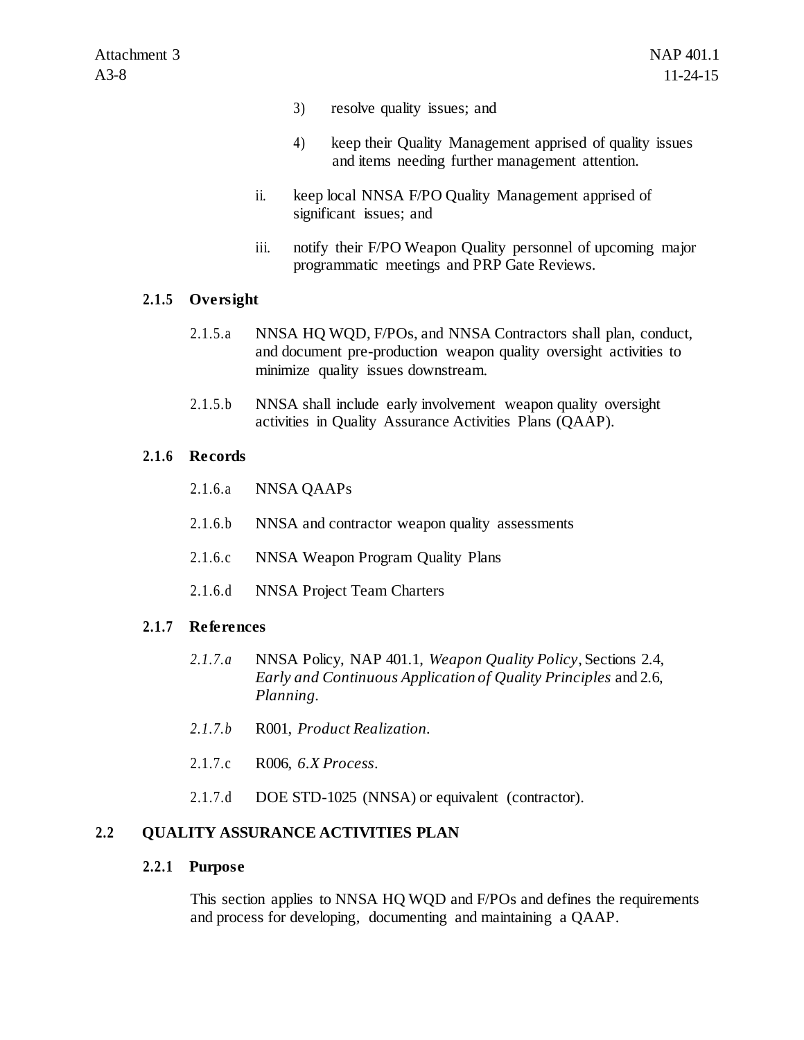3) resolve quality issues; and

4) keep their Quality Management apprised of quality issues and items needing further management attention.

ii. keep local NNSA F/PO Quality Management apprised of significant issues; and

iii. notify their F/PO Weapon Quality personnel of upcoming major programmatic meetings and PRP Gate Reviews.

### 2.1.5 Oversight

2.1.5.a NNSA HQ WQD, F/POs, and NNSA Contractors shall plan, conduct, and document pre-production weapon quality oversight activities to minimize quality issues downstream.

2.1.5.b NNSA shall include early involvement weapon quality oversight activities in Quality Assurance Activities Plans (QAAP).

### 2.1.6 Records

2.1.6.a NNSA QAAPs

2.1.6.b NNSA and contractor weapon quality assessments

2.1.6.c NNSA Weapon Program Quality Plans

2.1.6.d NNSA Project Team Charters

### 2.1.7 References

*2.1.7.a* NNSA Policy, NAP 401.1, *Weapon Quality Policy*, Sections 2.4, *Early and Continuous Application of Quality Principles* and 2.6, *Planning*.

*2.1.7.b* R001, *Product Realization*.

2.1.7.c R006, *6.X Process*.

2.1.7.d DOE STD-1025 (NNSA) or equivalent (contractor).

## 2.2 QUALITY ASSURANCE ACTIVITIES PLAN

### 2.2.1 Purpose

This section applies to NNSA HQ WQD and F/POs and defines the requirements and process for developing, documenting and maintaining a QAAP.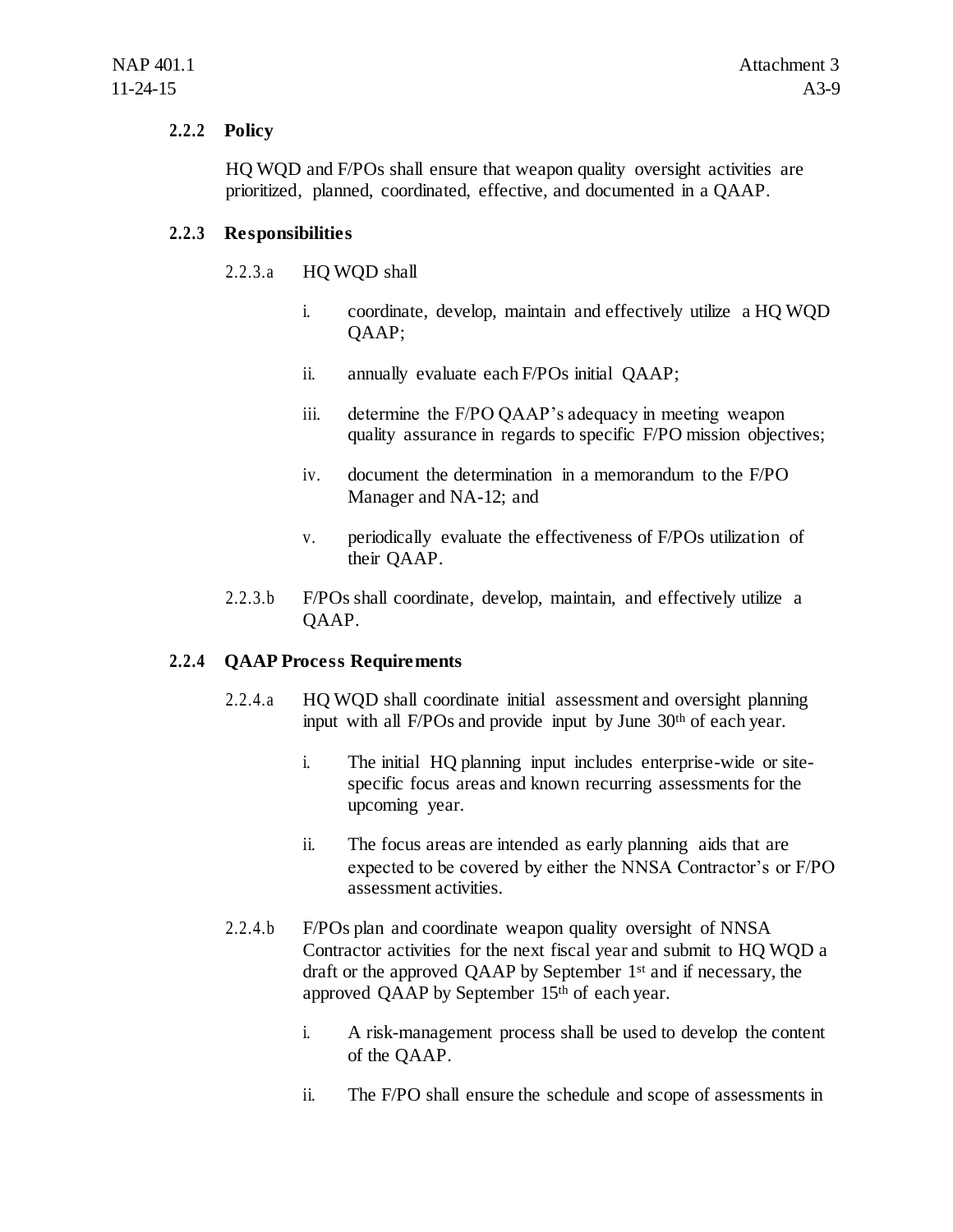### 2.2.2 Policy

HQ WQD and F/POs shall ensure that weapon quality oversight activities are prioritized, planned, coordinated, effective, and documented in a QAAP.

### 2.2.3 Responsibilities

2.2.3.a HQ WQD shall

- i. coordinate, develop, maintain and effectively utilize a HQ WQD QAAP;
- ii. annually evaluate each F/POs initial QAAP;
- iii. determine the F/PO QAAP's adequacy in meeting weapon quality assurance in regards to specific F/PO mission objectives;
- iv. document the determination in a memorandum to the F/PO Manager and NA-12; and
- v. periodically evaluate the effectiveness of F/POs utilization of their QAAP.

2.2.3.b F/POs shall coordinate, develop, maintain, and effectively utilize a QAAP.

### 2.2.4 QAAP Process Requirements

2.2.4.a HQ WQD shall coordinate initial assessment and oversight planning input with all F/POs and provide input by June 30th of each year.

- i. The initial HQ planning input includes enterprise-wide or site-specific focus areas and known recurring assessments for the upcoming year.
- ii. The focus areas are intended as early planning aids that are expected to be covered by either the NNSA Contractor's or F/PO assessment activities.

2.2.4.b F/POs plan and coordinate weapon quality oversight of NNSA Contractor activities for the next fiscal year and submit to HQ WQD a draft or the approved QAAP by September 1st and if necessary, the approved QAAP by September 15th of each year.

- i. A risk-management process shall be used to develop the content of the QAAP.
- ii. The F/PO shall ensure the schedule and scope of assessments in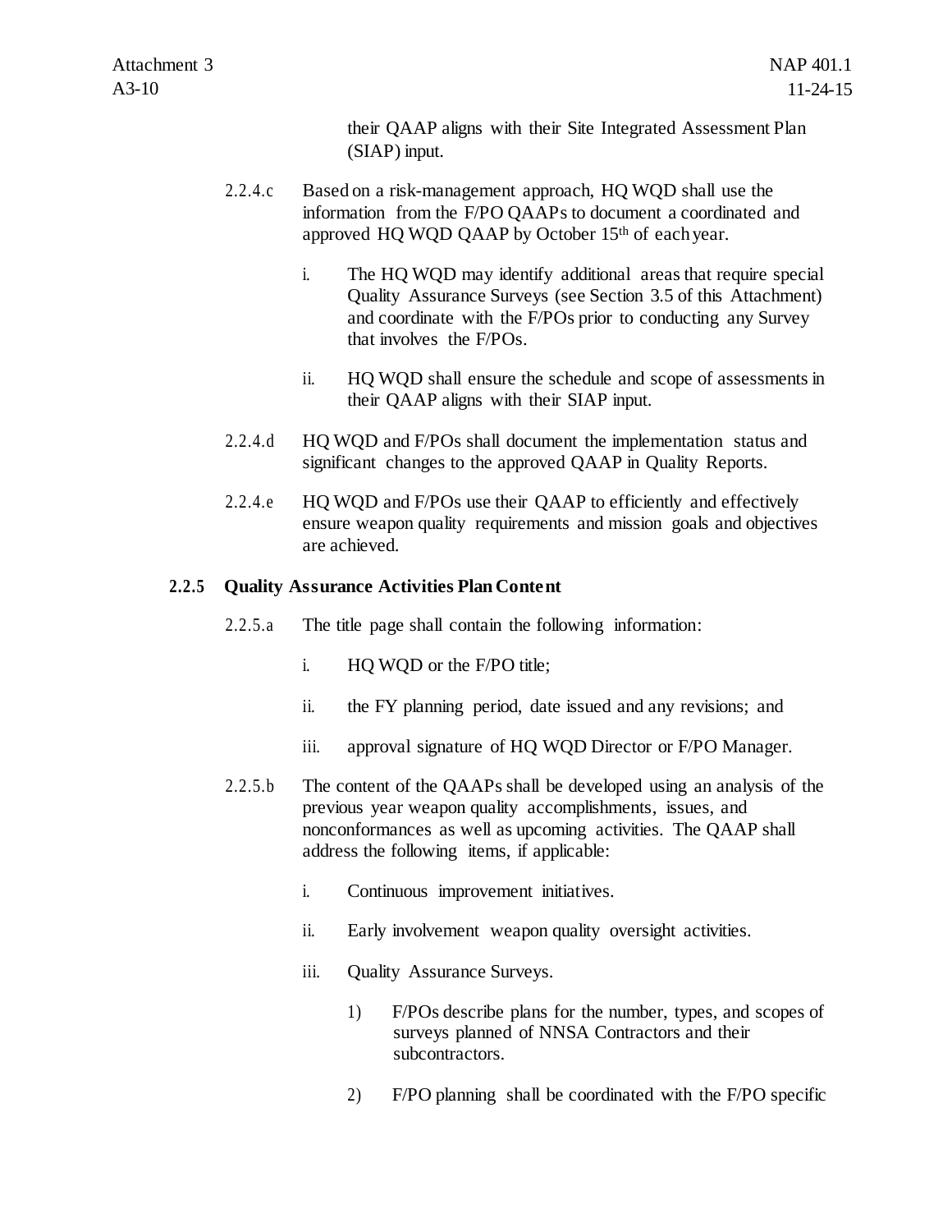their QAAP aligns with their Site Integrated Assessment Plan (SIAP) input.

2.2.4.c Based on a risk-management approach, HQ WQD shall use the information from the F/PO QAAPs to document a coordinated and approved HQ WQD QAAP by October 15th of each year.

i. The HQ WQD may identify additional areas that require special Quality Assurance Surveys (see Section 3.5 of this Attachment) and coordinate with the F/POs prior to conducting any Survey that involves the F/POs.

ii. HQ WQD shall ensure the schedule and scope of assessments in their QAAP aligns with their SIAP input.

2.2.4.d HQ WQD and F/POs shall document the implementation status and significant changes to the approved QAAP in Quality Reports.

2.2.4.e HQ WQD and F/POs use their QAAP to efficiently and effectively ensure weapon quality requirements and mission goals and objectives are achieved.

### 2.2.5 Quality Assurance Activities Plan Content

2.2.5.a The title page shall contain the following information:

i. HQ WQD or the F/PO title;

ii. the FY planning period, date issued and any revisions; and

iii. approval signature of HQ WQD Director or F/PO Manager.

2.2.5.b The content of the QAAPs shall be developed using an analysis of the previous year weapon quality accomplishments, issues, and nonconformances as well as upcoming activities. The QAAP shall address the following items, if applicable:

i. Continuous improvement initiatives.

ii. Early involvement weapon quality oversight activities.

iii. Quality Assurance Surveys.

1) F/POs describe plans for the number, types, and scopes of surveys planned of NNSA Contractors and their subcontractors.

2) F/PO planning shall be coordinated with the F/PO specific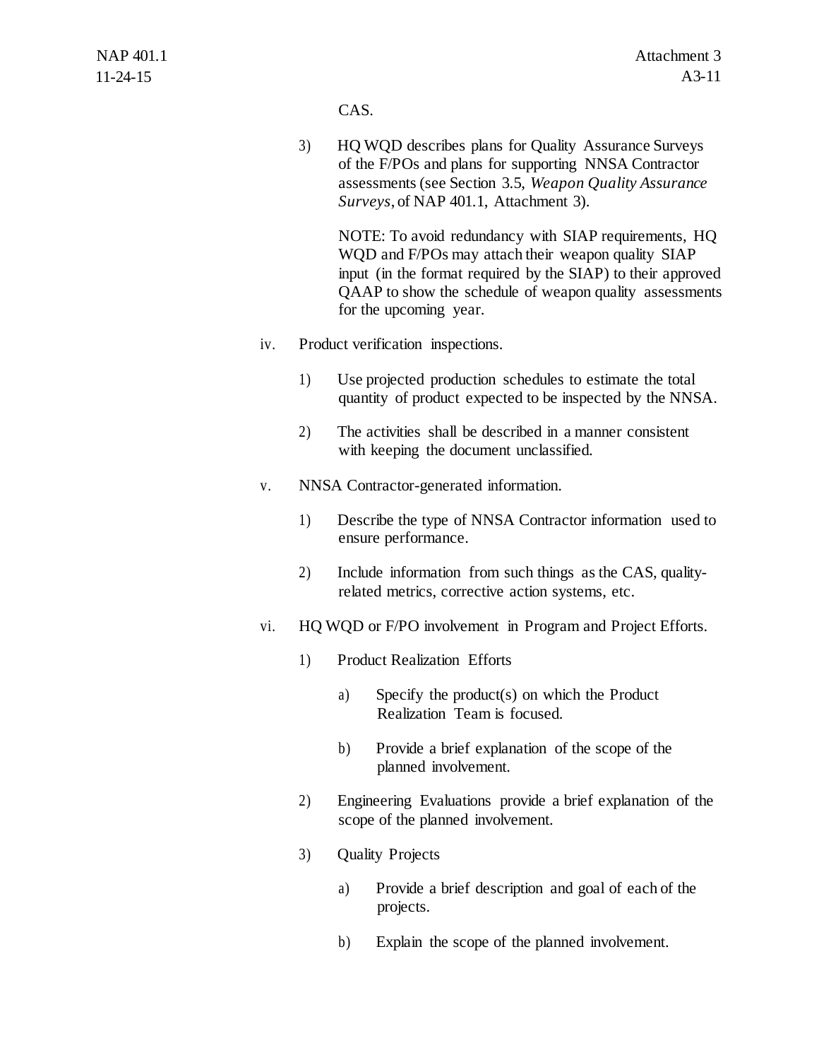CAS.

3) HQ WQD describes plans for Quality Assurance Surveys of the F/POs and plans for supporting NNSA Contractor assessments (see Section 3.5, *Weapon Quality Assurance Surveys*, of NAP 401.1, Attachment 3).

   NOTE: To avoid redundancy with SIAP requirements, HQ WQD and F/POs may attach their weapon quality SIAP input (in the format required by the SIAP) to their approved QAAP to show the schedule of weapon quality assessments for the upcoming year.

iv. Product verification inspections.

   1) Use projected production schedules to estimate the total quantity of product expected to be inspected by the NNSA.

   2) The activities shall be described in a manner consistent with keeping the document unclassified.

v. NNSA Contractor-generated information.

   1) Describe the type of NNSA Contractor information used to ensure performance.

   2) Include information from such things as the CAS, quality-related metrics, corrective action systems, etc.

vi. HQ WQD or F/PO involvement in Program and Project Efforts.

   1) Product Realization Efforts

      a) Specify the product(s) on which the Product Realization Team is focused.

      b) Provide a brief explanation of the scope of the planned involvement.

   2) Engineering Evaluations provide a brief explanation of the scope of the planned involvement.

   3) Quality Projects

      a) Provide a brief description and goal of each of the projects.

      b) Explain the scope of the planned involvement.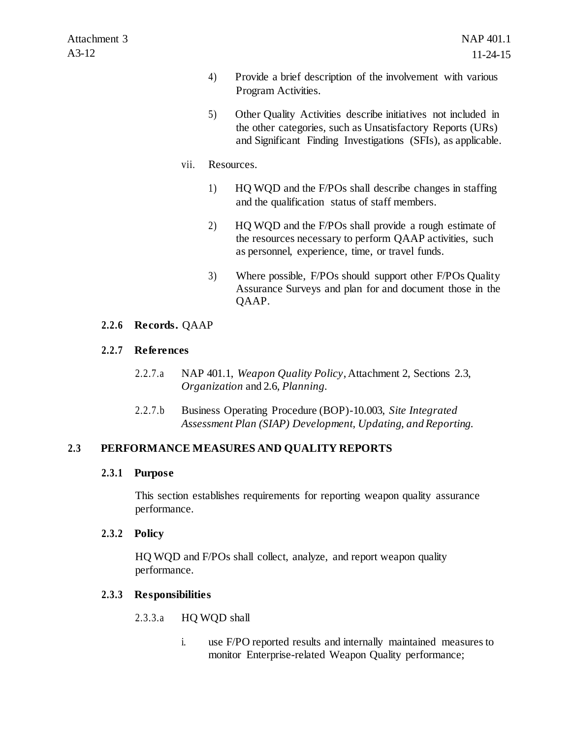4) Provide a brief description of the involvement with various Program Activities.

5) Other Quality Activities describe initiatives not included in the other categories, such as Unsatisfactory Reports (URs) and Significant Finding Investigations (SFIs), as applicable.

vii. Resources.

1) HQ WQD and the F/POs shall describe changes in staffing and the qualification status of staff members.

2) HQ WQD and the F/POs shall provide a rough estimate of the resources necessary to perform QAAP activities, such as personnel, experience, time, or travel funds.

3) Where possible, F/POs should support other F/POs Quality Assurance Surveys and plan for and document those in the QAAP.

### 2.2.6 Records. QAAP

### 2.2.7 References

2.2.7.a NAP 401.1, *Weapon Quality Policy*, Attachment 2, Sections 2.3, *Organization* and 2.6, *Planning*.

2.2.7.b Business Operating Procedure (BOP)-10.003, *Site Integrated Assessment Plan (SIAP) Development, Updating, and Reporting.*

## 2.3 PERFORMANCE MEASURES AND QUALITY REPORTS

### 2.3.1 Purpose

This section establishes requirements for reporting weapon quality assurance performance.

### 2.3.2 Policy

HQ WQD and F/POs shall collect, analyze, and report weapon quality performance.

### 2.3.3 Responsibilities

2.3.3.a HQ WQD shall

i. use F/PO reported results and internally maintained measures to monitor Enterprise-related Weapon Quality performance;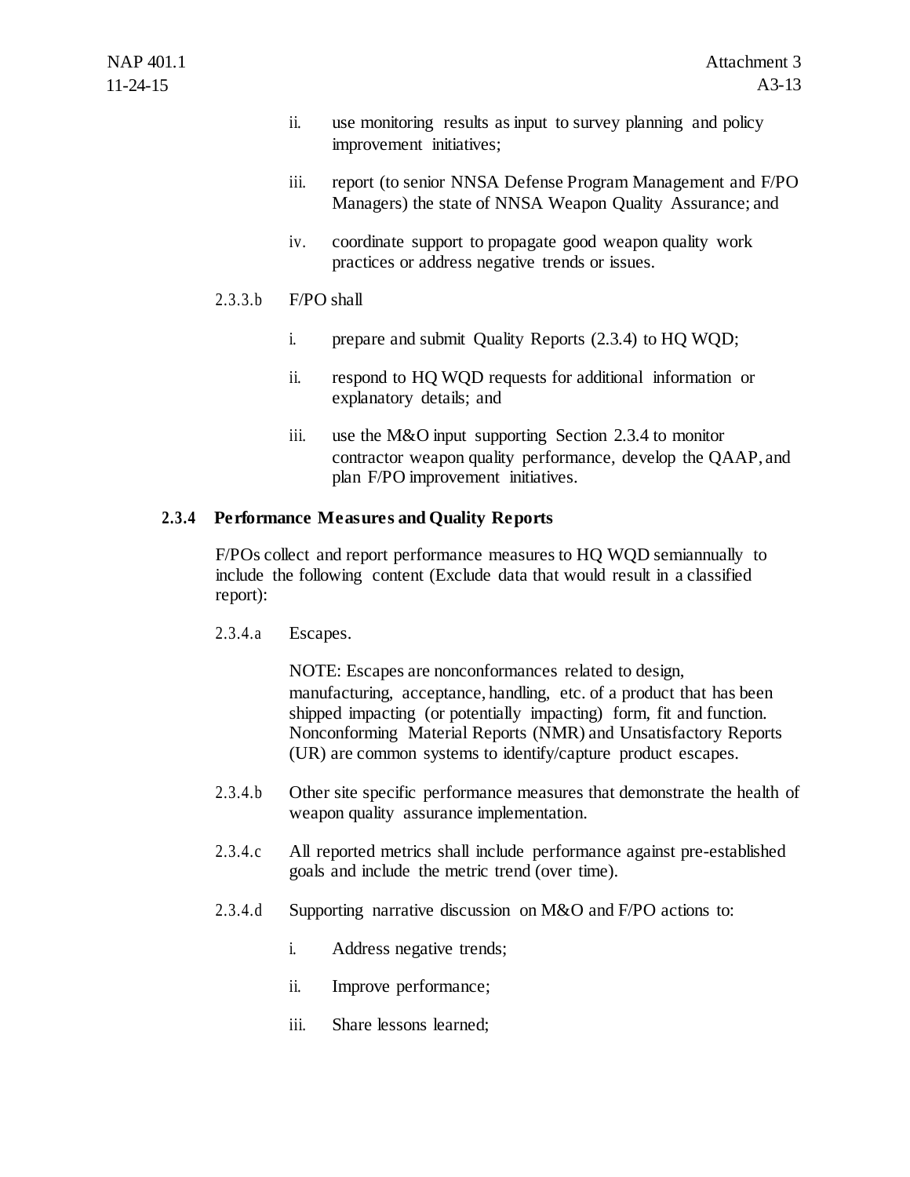ii. use monitoring results as input to survey planning and policy improvement initiatives;

iii. report (to senior NNSA Defense Program Management and F/PO Managers) the state of NNSA Weapon Quality Assurance; and

iv. coordinate support to propagate good weapon quality work practices or address negative trends or issues.

2.3.3.b F/PO shall

i. prepare and submit Quality Reports (2.3.4) to HQ WQD;

ii. respond to HQ WQD requests for additional information or explanatory details; and

iii. use the M&O input supporting Section 2.3.4 to monitor contractor weapon quality performance, develop the QAAP, and plan F/PO improvement initiatives.

### 2.3.4 Performance Measures and Quality Reports

F/POs collect and report performance measures to HQ WQD semiannually to include the following content (Exclude data that would result in a classified report):

2.3.4.a Escapes.

NOTE: Escapes are nonconformances related to design, manufacturing, acceptance, handling, etc. of a product that has been shipped impacting (or potentially impacting) form, fit and function. Nonconforming Material Reports (NMR) and Unsatisfactory Reports (UR) are common systems to identify/capture product escapes.

2.3.4.b Other site specific performance measures that demonstrate the health of weapon quality assurance implementation.

2.3.4.c All reported metrics shall include performance against pre-established goals and include the metric trend (over time).

2.3.4.d Supporting narrative discussion on M&O and F/PO actions to:

i. Address negative trends;

ii. Improve performance;

iii. Share lessons learned;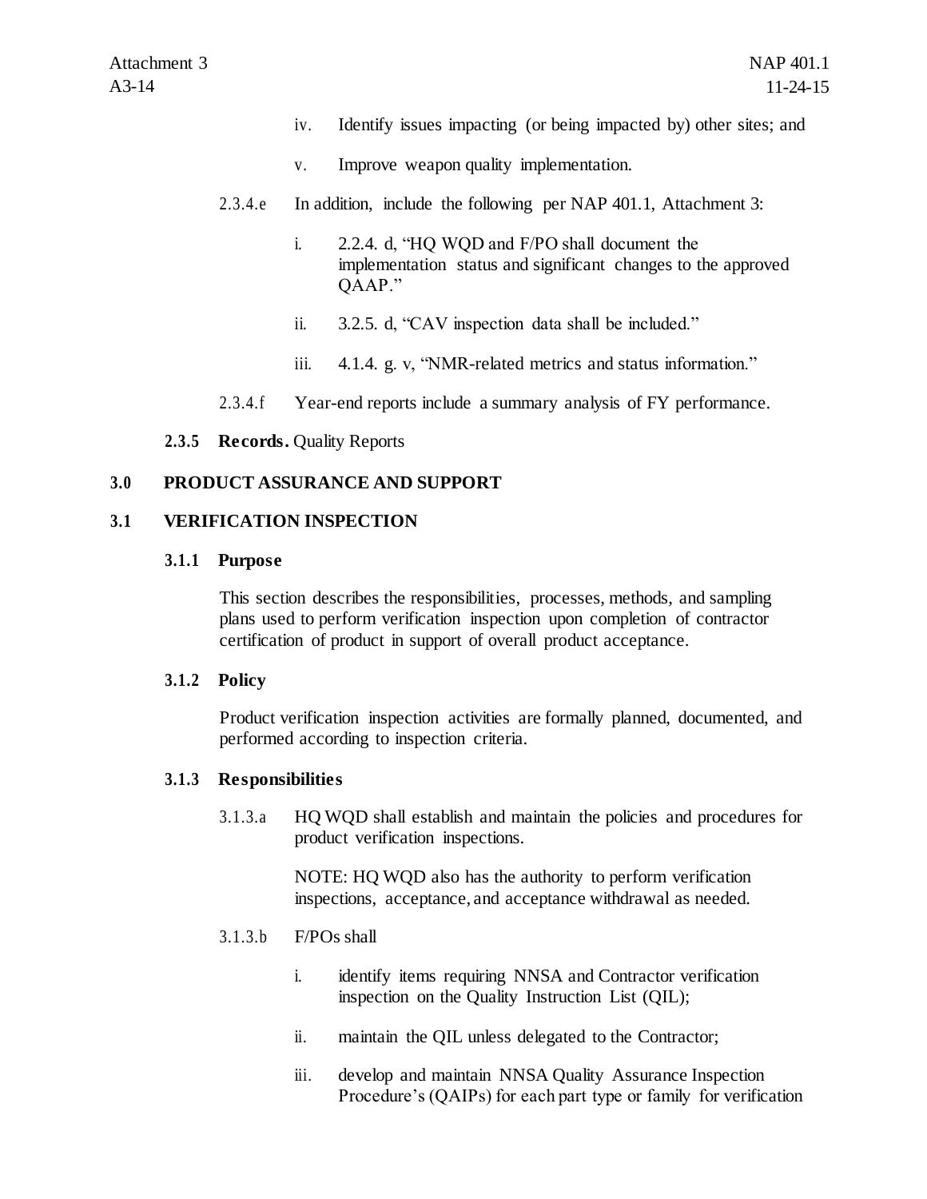iv. Identify issues impacting (or being impacted by) other sites; and

v. Improve weapon quality implementation.

2.3.4.e In addition, include the following per NAP 401.1, Attachment 3:

i. 2.2.4. d, "HQ WQD and F/PO shall document the implementation status and significant changes to the approved QAAP."

ii. 3.2.5. d, "CAV inspection data shall be included."

iii. 4.1.4. g. v, "NMR-related metrics and status information."

2.3.4.f Year-end reports include a summary analysis of FY performance.

**2.3.5 Records.** Quality Reports

## 3.0 PRODUCT ASSURANCE AND SUPPORT

## 3.1 VERIFICATION INSPECTION

### 3.1.1 Purpose

This section describes the responsibilities, processes, methods, and sampling plans used to perform verification inspection upon completion of contractor certification of product in support of overall product acceptance.

### 3.1.2 Policy

Product verification inspection activities are formally planned, documented, and performed according to inspection criteria.

### 3.1.3 Responsibilities

3.1.3.a HQ WQD shall establish and maintain the policies and procedures for product verification inspections.

NOTE: HQ WQD also has the authority to perform verification inspections, acceptance, and acceptance withdrawal as needed.

3.1.3.b F/POs shall

i. identify items requiring NNSA and Contractor verification inspection on the Quality Instruction List (QIL);

ii. maintain the QIL unless delegated to the Contractor;

iii. develop and maintain NNSA Quality Assurance Inspection Procedure's (QAIPs) for each part type or family for verification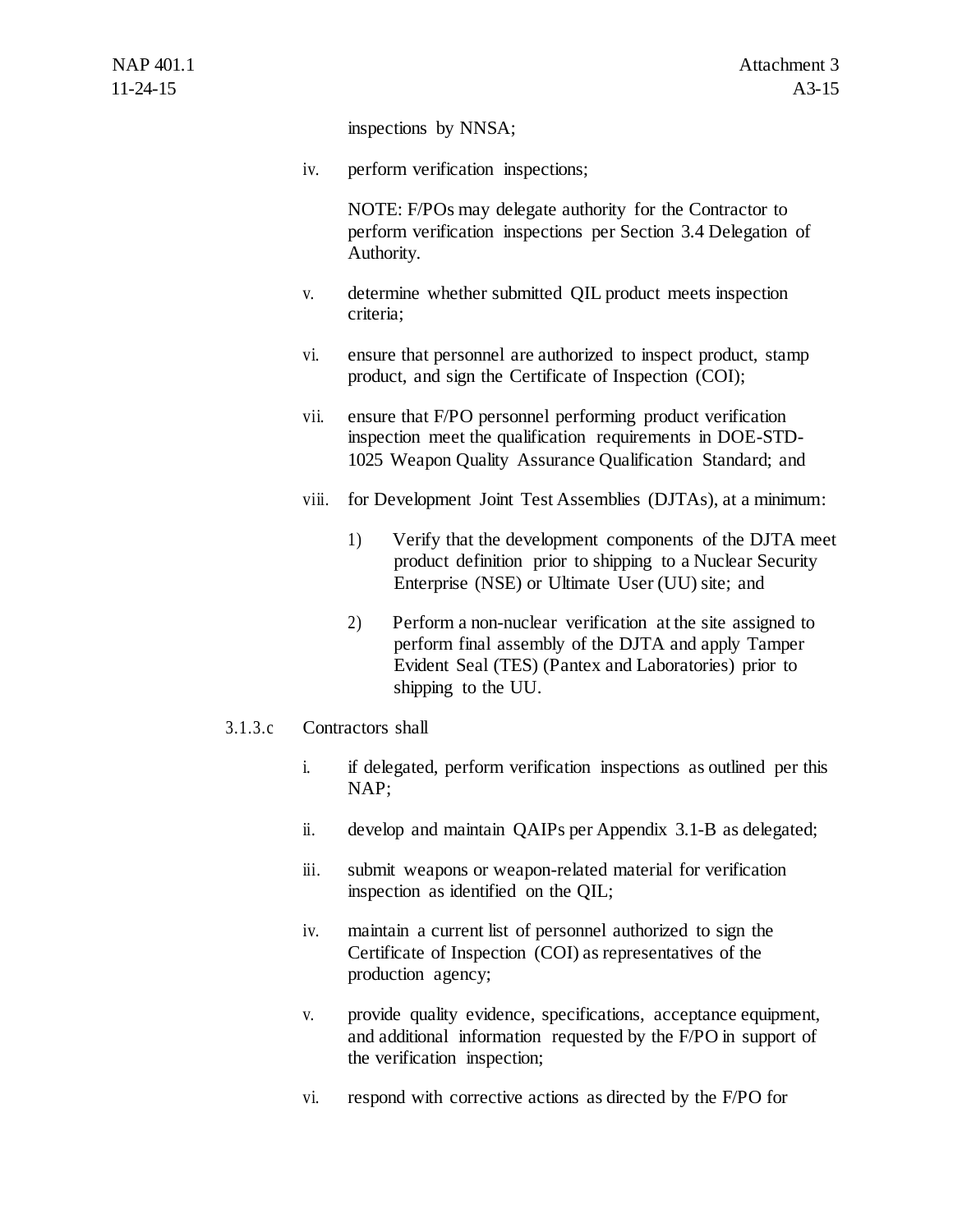inspections by NNSA;

iv. perform verification inspections;

NOTE: F/POs may delegate authority for the Contractor to perform verification inspections per Section 3.4 Delegation of Authority.

v. determine whether submitted QIL product meets inspection criteria;

vi. ensure that personnel are authorized to inspect product, stamp product, and sign the Certificate of Inspection (COI);

vii. ensure that F/PO personnel performing product verification inspection meet the qualification requirements in DOE-STD-1025 Weapon Quality Assurance Qualification Standard; and

viii. for Development Joint Test Assemblies (DJTAs), at a minimum:

1) Verify that the development components of the DJTA meet product definition prior to shipping to a Nuclear Security Enterprise (NSE) or Ultimate User (UU) site; and

2) Perform a non-nuclear verification at the site assigned to perform final assembly of the DJTA and apply Tamper Evident Seal (TES) (Pantex and Laboratories) prior to shipping to the UU.

3.1.3.c Contractors shall

i. if delegated, perform verification inspections as outlined per this NAP;

ii. develop and maintain QAIPs per Appendix 3.1-B as delegated;

iii. submit weapons or weapon-related material for verification inspection as identified on the QIL;

iv. maintain a current list of personnel authorized to sign the Certificate of Inspection (COI) as representatives of the production agency;

v. provide quality evidence, specifications, acceptance equipment, and additional information requested by the F/PO in support of the verification inspection;

vi. respond with corrective actions as directed by the F/PO for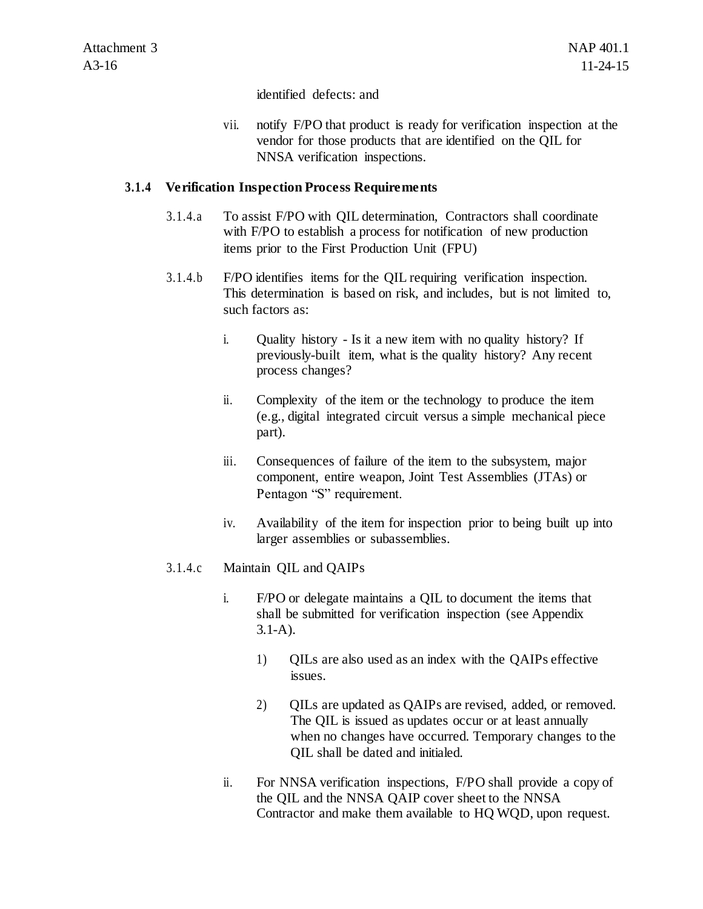identified defects: and

vii. notify F/PO that product is ready for verification inspection at the vendor for those products that are identified on the QIL for NNSA verification inspections.

### 3.1.4 Verification Inspection Process Requirements

3.1.4.a To assist F/PO with QIL determination, Contractors shall coordinate with F/PO to establish a process for notification of new production items prior to the First Production Unit (FPU)

3.1.4.b F/PO identifies items for the QIL requiring verification inspection. This determination is based on risk, and includes, but is not limited to, such factors as:

i. Quality history - Is it a new item with no quality history? If previously-built item, what is the quality history? Any recent process changes?

ii. Complexity of the item or the technology to produce the item (e.g., digital integrated circuit versus a simple mechanical piece part).

iii. Consequences of failure of the item to the subsystem, major component, entire weapon, Joint Test Assemblies (JTAs) or Pentagon "S" requirement.

iv. Availability of the item for inspection prior to being built up into larger assemblies or subassemblies.

3.1.4.c Maintain QIL and QAIPs

i. F/PO or delegate maintains a QIL to document the items that shall be submitted for verification inspection (see Appendix 3.1-A).

1) QILs are also used as an index with the QAIPs effective issues.

2) QILs are updated as QAIPs are revised, added, or removed. The QIL is issued as updates occur or at least annually when no changes have occurred. Temporary changes to the QIL shall be dated and initialed.

ii. For NNSA verification inspections, F/PO shall provide a copy of the QIL and the NNSA QAIP cover sheet to the NNSA Contractor and make them available to HQ WQD, upon request.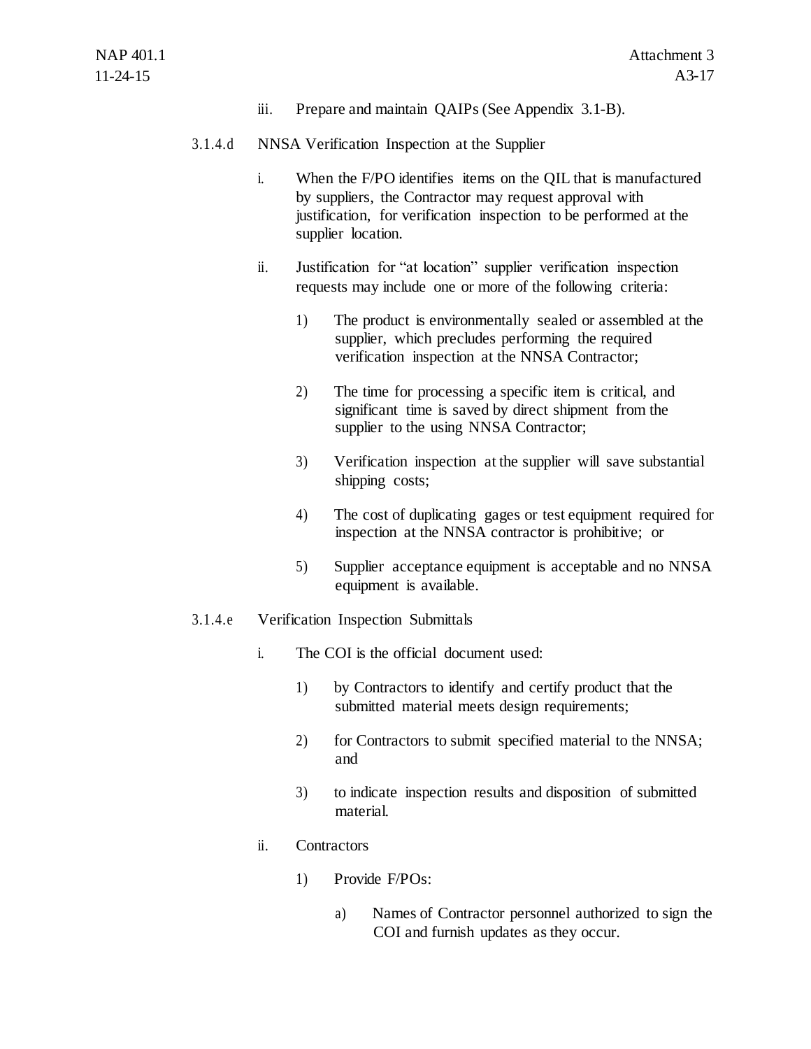iii. Prepare and maintain QAIPs (See Appendix 3.1-B).

3.1.4.d NNSA Verification Inspection at the Supplier

i. When the F/PO identifies items on the QIL that is manufactured by suppliers, the Contractor may request approval with justification, for verification inspection to be performed at the supplier location.

ii. Justification for "at location" supplier verification inspection requests may include one or more of the following criteria:

1) The product is environmentally sealed or assembled at the supplier, which precludes performing the required verification inspection at the NNSA Contractor;

2) The time for processing a specific item is critical, and significant time is saved by direct shipment from the supplier to the using NNSA Contractor;

3) Verification inspection at the supplier will save substantial shipping costs;

4) The cost of duplicating gages or test equipment required for inspection at the NNSA contractor is prohibitive; or

5) Supplier acceptance equipment is acceptable and no NNSA equipment is available.

3.1.4.e Verification Inspection Submittals

i. The COI is the official document used:

1) by Contractors to identify and certify product that the submitted material meets design requirements;

2) for Contractors to submit specified material to the NNSA; and

3) to indicate inspection results and disposition of submitted material.

ii. Contractors

1) Provide F/POs:

a) Names of Contractor personnel authorized to sign the COI and furnish updates as they occur.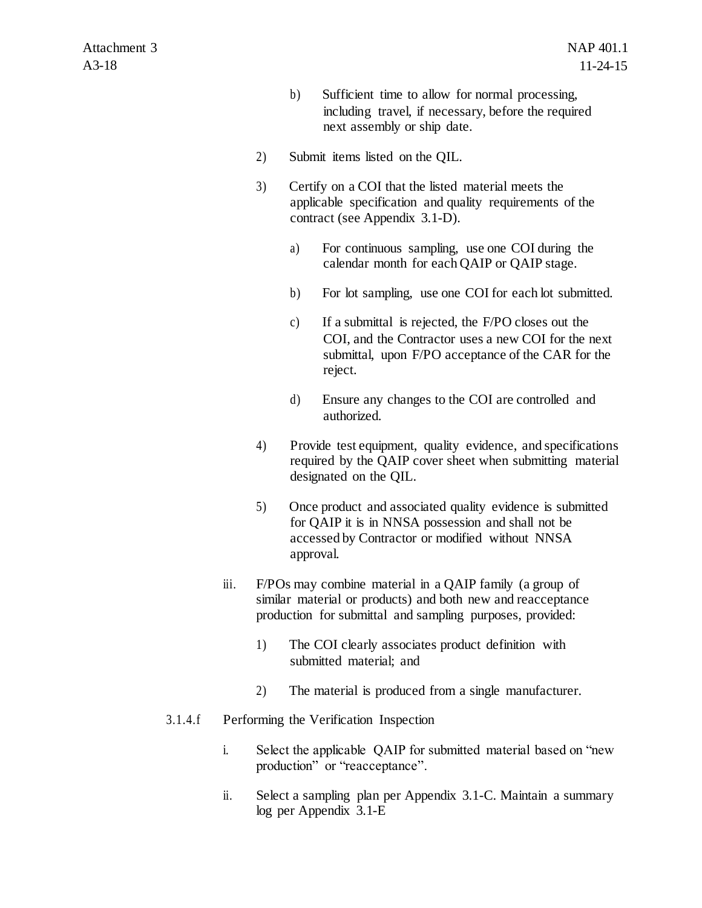b) Sufficient time to allow for normal processing, including travel, if necessary, before the required next assembly or ship date.

2) Submit items listed on the QIL.

3) Certify on a COI that the listed material meets the applicable specification and quality requirements of the contract (see Appendix 3.1-D).

a) For continuous sampling, use one COI during the calendar month for each QAIP or QAIP stage.

b) For lot sampling, use one COI for each lot submitted.

c) If a submittal is rejected, the F/PO closes out the COI, and the Contractor uses a new COI for the next submittal, upon F/PO acceptance of the CAR for the reject.

d) Ensure any changes to the COI are controlled and authorized.

4) Provide test equipment, quality evidence, and specifications required by the QAIP cover sheet when submitting material designated on the QIL.

5) Once product and associated quality evidence is submitted for QAIP it is in NNSA possession and shall not be accessed by Contractor or modified without NNSA approval.

iii. F/POs may combine material in a QAIP family (a group of similar material or products) and both new and reacceptance production for submittal and sampling purposes, provided:

1) The COI clearly associates product definition with submitted material; and

2) The material is produced from a single manufacturer.

3.1.4.f Performing the Verification Inspection

i. Select the applicable QAIP for submitted material based on "new production" or "reacceptance".

ii. Select a sampling plan per Appendix 3.1-C. Maintain a summary log per Appendix 3.1-E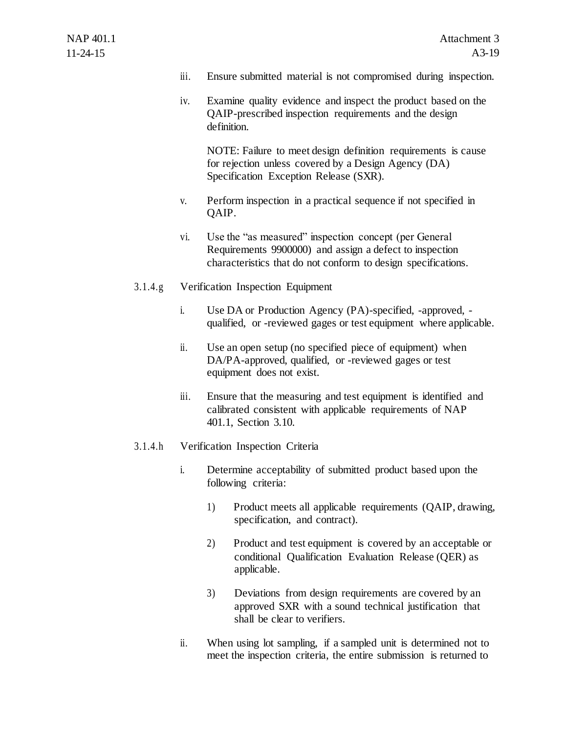iii. Ensure submitted material is not compromised during inspection.

iv. Examine quality evidence and inspect the product based on the QAIP-prescribed inspection requirements and the design definition.

NOTE: Failure to meet design definition requirements is cause for rejection unless covered by a Design Agency (DA) Specification Exception Release (SXR).

v. Perform inspection in a practical sequence if not specified in QAIP.

vi. Use the "as measured" inspection concept (per General Requirements 9900000) and assign a defect to inspection characteristics that do not conform to design specifications.

3.1.4.g Verification Inspection Equipment

i. Use DA or Production Agency (PA)-specified, -approved, -qualified, or -reviewed gages or test equipment where applicable.

ii. Use an open setup (no specified piece of equipment) when DA/PA-approved, qualified, or -reviewed gages or test equipment does not exist.

iii. Ensure that the measuring and test equipment is identified and calibrated consistent with applicable requirements of NAP 401.1, Section 3.10.

3.1.4.h Verification Inspection Criteria

i. Determine acceptability of submitted product based upon the following criteria:

1) Product meets all applicable requirements (QAIP, drawing, specification, and contract).

2) Product and test equipment is covered by an acceptable or conditional Qualification Evaluation Release (QER) as applicable.

3) Deviations from design requirements are covered by an approved SXR with a sound technical justification that shall be clear to verifiers.

ii. When using lot sampling, if a sampled unit is determined not to meet the inspection criteria, the entire submission is returned to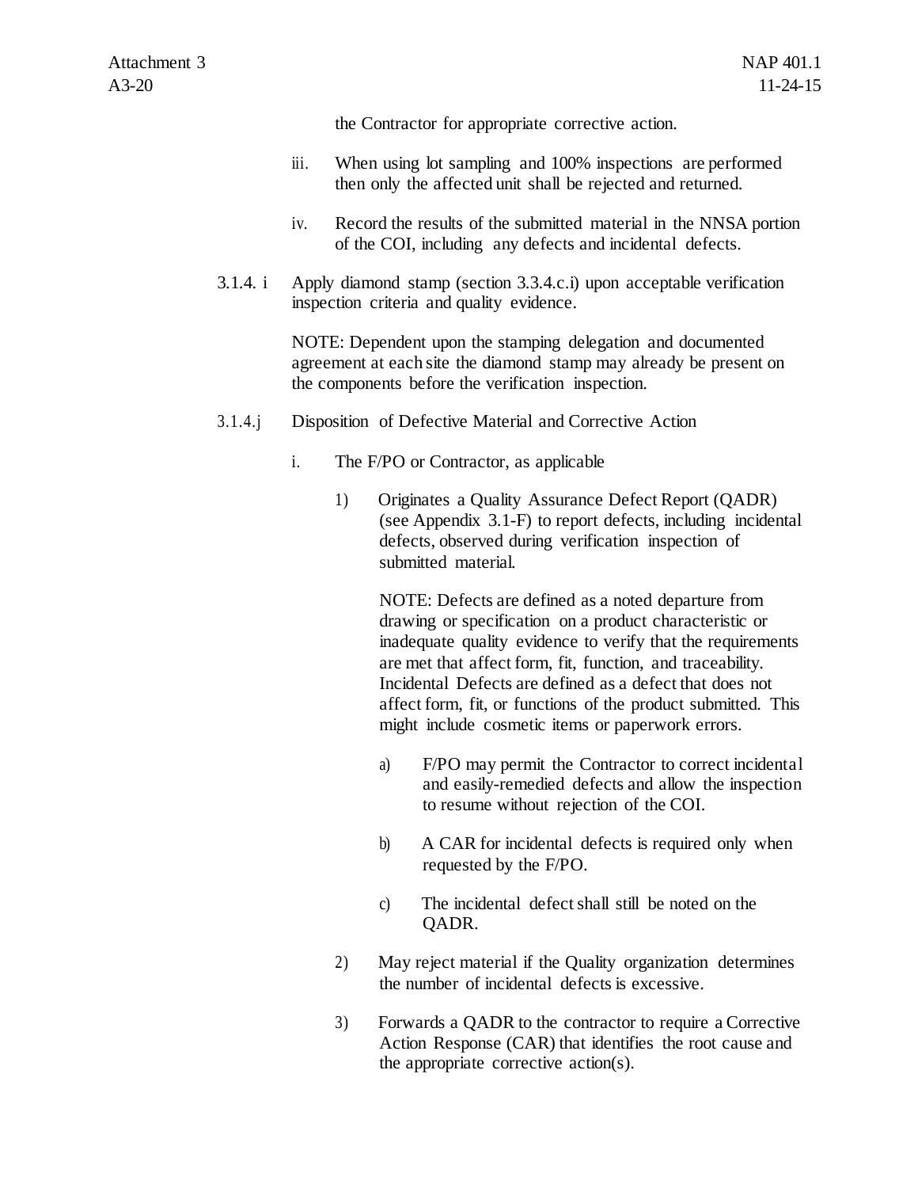the Contractor for appropriate corrective action.

iii. When using lot sampling and 100% inspections are performed then only the affected unit shall be rejected and returned.

iv. Record the results of the submitted material in the NNSA portion of the COI, including any defects and incidental defects.

3.1.4. i Apply diamond stamp (section 3.3.4.c.i) upon acceptable verification inspection criteria and quality evidence.

NOTE: Dependent upon the stamping delegation and documented agreement at each site the diamond stamp may already be present on the components before the verification inspection.

3.1.4.j Disposition of Defective Material and Corrective Action

i. The F/PO or Contractor, as applicable

1) Originates a Quality Assurance Defect Report (QADR) (see Appendix 3.1-F) to report defects, including incidental defects, observed during verification inspection of submitted material.

NOTE: Defects are defined as a noted departure from drawing or specification on a product characteristic or inadequate quality evidence to verify that the requirements are met that affect form, fit, function, and traceability. Incidental Defects are defined as a defect that does not affect form, fit, or functions of the product submitted. This might include cosmetic items or paperwork errors.

a) F/PO may permit the Contractor to correct incidental and easily-remedied defects and allow the inspection to resume without rejection of the COI.

b) A CAR for incidental defects is required only when requested by the F/PO.

c) The incidental defect shall still be noted on the QADR.

2) May reject material if the Quality organization determines the number of incidental defects is excessive.

3) Forwards a QADR to the contractor to require a Corrective Action Response (CAR) that identifies the root cause and the appropriate corrective action(s).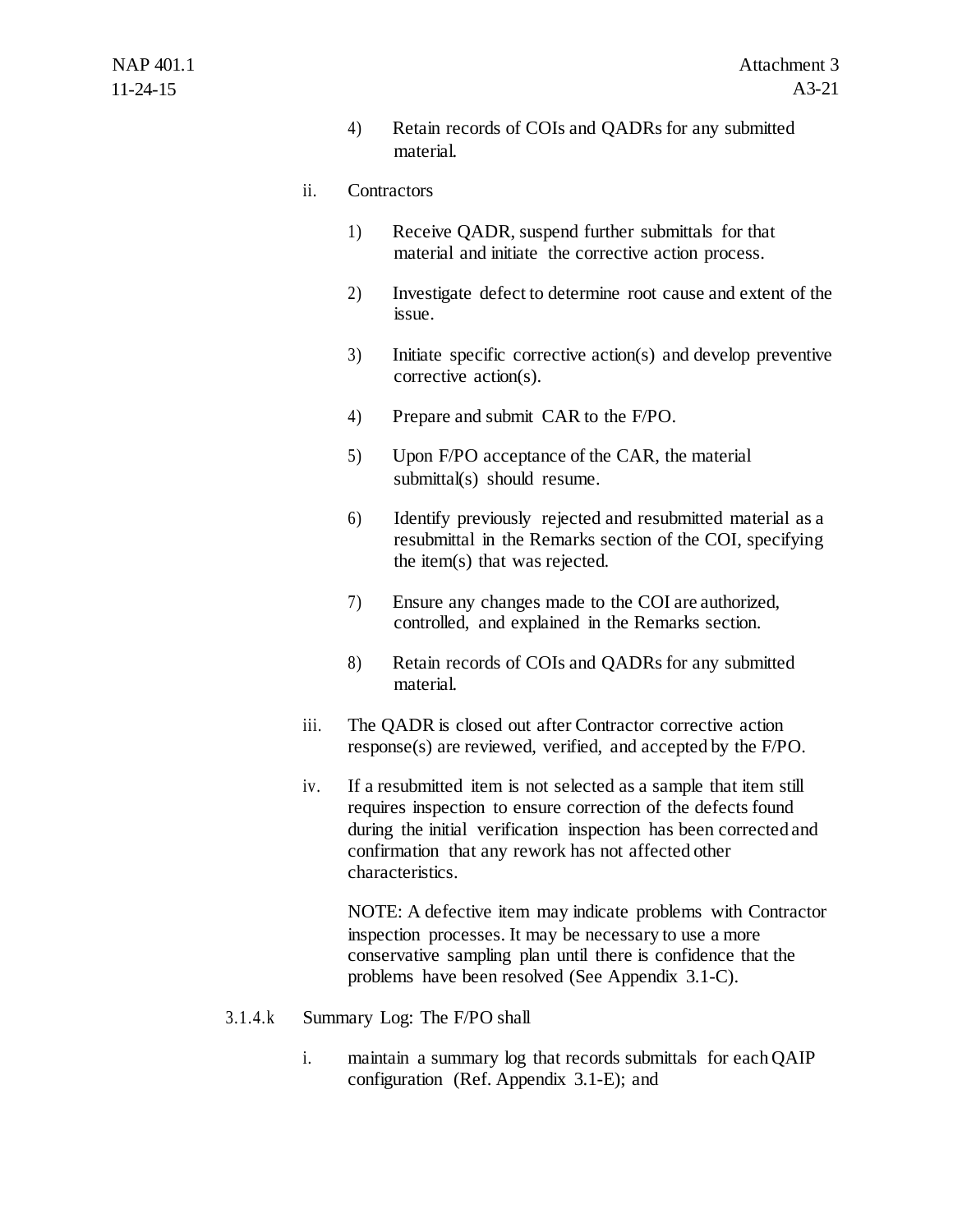4) Retain records of COIs and QADRs for any submitted material.

ii. Contractors

1) Receive QADR, suspend further submittals for that material and initiate the corrective action process.

2) Investigate defect to determine root cause and extent of the issue.

3) Initiate specific corrective action(s) and develop preventive corrective action(s).

4) Prepare and submit CAR to the F/PO.

5) Upon F/PO acceptance of the CAR, the material submittal(s) should resume.

6) Identify previously rejected and resubmitted material as a resubmittal in the Remarks section of the COI, specifying the item(s) that was rejected.

7) Ensure any changes made to the COI are authorized, controlled, and explained in the Remarks section.

8) Retain records of COIs and QADRs for any submitted material.

iii. The QADR is closed out after Contractor corrective action response(s) are reviewed, verified, and accepted by the F/PO.

iv. If a resubmitted item is not selected as a sample that item still requires inspection to ensure correction of the defects found during the initial verification inspection has been corrected and confirmation that any rework has not affected other characteristics.

NOTE: A defective item may indicate problems with Contractor inspection processes. It may be necessary to use a more conservative sampling plan until there is confidence that the problems have been resolved (See Appendix 3.1-C).

3.1.4.k Summary Log: The F/PO shall

i. maintain a summary log that records submittals for each QAIP configuration (Ref. Appendix 3.1-E); and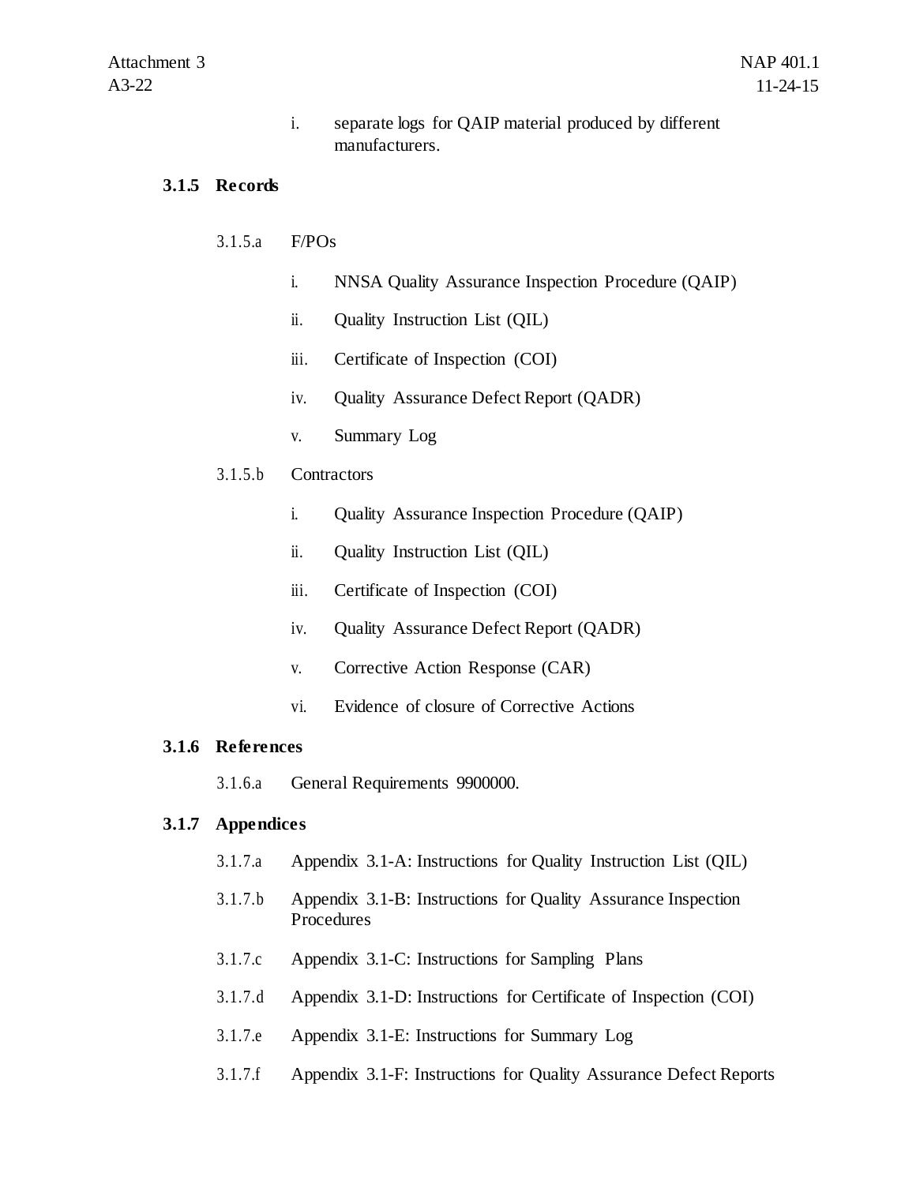i. separate logs for QAIP material produced by different manufacturers.

### 3.1.5 Records

3.1.5.a F/POs

i. NNSA Quality Assurance Inspection Procedure (QAIP)

ii. Quality Instruction List (QIL)

iii. Certificate of Inspection (COI)

iv. Quality Assurance Defect Report (QADR)

v. Summary Log

3.1.5.b Contractors

i. Quality Assurance Inspection Procedure (QAIP)

ii. Quality Instruction List (QIL)

iii. Certificate of Inspection (COI)

iv. Quality Assurance Defect Report (QADR)

v. Corrective Action Response (CAR)

vi. Evidence of closure of Corrective Actions

### 3.1.6 References

3.1.6.a General Requirements 9900000.

### 3.1.7 Appendices

3.1.7.a Appendix 3.1-A: Instructions for Quality Instruction List (QIL)

3.1.7.b Appendix 3.1-B: Instructions for Quality Assurance Inspection Procedures

3.1.7.c Appendix 3.1-C: Instructions for Sampling Plans

3.1.7.d Appendix 3.1-D: Instructions for Certificate of Inspection (COI)

3.1.7.e Appendix 3.1-E: Instructions for Summary Log

3.1.7.f Appendix 3.1-F: Instructions for Quality Assurance Defect Reports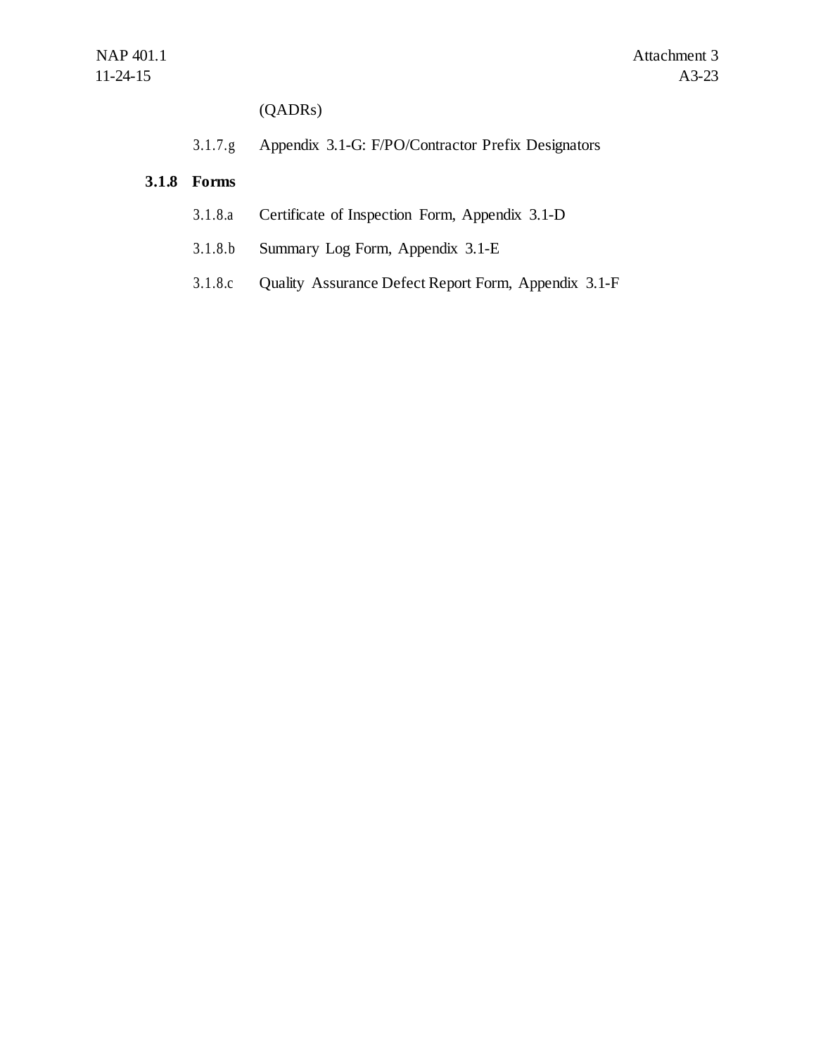(QADRs)

3.1.7.g Appendix 3.1-G: F/PO/Contractor Prefix Designators

### 3.1.8 Forms

3.1.8.a Certificate of Inspection Form, Appendix 3.1-D

3.1.8.b Summary Log Form, Appendix 3.1-E

3.1.8.c Quality Assurance Defect Report Form, Appendix 3.1-F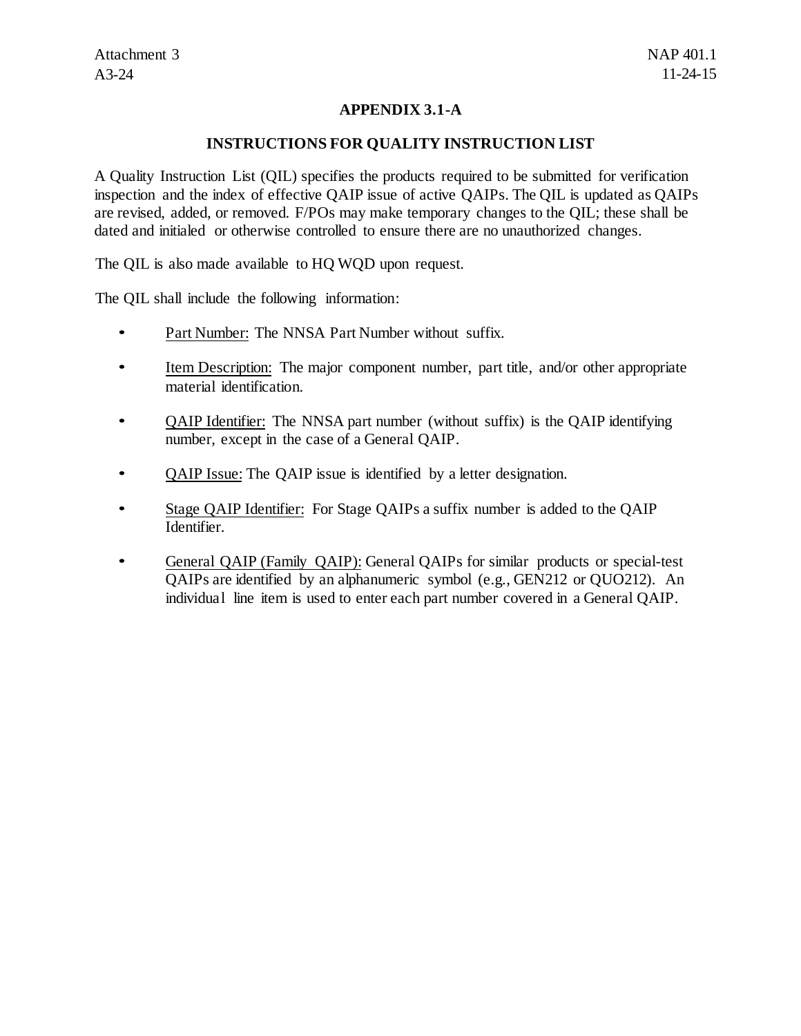## APPENDIX 3.1-A

### INSTRUCTIONS FOR QUALITY INSTRUCTION LIST

A Quality Instruction List (QIL) specifies the products required to be submitted for verification inspection and the index of effective QAIP issue of active QAIPs. The QIL is updated as QAIPs are revised, added, or removed. F/POs may make temporary changes to the QIL; these shall be dated and initialed or otherwise controlled to ensure there are no unauthorized changes.

The QIL is also made available to HQ WQD upon request.

The QIL shall include the following information:

- Part Number: The NNSA Part Number without suffix.
- Item Description: The major component number, part title, and/or other appropriate material identification.
- QAIP Identifier: The NNSA part number (without suffix) is the QAIP identifying number, except in the case of a General QAIP.
- QAIP Issue: The QAIP issue is identified by a letter designation.
- Stage QAIP Identifier: For Stage QAIPs a suffix number is added to the QAIP Identifier.
- General QAIP (Family QAIP): General QAIPs for similar products or special-test QAIPs are identified by an alphanumeric symbol (e.g., GEN212 or QUO212). An individual line item is used to enter each part number covered in a General QAIP.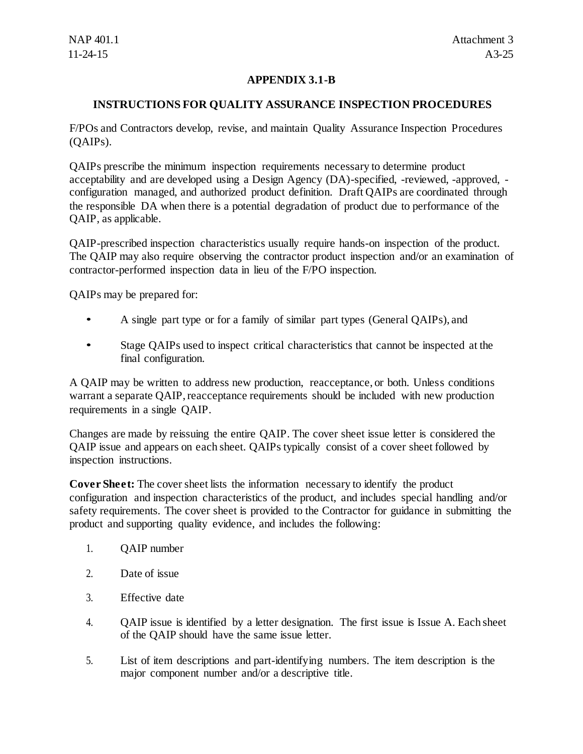## APPENDIX 3.1-B

## INSTRUCTIONS FOR QUALITY ASSURANCE INSPECTION PROCEDURES

F/POs and Contractors develop, revise, and maintain Quality Assurance Inspection Procedures (QAIPs).

QAIPs prescribe the minimum inspection requirements necessary to determine product acceptability and are developed using a Design Agency (DA)-specified, -reviewed, -approved, -configuration managed, and authorized product definition. Draft QAIPs are coordinated through the responsible DA when there is a potential degradation of product due to performance of the QAIP, as applicable.

QAIP-prescribed inspection characteristics usually require hands-on inspection of the product. The QAIP may also require observing the contractor product inspection and/or an examination of contractor-performed inspection data in lieu of the F/PO inspection.

QAIPs may be prepared for:

- A single part type or for a family of similar part types (General QAIPs), and
- Stage QAIPs used to inspect critical characteristics that cannot be inspected at the final configuration.

A QAIP may be written to address new production, reacceptance, or both. Unless conditions warrant a separate QAIP, reacceptance requirements should be included with new production requirements in a single QAIP.

Changes are made by reissuing the entire QAIP. The cover sheet issue letter is considered the QAIP issue and appears on each sheet. QAIPs typically consist of a cover sheet followed by inspection instructions.

**Cover Sheet:** The cover sheet lists the information necessary to identify the product configuration and inspection characteristics of the product, and includes special handling and/or safety requirements. The cover sheet is provided to the Contractor for guidance in submitting the product and supporting quality evidence, and includes the following:

1. QAIP number
2. Date of issue
3. Effective date
4. QAIP issue is identified by a letter designation. The first issue is Issue A. Each sheet of the QAIP should have the same issue letter.
5. List of item descriptions and part-identifying numbers. The item description is the major component number and/or a descriptive title.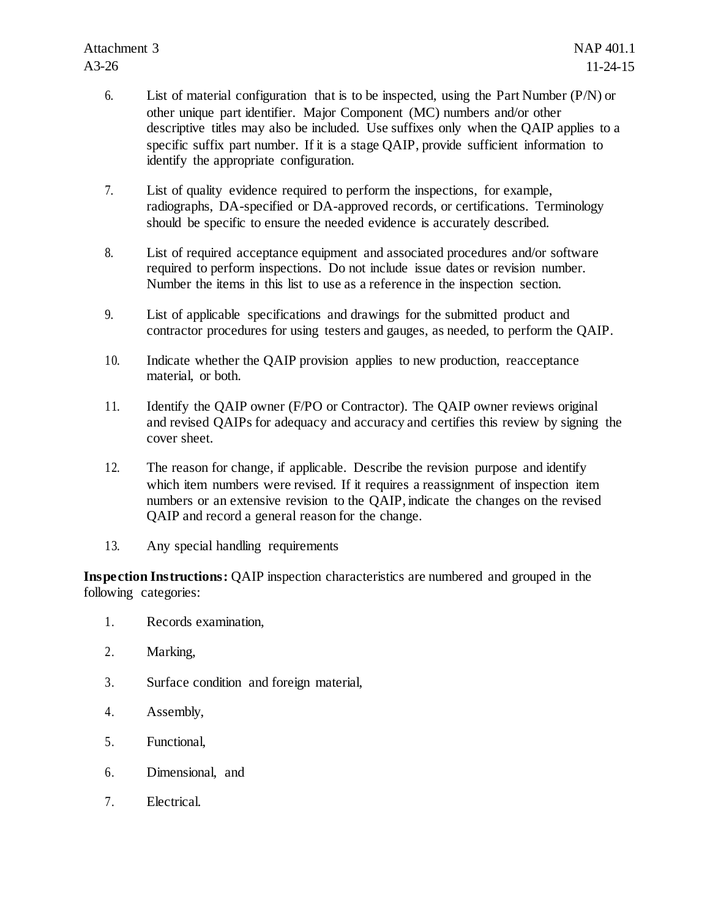6. List of material configuration that is to be inspected, using the Part Number (P/N) or other unique part identifier. Major Component (MC) numbers and/or other descriptive titles may also be included. Use suffixes only when the QAIP applies to a specific suffix part number. If it is a stage QAIP, provide sufficient information to identify the appropriate configuration.

7. List of quality evidence required to perform the inspections, for example, radiographs, DA-specified or DA-approved records, or certifications. Terminology should be specific to ensure the needed evidence is accurately described.

8. List of required acceptance equipment and associated procedures and/or software required to perform inspections. Do not include issue dates or revision number. Number the items in this list to use as a reference in the inspection section.

9. List of applicable specifications and drawings for the submitted product and contractor procedures for using testers and gauges, as needed, to perform the QAIP.

10. Indicate whether the QAIP provision applies to new production, reacceptance material, or both.

11. Identify the QAIP owner (F/PO or Contractor). The QAIP owner reviews original and revised QAIPs for adequacy and accuracy and certifies this review by signing the cover sheet.

12. The reason for change, if applicable. Describe the revision purpose and identify which item numbers were revised. If it requires a reassignment of inspection item numbers or an extensive revision to the QAIP, indicate the changes on the revised QAIP and record a general reason for the change.

13. Any special handling requirements

**Inspection Instructions:** QAIP inspection characteristics are numbered and grouped in the following categories:

1. Records examination,
2. Marking,
3. Surface condition and foreign material,
4. Assembly,
5. Functional,
6. Dimensional, and
7. Electrical.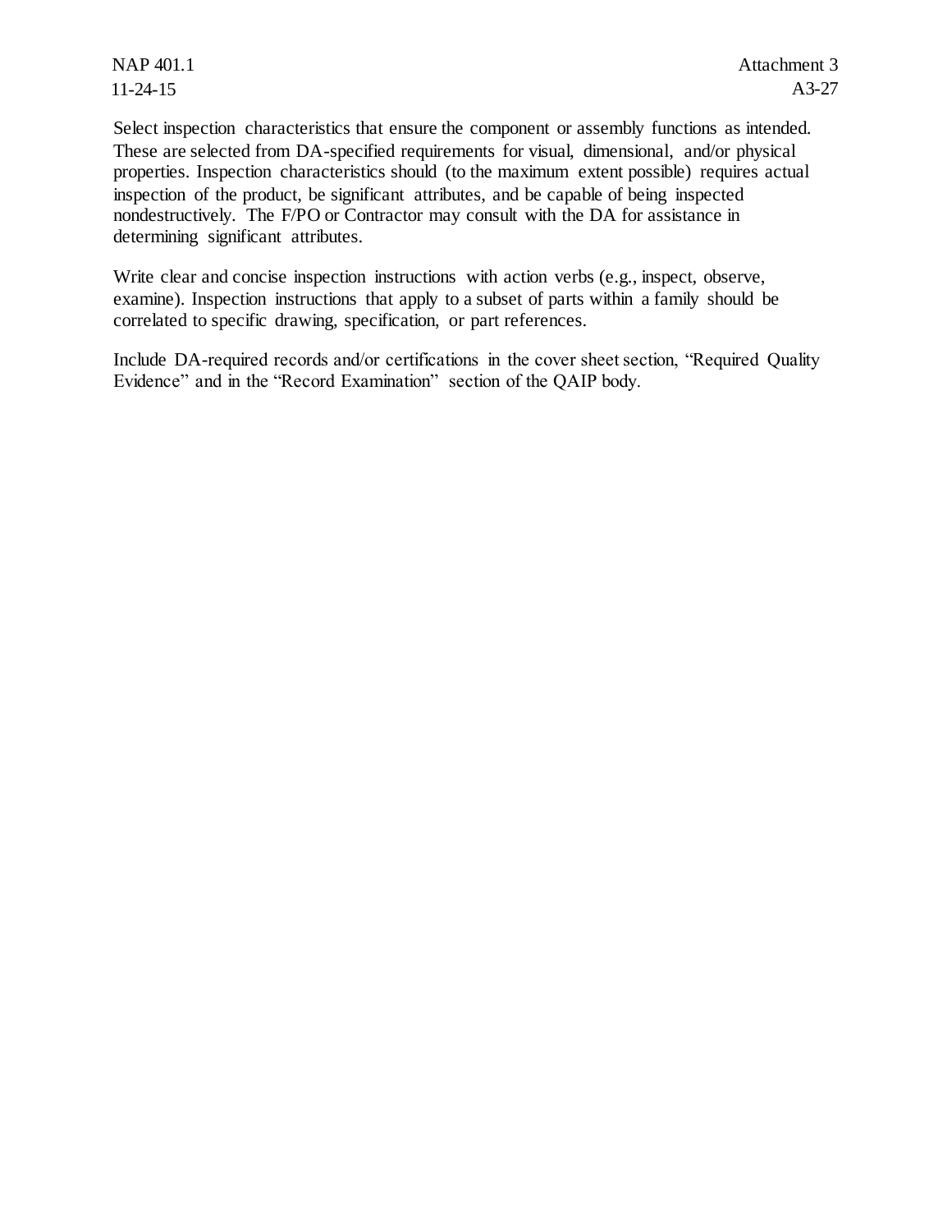Select inspection characteristics that ensure the component or assembly functions as intended. These are selected from DA-specified requirements for visual, dimensional, and/or physical properties. Inspection characteristics should (to the maximum extent possible) requires actual inspection of the product, be significant attributes, and be capable of being inspected nondestructively. The F/PO or Contractor may consult with the DA for assistance in determining significant attributes.

Write clear and concise inspection instructions with action verbs (e.g., inspect, observe, examine). Inspection instructions that apply to a subset of parts within a family should be correlated to specific drawing, specification, or part references.

Include DA-required records and/or certifications in the cover sheet section, "Required Quality Evidence" and in the "Record Examination" section of the QAIP body.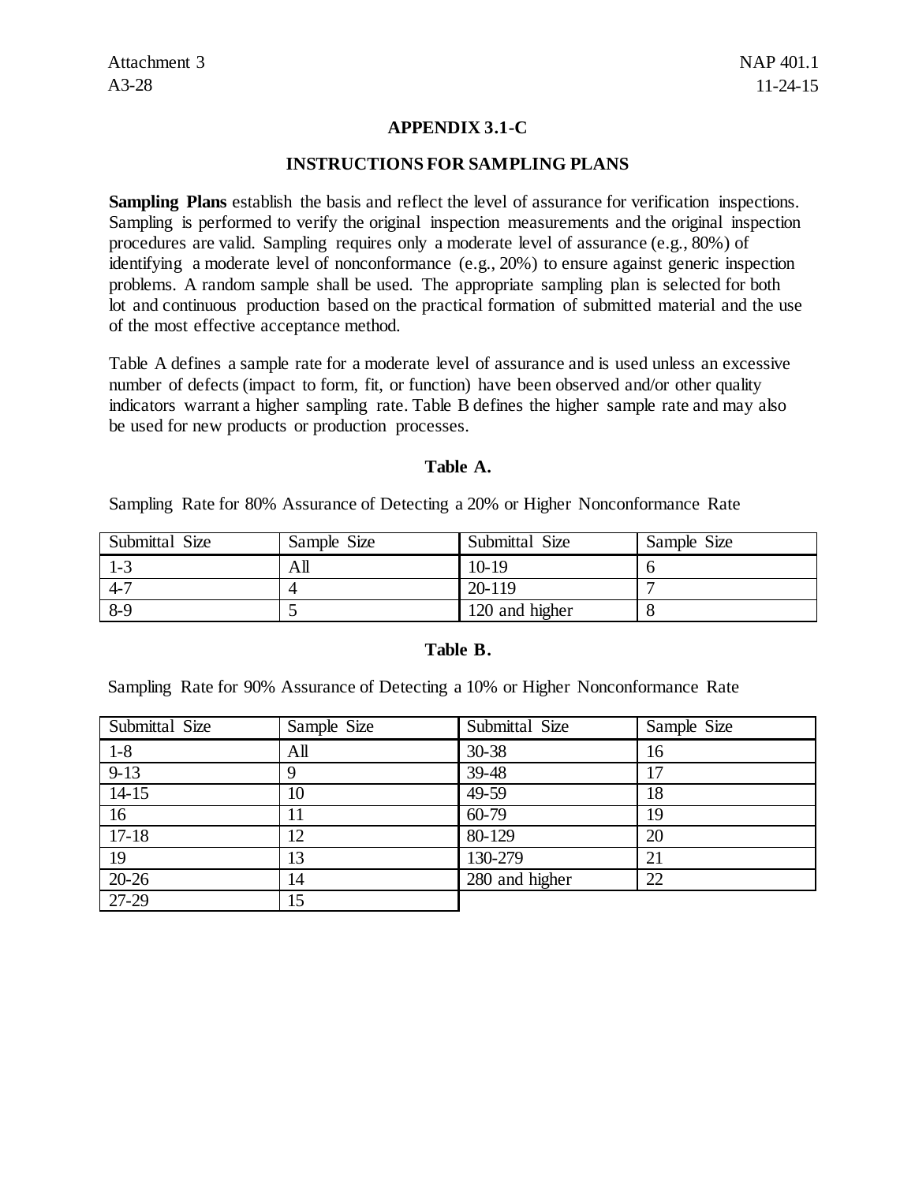## APPENDIX 3.1-C

### INSTRUCTIONS FOR SAMPLING PLANS

**Sampling Plans** establish the basis and reflect the level of assurance for verification inspections. Sampling is performed to verify the original inspection measurements and the original inspection procedures are valid. Sampling requires only a moderate level of assurance (e.g., 80%) of identifying a moderate level of nonconformance (e.g., 20%) to ensure against generic inspection problems. A random sample shall be used. The appropriate sampling plan is selected for both lot and continuous production based on the practical formation of submitted material and the use of the most effective acceptance method.

Table A defines a sample rate for a moderate level of assurance and is used unless an excessive number of defects (impact to form, fit, or function) have been observed and/or other quality indicators warrant a higher sampling rate. Table B defines the higher sample rate and may also be used for new products or production processes.

**Table A.**

Sampling Rate for 80% Assurance of Detecting a 20% or Higher Nonconformance Rate

| Submittal Size | Sample Size | Submittal Size | Sample Size |
|---|---|---|---|
| 1-3 | All | 10-19 | 6 |
| 4-7 | 4 | 20-119 | 7 |
| 8-9 | 5 | 120 and higher | 8 |

**Table B.**

Sampling Rate for 90% Assurance of Detecting a 10% or Higher Nonconformance Rate

| Submittal Size | Sample Size | Submittal Size | Sample Size |
|---|---|---|---|
| 1-8 | All | 30-38 | 16 |
| 9-13 | 9 | 39-48 | 17 |
| 14-15 | 10 | 49-59 | 18 |
| 16 | 11 | 60-79 | 19 |
| 17-18 | 12 | 80-129 | 20 |
| 19 | 13 | 130-279 | 21 |
| 20-26 | 14 | 280 and higher | 22 |
| 27-29 | 15 | | |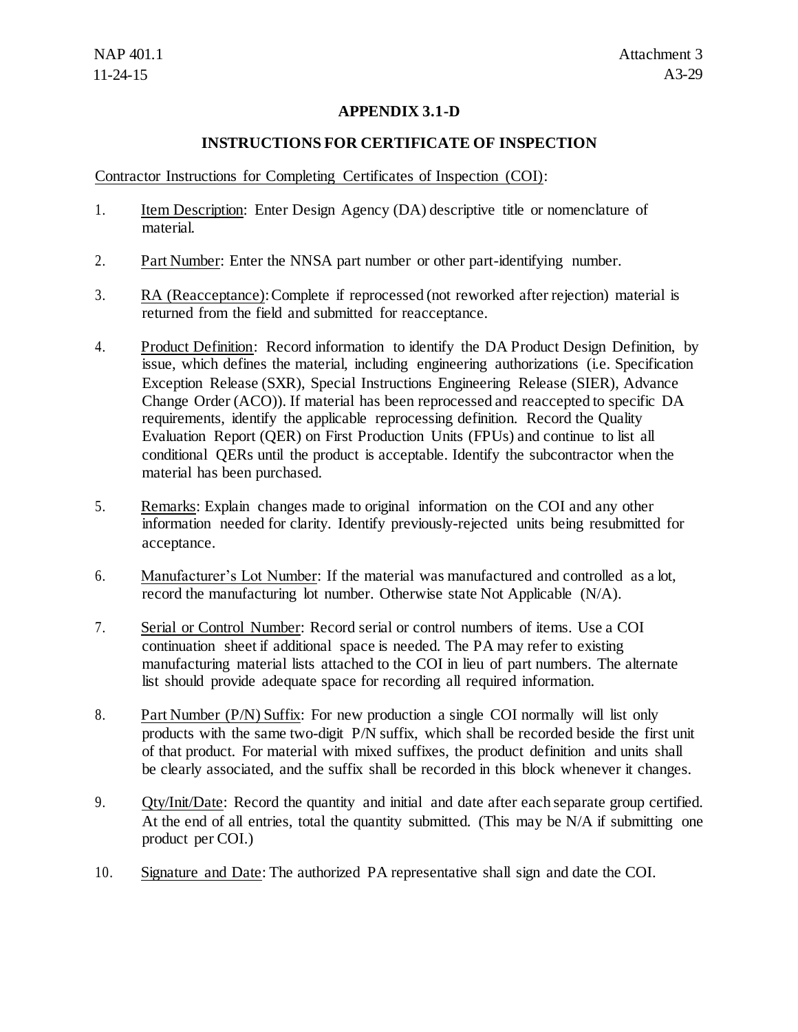## APPENDIX 3.1-D

### INSTRUCTIONS FOR CERTIFICATE OF INSPECTION

Contractor Instructions for Completing Certificates of Inspection (COI):

1. Item Description: Enter Design Agency (DA) descriptive title or nomenclature of material.

2. Part Number: Enter the NNSA part number or other part-identifying number.

3. RA (Reacceptance): Complete if reprocessed (not reworked after rejection) material is returned from the field and submitted for reacceptance.

4. Product Definition: Record information to identify the DA Product Design Definition, by issue, which defines the material, including engineering authorizations (i.e. Specification Exception Release (SXR), Special Instructions Engineering Release (SIER), Advance Change Order (ACO)). If material has been reprocessed and reaccepted to specific DA requirements, identify the applicable reprocessing definition. Record the Quality Evaluation Report (QER) on First Production Units (FPUs) and continue to list all conditional QERs until the product is acceptable. Identify the subcontractor when the material has been purchased.

5. Remarks: Explain changes made to original information on the COI and any other information needed for clarity. Identify previously-rejected units being resubmitted for acceptance.

6. Manufacturer's Lot Number: If the material was manufactured and controlled as a lot, record the manufacturing lot number. Otherwise state Not Applicable (N/A).

7. Serial or Control Number: Record serial or control numbers of items. Use a COI continuation sheet if additional space is needed. The PA may refer to existing manufacturing material lists attached to the COI in lieu of part numbers. The alternate list should provide adequate space for recording all required information.

8. Part Number (P/N) Suffix: For new production a single COI normally will list only products with the same two-digit P/N suffix, which shall be recorded beside the first unit of that product. For material with mixed suffixes, the product definition and units shall be clearly associated, and the suffix shall be recorded in this block whenever it changes.

9. Qty/Init/Date: Record the quantity and initial and date after each separate group certified. At the end of all entries, total the quantity submitted. (This may be N/A if submitting one product per COI.)

10. Signature and Date: The authorized PA representative shall sign and date the COI.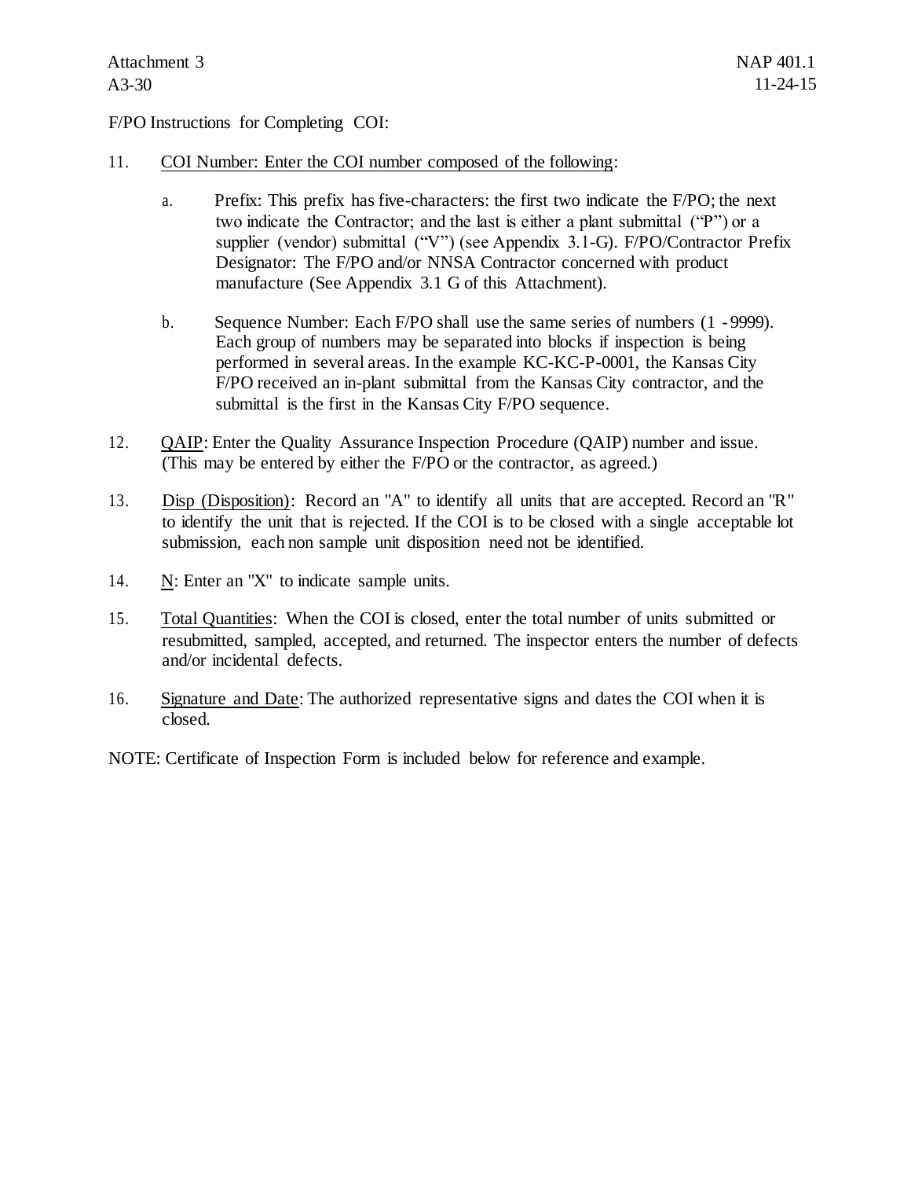F/PO Instructions for Completing COI:

11. <u>COI Number: Enter the COI number composed of the following</u>:

    a. Prefix: This prefix has five-characters: the first two indicate the F/PO; the next two indicate the Contractor; and the last is either a plant submittal ("P") or a supplier (vendor) submittal ("V") (see Appendix 3.1-G). F/PO/Contractor Prefix Designator: The F/PO and/or NNSA Contractor concerned with product manufacture (See Appendix 3.1 G of this Attachment).

    b. Sequence Number: Each F/PO shall use the same series of numbers (1 - 9999). Each group of numbers may be separated into blocks if inspection is being performed in several areas. In the example KC-KC-P-0001, the Kansas City F/PO received an in-plant submittal from the Kansas City contractor, and the submittal is the first in the Kansas City F/PO sequence.

12. <u>QAIP</u>: Enter the Quality Assurance Inspection Procedure (QAIP) number and issue. (This may be entered by either the F/PO or the contractor, as agreed.)

13. <u>Disp (Disposition)</u>: Record an "A" to identify all units that are accepted. Record an "R" to identify the unit that is rejected. If the COI is to be closed with a single acceptable lot submission, each non sample unit disposition need not be identified.

14. <u>N</u>: Enter an "X" to indicate sample units.

15. <u>Total Quantities</u>: When the COI is closed, enter the total number of units submitted or resubmitted, sampled, accepted, and returned. The inspector enters the number of defects and/or incidental defects.

16. <u>Signature and Date</u>: The authorized representative signs and dates the COI when it is closed.

NOTE: Certificate of Inspection Form is included below for reference and example.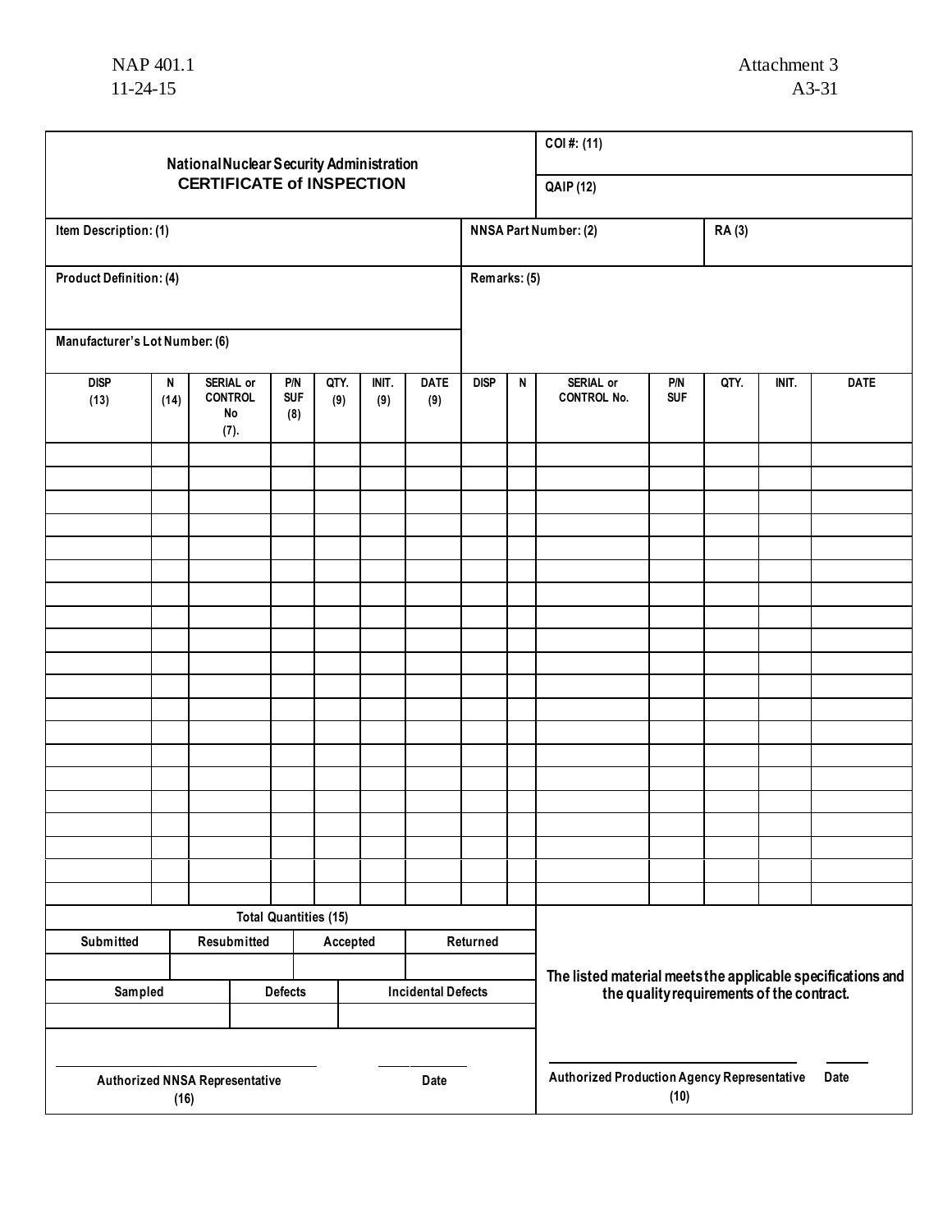**National Nuclear Security Administration**
**CERTIFICATE of INSPECTION**

| | |
|---|---|
| **COI #: (11)** | |
| **QAIP (12)** | |

| | | |
|---|---|---|
| **Item Description: (1)** | **NNSA Part Number: (2)** | **RA (3)** |
| **Product Definition: (4)** | **Remarks: (5)** | |
| **Manufacturer's Lot Number: (6)** | | |

| DISP (13) | N (14) | SERIAL or CONTROL No (7). | P/N SUF (8) | QTY. (9) | INIT. (9) | DATE (9) | DISP | N | SERIAL or CONTROL No. | P/N SUF | QTY. | INIT. | DATE |
|---|---|---|---|---|---|---|---|---|---|---|---|---|---|
| | | | | | | | | | | | | | |
| | | | | | | | | | | | | | |
| | | | | | | | | | | | | | |
| | | | | | | | | | | | | | |
| | | | | | | | | | | | | | |
| | | | | | | | | | | | | | |
| | | | | | | | | | | | | | |
| | | | | | | | | | | | | | |
| | | | | | | | | | | | | | |
| | | | | | | | | | | | | | |
| | | | | | | | | | | | | | |
| | | | | | | | | | | | | | |
| | | | | | | | | | | | | | |
| | | | | | | | | | | | | | |
| | | | | | | | | | | | | | |
| | | | | | | | | | | | | | |
| | | | | | | | | | | | | | |
| | | | | | | | | | | | | | |
| | | | | | | | | | | | | | |
| | | | | | | | | | | | | | |

**Total Quantities (15)**

| Submitted | Resubmitted | Accepted | Returned |
|---|---|---|---|
| | | | |

| Sampled | Defects | Incidental Defects |
|---|---|---|
| | | |

**The listed material meets the applicable specifications and the quality requirements of the contract.**

| | |
|---|---|
| **Authorized NNSA Representative (16)** | **Date** |
| **Authorized Production Agency Representative (10)** | **Date** |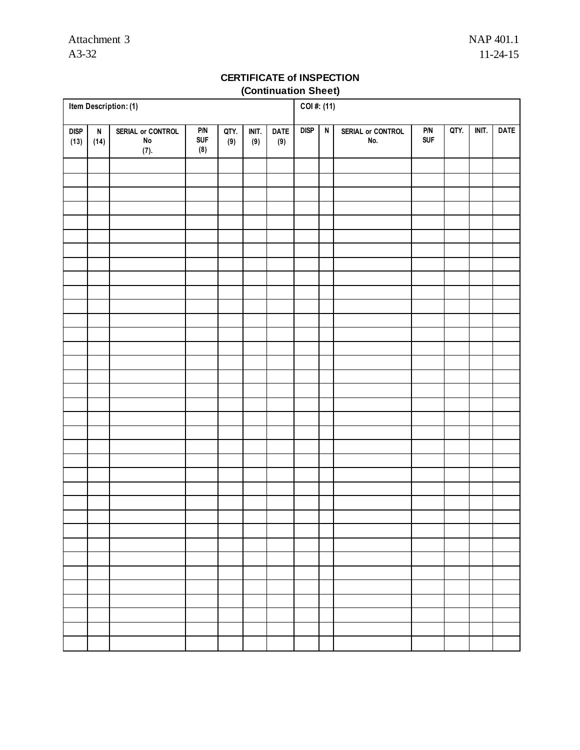## CERTIFICATE of INSPECTION
### (Continuation Sheet)

| Item Description: (1) | | | | | | | COI #: (11) | | | | | | |
|---|---|---|---|---|---|---|---|---|---|---|---|---|---|
| DISP (13) | N (14) | SERIAL or CONTROL No (7). | P/N SUF (8) | QTY. (9) | INIT. (9) | DATE (9) | DISP | N | SERIAL or CONTROL No. | P/N SUF | QTY. | INIT. | DATE |
| | | | | | | | | | | | | | |
| | | | | | | | | | | | | | |
| | | | | | | | | | | | | | |
| | | | | | | | | | | | | | |
| | | | | | | | | | | | | | |
| | | | | | | | | | | | | | |
| | | | | | | | | | | | | | |
| | | | | | | | | | | | | | |
| | | | | | | | | | | | | | |
| | | | | | | | | | | | | | |
| | | | | | | | | | | | | | |
| | | | | | | | | | | | | | |
| | | | | | | | | | | | | | |
| | | | | | | | | | | | | | |
| | | | | | | | | | | | | | |
| | | | | | | | | | | | | | |
| | | | | | | | | | | | | | |
| | | | | | | | | | | | | | |
| | | | | | | | | | | | | | |
| | | | | | | | | | | | | | |
| | | | | | | | | | | | | | |
| | | | | | | | | | | | | | |
| | | | | | | | | | | | | | |
| | | | | | | | | | | | | | |
| | | | | | | | | | | | | | |
| | | | | | | | | | | | | | |
| | | | | | | | | | | | | | |
| | | | | | | | | | | | | | |
| | | | | | | | | | | | | | |
| | | | | | | | | | | | | | |
| | | | | | | | | | | | | | |
| | | | | | | | | | | | | | |
| | | | | | | | | | | | | | |
| | | | | | | | | | | | | | |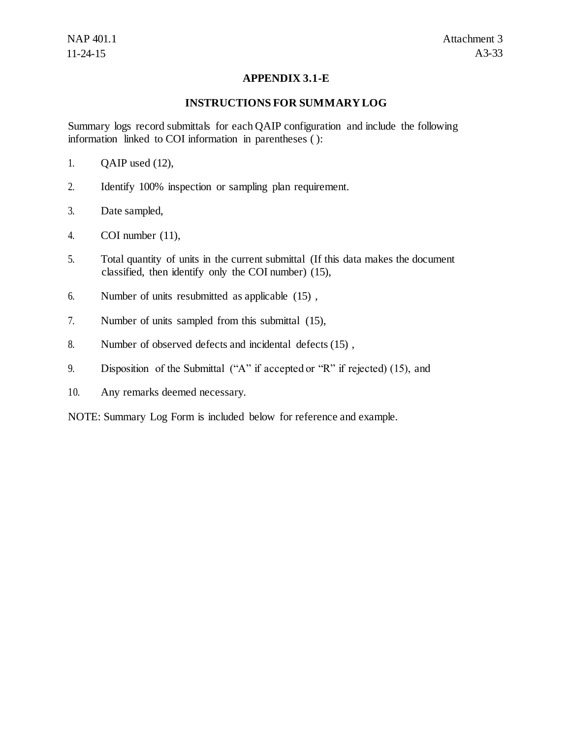## APPENDIX 3.1-E

### INSTRUCTIONS FOR SUMMARY LOG

Summary logs record submittals for each QAIP configuration and include the following information linked to COI information in parentheses ( ):

1. QAIP used (12),
2. Identify 100% inspection or sampling plan requirement.
3. Date sampled,
4. COI number (11),
5. Total quantity of units in the current submittal (If this data makes the document classified, then identify only the COI number) (15),
6. Number of units resubmitted as applicable (15) ,
7. Number of units sampled from this submittal (15),
8. Number of observed defects and incidental defects (15) ,
9. Disposition of the Submittal ("A" if accepted or "R" if rejected) (15), and
10. Any remarks deemed necessary.

NOTE: Summary Log Form is included below for reference and example.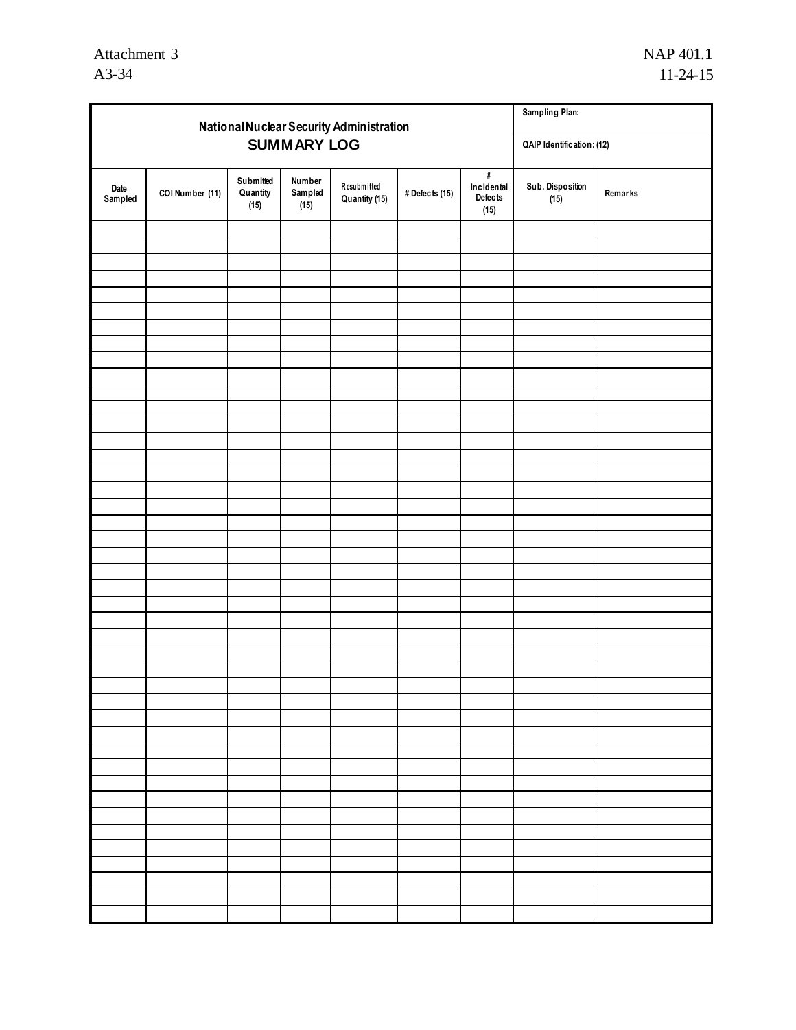## National Nuclear Security Administration
## SUMMARY LOG

| | |
|---|---|
| Sampling Plan: | |
| QAIP Identification: (12) | |

| Date Sampled | COI Number (11) | Submitted Quantity (15) | Number Sampled (15) | Resubmitted Quantity (15) | # Defects (15) | # Incidental Defects (15) | Sub. Disposition (15) | Remarks |
|---|---|---|---|---|---|---|---|---|
| | | | | | | | | |
| | | | | | | | | |
| | | | | | | | | |
| | | | | | | | | |
| | | | | | | | | |
| | | | | | | | | |
| | | | | | | | | |
| | | | | | | | | |
| | | | | | | | | |
| | | | | | | | | |
| | | | | | | | | |
| | | | | | | | | |
| | | | | | | | | |
| | | | | | | | | |
| | | | | | | | | |
| | | | | | | | | |
| | | | | | | | | |
| | | | | | | | | |
| | | | | | | | | |
| | | | | | | | | |
| | | | | | | | | |
| | | | | | | | | |
| | | | | | | | | |
| | | | | | | | | |
| | | | | | | | | |
| | | | | | | | | |
| | | | | | | | | |
| | | | | | | | | |
| | | | | | | | | |
| | | | | | | | | |
| | | | | | | | | |
| | | | | | | | | |
| | | | | | | | | |
| | | | | | | | | |
| | | | | | | | | |
| | | | | | | | | |
| | | | | | | | | |
| | | | | | | | | |
| | | | | | | | | |
| | | | | | | | | |
| | | | | | | | | |
| | | | | | | | | |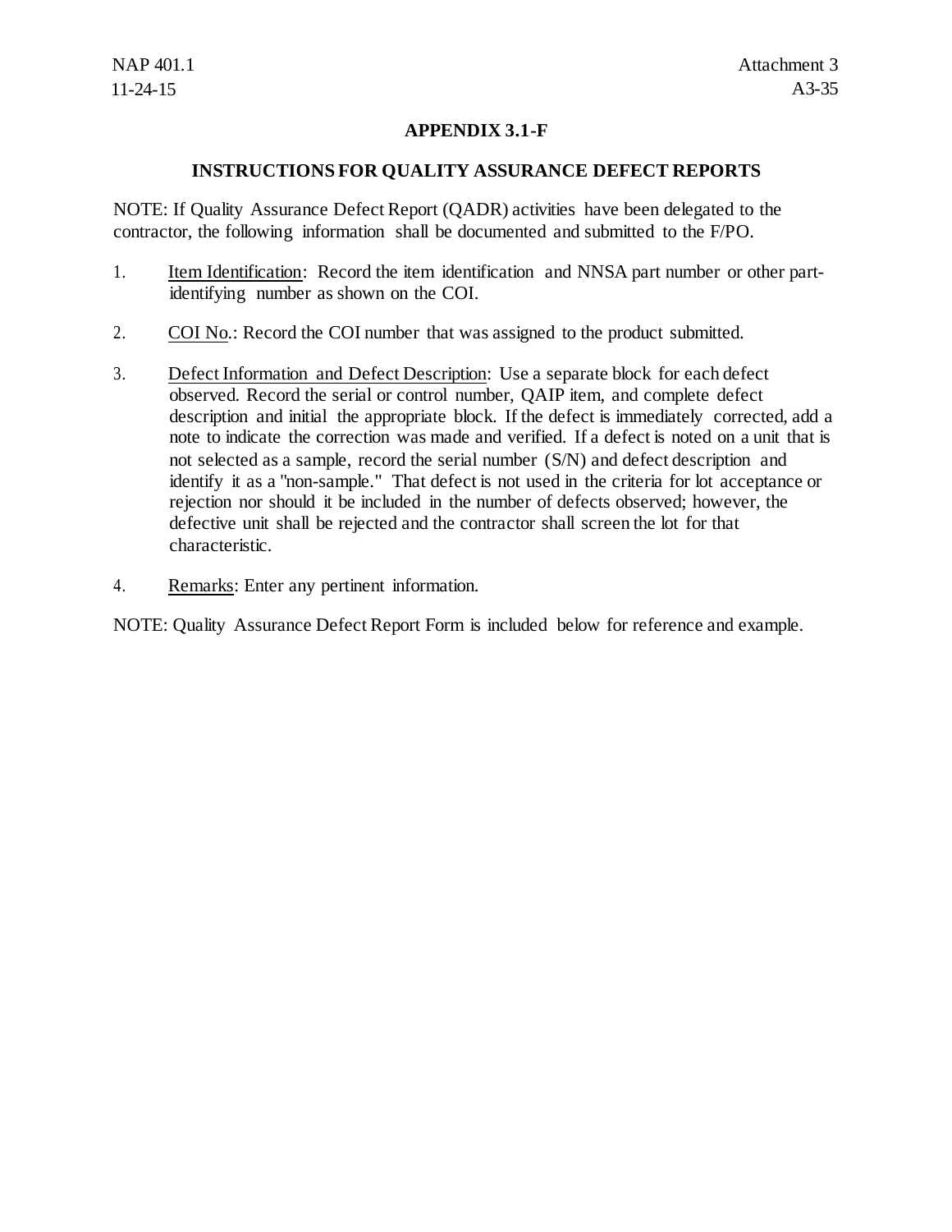## APPENDIX 3.1-F

## INSTRUCTIONS FOR QUALITY ASSURANCE DEFECT REPORTS

NOTE: If Quality Assurance Defect Report (QADR) activities have been delegated to the contractor, the following information shall be documented and submitted to the F/PO.

1. Item Identification: Record the item identification and NNSA part number or other part-identifying number as shown on the COI.

2. COI No.: Record the COI number that was assigned to the product submitted.

3. Defect Information and Defect Description: Use a separate block for each defect observed. Record the serial or control number, QAIP item, and complete defect description and initial the appropriate block. If the defect is immediately corrected, add a note to indicate the correction was made and verified. If a defect is noted on a unit that is not selected as a sample, record the serial number (S/N) and defect description and identify it as a "non-sample." That defect is not used in the criteria for lot acceptance or rejection nor should it be included in the number of defects observed; however, the defective unit shall be rejected and the contractor shall screen the lot for that characteristic.

4. Remarks: Enter any pertinent information.

NOTE: Quality Assurance Defect Report Form is included below for reference and example.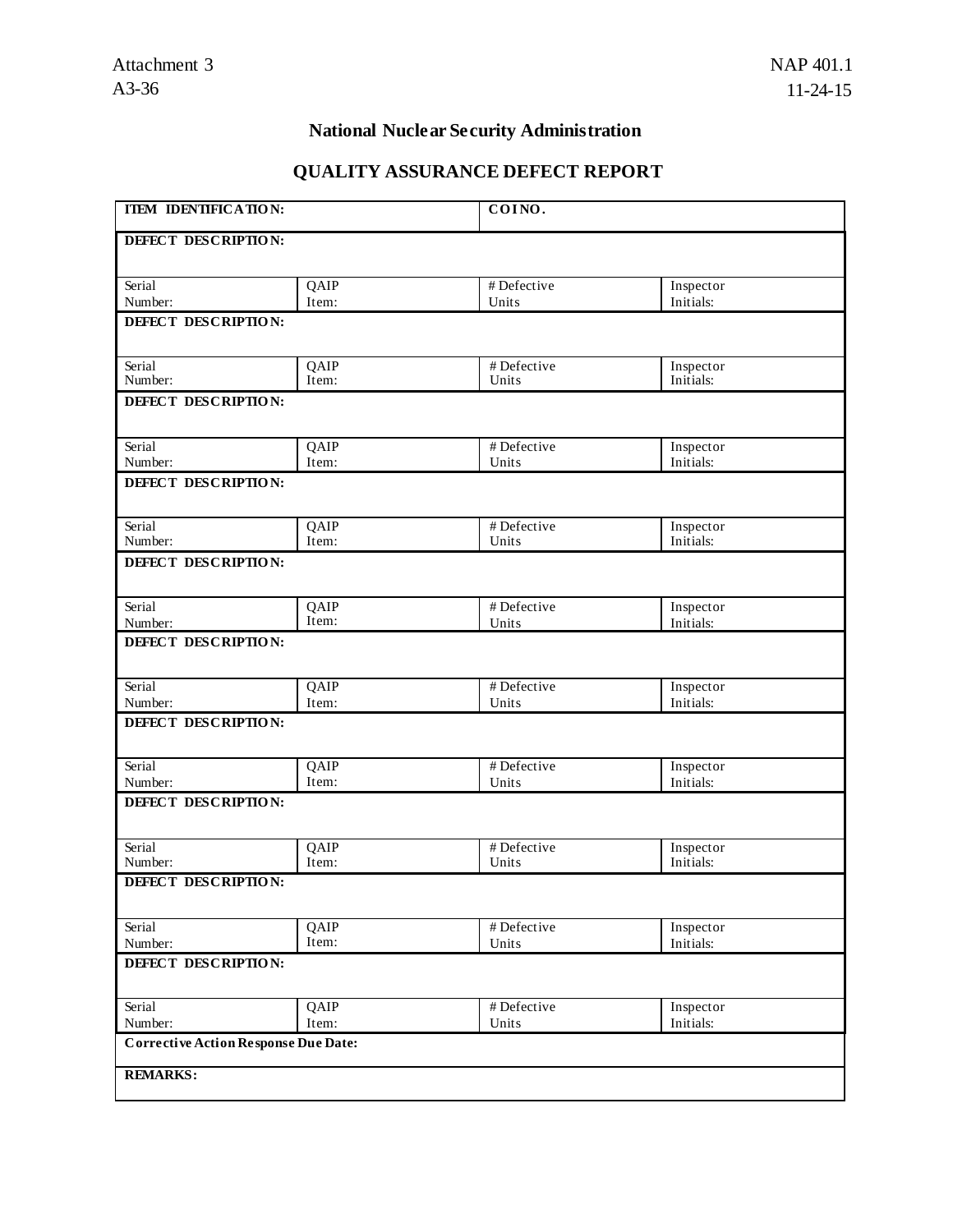Attachment 3
A3-36

NAP 401.1
11-24-15

## National Nuclear Security Administration

## QUALITY ASSURANCE DEFECT REPORT

| **ITEM IDENTIFICATION:** | | **COI NO.** | |
|---|---|---|---|
| **DEFECT DESCRIPTION:** | | | |
| Serial Number: | QAIP Item: | # Defective Units | Inspector Initials: |
| **DEFECT DESCRIPTION:** | | | |
| Serial Number: | QAIP Item: | # Defective Units | Inspector Initials: |
| **DEFECT DESCRIPTION:** | | | |
| Serial Number: | QAIP Item: | # Defective Units | Inspector Initials: |
| **DEFECT DESCRIPTION:** | | | |
| Serial Number: | QAIP Item: | # Defective Units | Inspector Initials: |
| **DEFECT DESCRIPTION:** | | | |
| Serial Number: | QAIP Item: | # Defective Units | Inspector Initials: |
| **DEFECT DESCRIPTION:** | | | |
| Serial Number: | QAIP Item: | # Defective Units | Inspector Initials: |
| **DEFECT DESCRIPTION:** | | | |
| Serial Number: | QAIP Item: | # Defective Units | Inspector Initials: |
| **DEFECT DESCRIPTION:** | | | |
| Serial Number: | QAIP Item: | # Defective Units | Inspector Initials: |
| **DEFECT DESCRIPTION:** | | | |
| Serial Number: | QAIP Item: | # Defective Units | Inspector Initials: |
| **DEFECT DESCRIPTION:** | | | |
| Serial Number: | QAIP Item: | # Defective Units | Inspector Initials: |
| **Corrective Action Response Due Date:** | | | |
| **REMARKS:** | | | |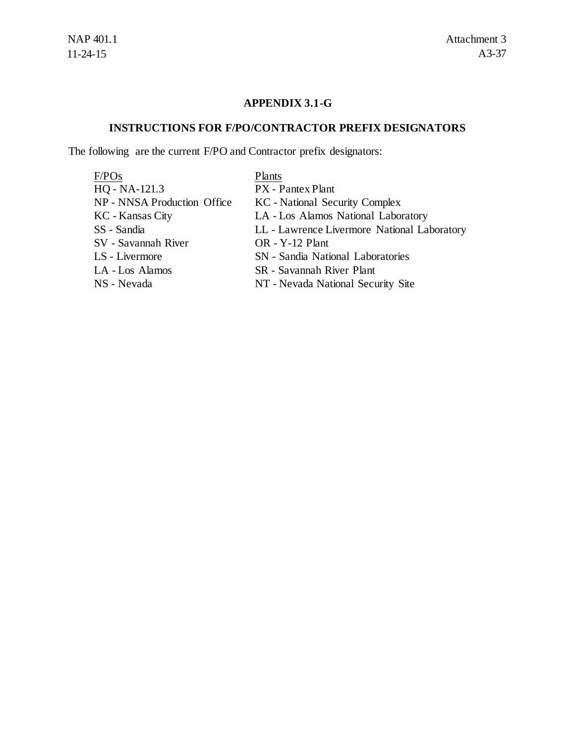## APPENDIX 3.1-G

### INSTRUCTIONS FOR F/PO/CONTRACTOR PREFIX DESIGNATORS

The following are the current F/PO and Contractor prefix designators:

| F/POs | Plants |
|---|---|
| HQ - NA-121.3 | PX - Pantex Plant |
| NP - NNSA Production Office | KC - National Security Complex |
| KC - Kansas City | LA - Los Alamos National Laboratory |
| SS - Sandia | LL - Lawrence Livermore National Laboratory |
| SV - Savannah River | OR - Y-12 Plant |
| LS - Livermore | SN - Sandia National Laboratories |
| LA - Los Alamos | SR - Savannah River Plant |
| NS - Nevada | NT - Nevada National Security Site |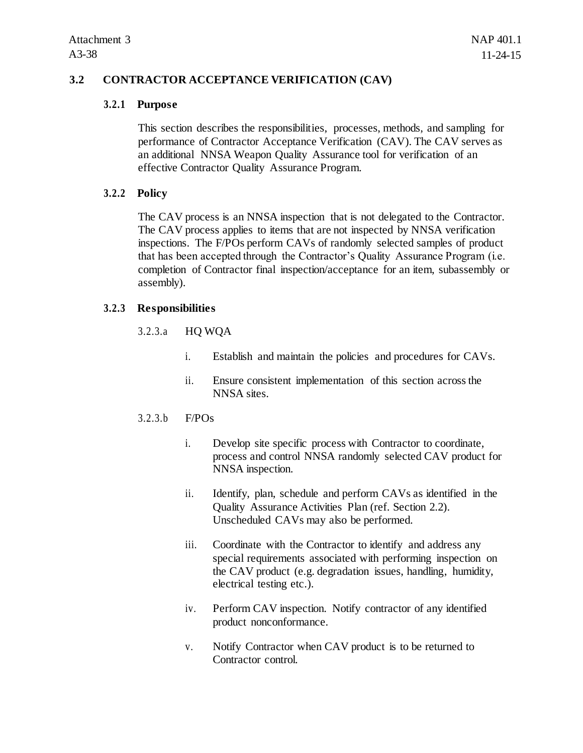## 3.2 CONTRACTOR ACCEPTANCE VERIFICATION (CAV)

### 3.2.1 Purpose

This section describes the responsibilities, processes, methods, and sampling for performance of Contractor Acceptance Verification (CAV). The CAV serves as an additional NNSA Weapon Quality Assurance tool for verification of an effective Contractor Quality Assurance Program.

### 3.2.2 Policy

The CAV process is an NNSA inspection that is not delegated to the Contractor. The CAV process applies to items that are not inspected by NNSA verification inspections. The F/POs perform CAVs of randomly selected samples of product that has been accepted through the Contractor's Quality Assurance Program (i.e. completion of Contractor final inspection/acceptance for an item, subassembly or assembly).

### 3.2.3 Responsibilities

3.2.3.a HQ WQA

i. Establish and maintain the policies and procedures for CAVs.

ii. Ensure consistent implementation of this section across the NNSA sites.

3.2.3.b F/POs

i. Develop site specific process with Contractor to coordinate, process and control NNSA randomly selected CAV product for NNSA inspection.

ii. Identify, plan, schedule and perform CAVs as identified in the Quality Assurance Activities Plan (ref. Section 2.2). Unscheduled CAVs may also be performed.

iii. Coordinate with the Contractor to identify and address any special requirements associated with performing inspection on the CAV product (e.g. degradation issues, handling, humidity, electrical testing etc.).

iv. Perform CAV inspection. Notify contractor of any identified product nonconformance.

v. Notify Contractor when CAV product is to be returned to Contractor control.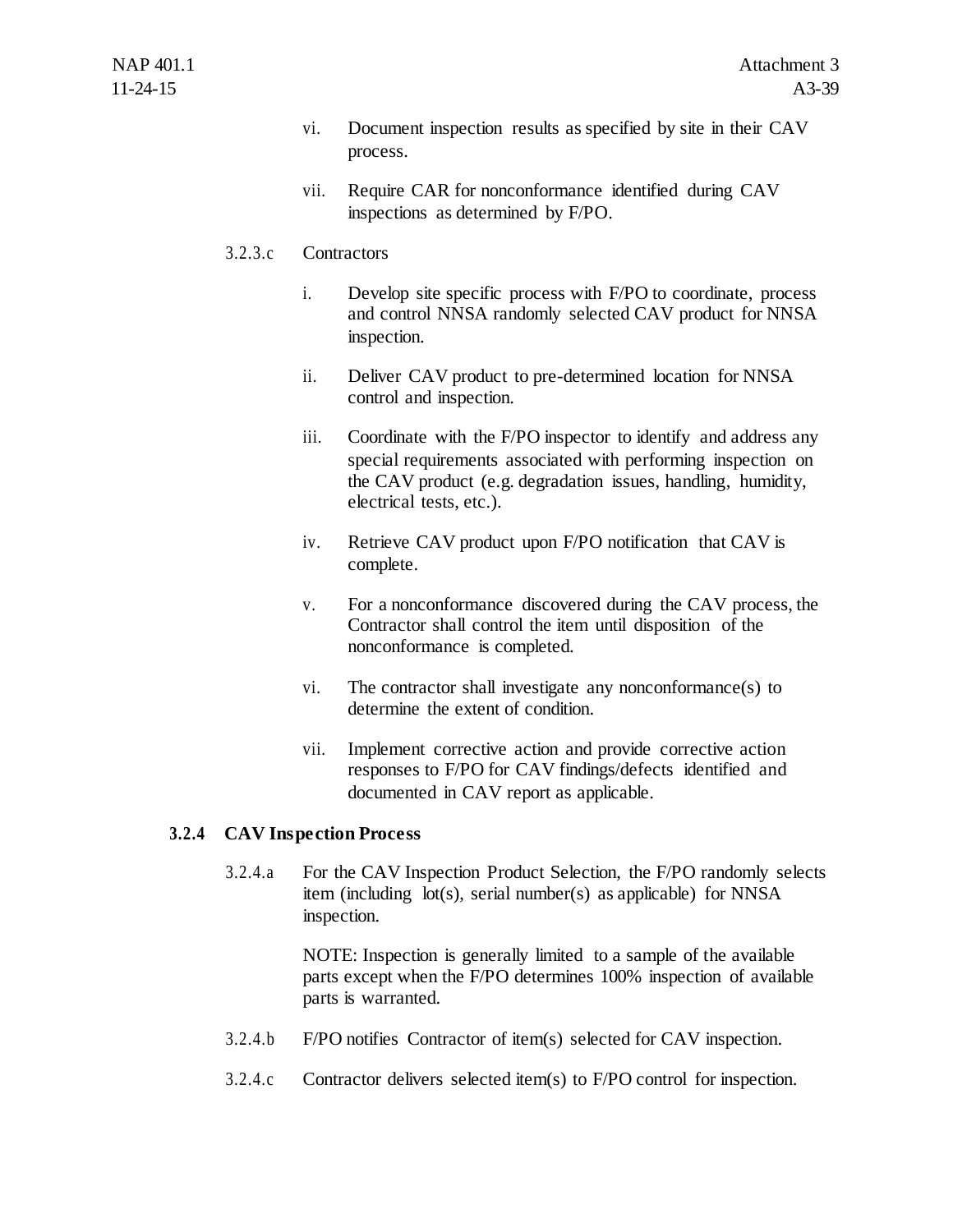vi. Document inspection results as specified by site in their CAV process.

vii. Require CAR for nonconformance identified during CAV inspections as determined by F/PO.

3.2.3.c Contractors

i. Develop site specific process with F/PO to coordinate, process and control NNSA randomly selected CAV product for NNSA inspection.

ii. Deliver CAV product to pre-determined location for NNSA control and inspection.

iii. Coordinate with the F/PO inspector to identify and address any special requirements associated with performing inspection on the CAV product (e.g. degradation issues, handling, humidity, electrical tests, etc.).

iv. Retrieve CAV product upon F/PO notification that CAV is complete.

v. For a nonconformance discovered during the CAV process, the Contractor shall control the item until disposition of the nonconformance is completed.

vi. The contractor shall investigate any nonconformance(s) to determine the extent of condition.

vii. Implement corrective action and provide corrective action responses to F/PO for CAV findings/defects identified and documented in CAV report as applicable.

### 3.2.4 CAV Inspection Process

3.2.4.a For the CAV Inspection Product Selection, the F/PO randomly selects item (including lot(s), serial number(s) as applicable) for NNSA inspection.

NOTE: Inspection is generally limited to a sample of the available parts except when the F/PO determines 100% inspection of available parts is warranted.

3.2.4.b F/PO notifies Contractor of item(s) selected for CAV inspection.

3.2.4.c Contractor delivers selected item(s) to F/PO control for inspection.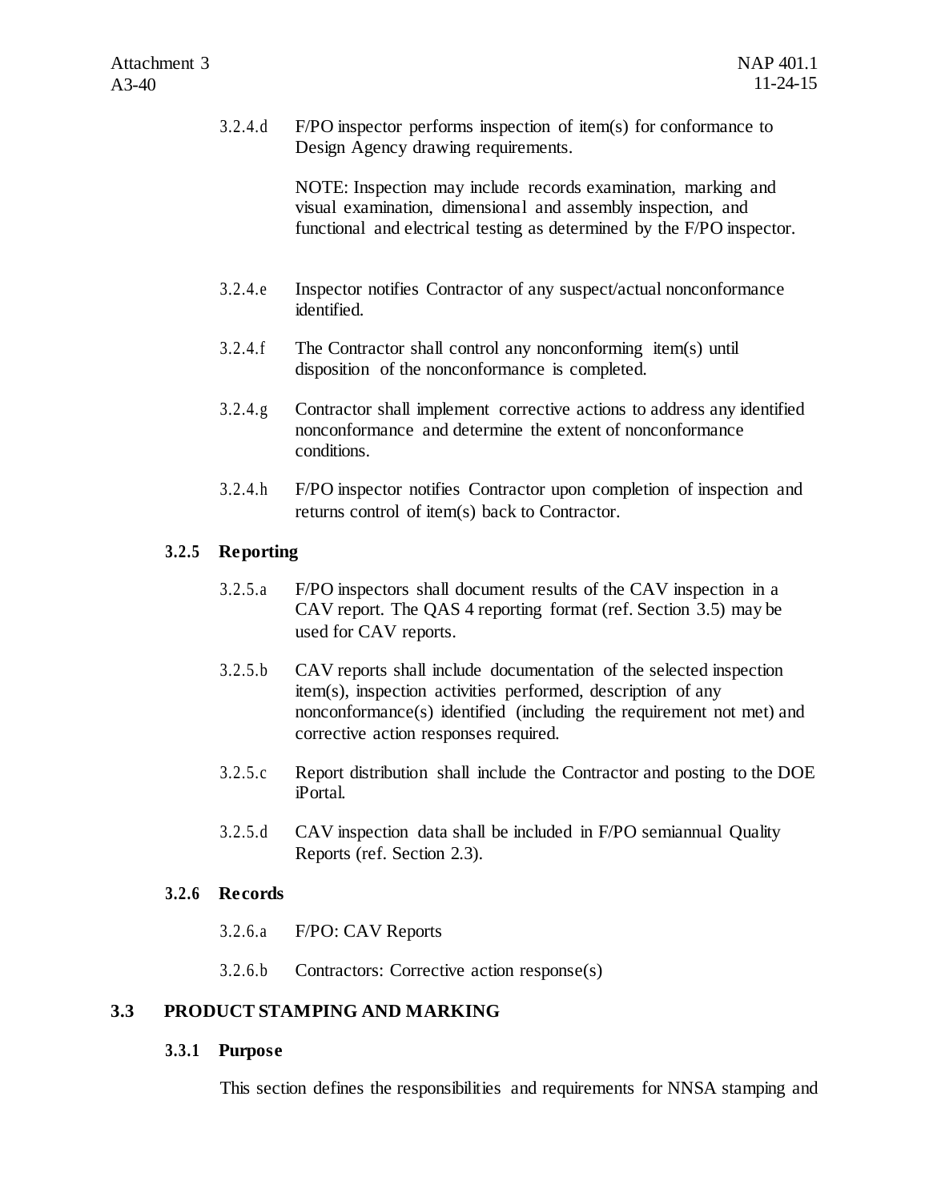3.2.4.d F/PO inspector performs inspection of item(s) for conformance to Design Agency drawing requirements.

NOTE: Inspection may include records examination, marking and visual examination, dimensional and assembly inspection, and functional and electrical testing as determined by the F/PO inspector.

3.2.4.e Inspector notifies Contractor of any suspect/actual nonconformance identified.

3.2.4.f The Contractor shall control any nonconforming item(s) until disposition of the nonconformance is completed.

3.2.4.g Contractor shall implement corrective actions to address any identified nonconformance and determine the extent of nonconformance conditions.

3.2.4.h F/PO inspector notifies Contractor upon completion of inspection and returns control of item(s) back to Contractor.

### 3.2.5 Reporting

3.2.5.a F/PO inspectors shall document results of the CAV inspection in a CAV report. The QAS 4 reporting format (ref. Section 3.5) may be used for CAV reports.

3.2.5.b CAV reports shall include documentation of the selected inspection item(s), inspection activities performed, description of any nonconformance(s) identified (including the requirement not met) and corrective action responses required.

3.2.5.c Report distribution shall include the Contractor and posting to the DOE iPortal.

3.2.5.d CAV inspection data shall be included in F/PO semiannual Quality Reports (ref. Section 2.3).

### 3.2.6 Records

3.2.6.a F/PO: CAV Reports

3.2.6.b Contractors: Corrective action response(s)

## 3.3 PRODUCT STAMPING AND MARKING

### 3.3.1 Purpose

This section defines the responsibilities and requirements for NNSA stamping and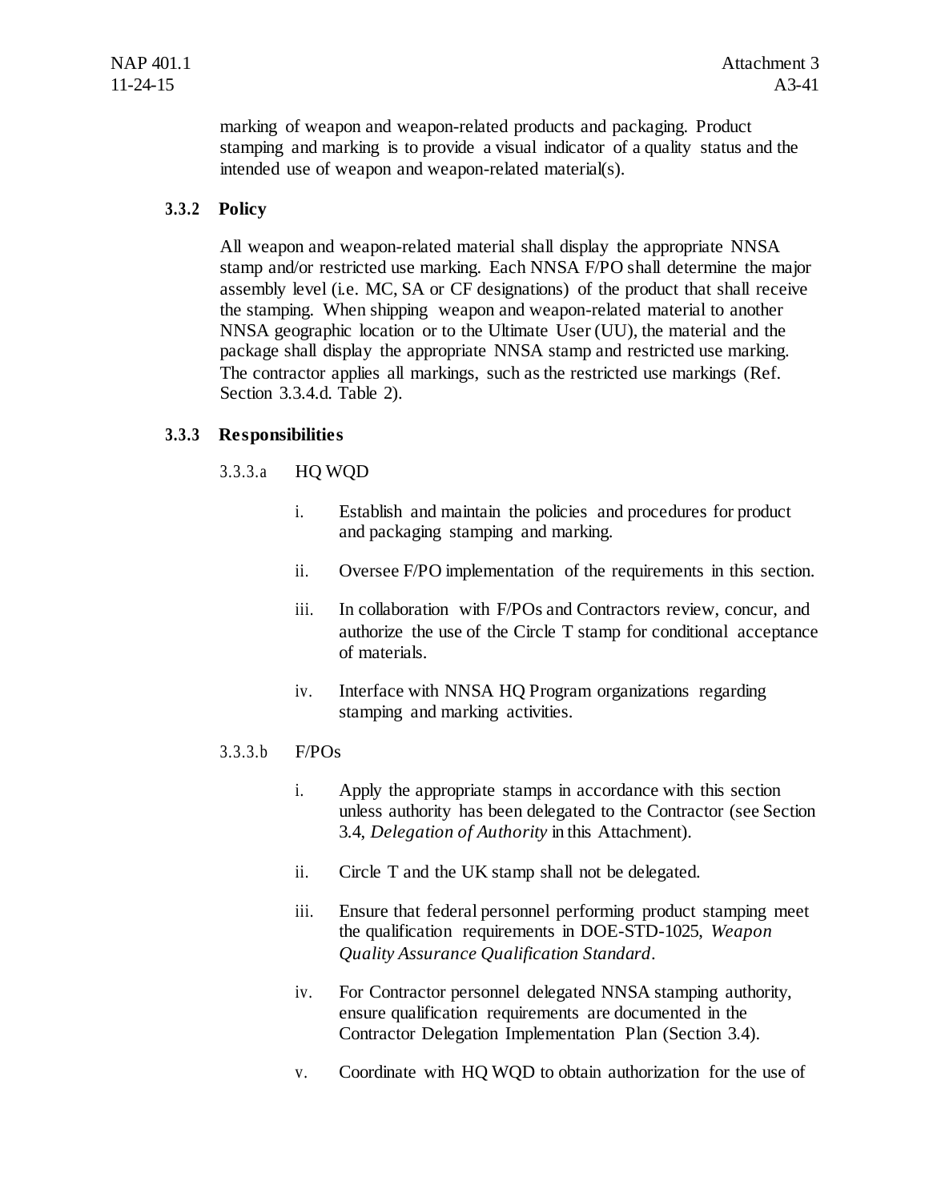marking of weapon and weapon-related products and packaging. Product stamping and marking is to provide a visual indicator of a quality status and the intended use of weapon and weapon-related material(s).

### 3.3.2 Policy

All weapon and weapon-related material shall display the appropriate NNSA stamp and/or restricted use marking. Each NNSA F/PO shall determine the major assembly level (i.e. MC, SA or CF designations) of the product that shall receive the stamping. When shipping weapon and weapon-related material to another NNSA geographic location or to the Ultimate User (UU), the material and the package shall display the appropriate NNSA stamp and restricted use marking. The contractor applies all markings, such as the restricted use markings (Ref. Section 3.3.4.d. Table 2).

### 3.3.3 Responsibilities

3.3.3.a HQ WQD

i. Establish and maintain the policies and procedures for product and packaging stamping and marking.

ii. Oversee F/PO implementation of the requirements in this section.

iii. In collaboration with F/POs and Contractors review, concur, and authorize the use of the Circle T stamp for conditional acceptance of materials.

iv. Interface with NNSA HQ Program organizations regarding stamping and marking activities.

3.3.3.b F/POs

i. Apply the appropriate stamps in accordance with this section unless authority has been delegated to the Contractor (see Section 3.4, *Delegation of Authority* in this Attachment).

ii. Circle T and the UK stamp shall not be delegated.

iii. Ensure that federal personnel performing product stamping meet the qualification requirements in DOE-STD-1025, *Weapon Quality Assurance Qualification Standard*.

iv. For Contractor personnel delegated NNSA stamping authority, ensure qualification requirements are documented in the Contractor Delegation Implementation Plan (Section 3.4).

v. Coordinate with HQ WQD to obtain authorization for the use of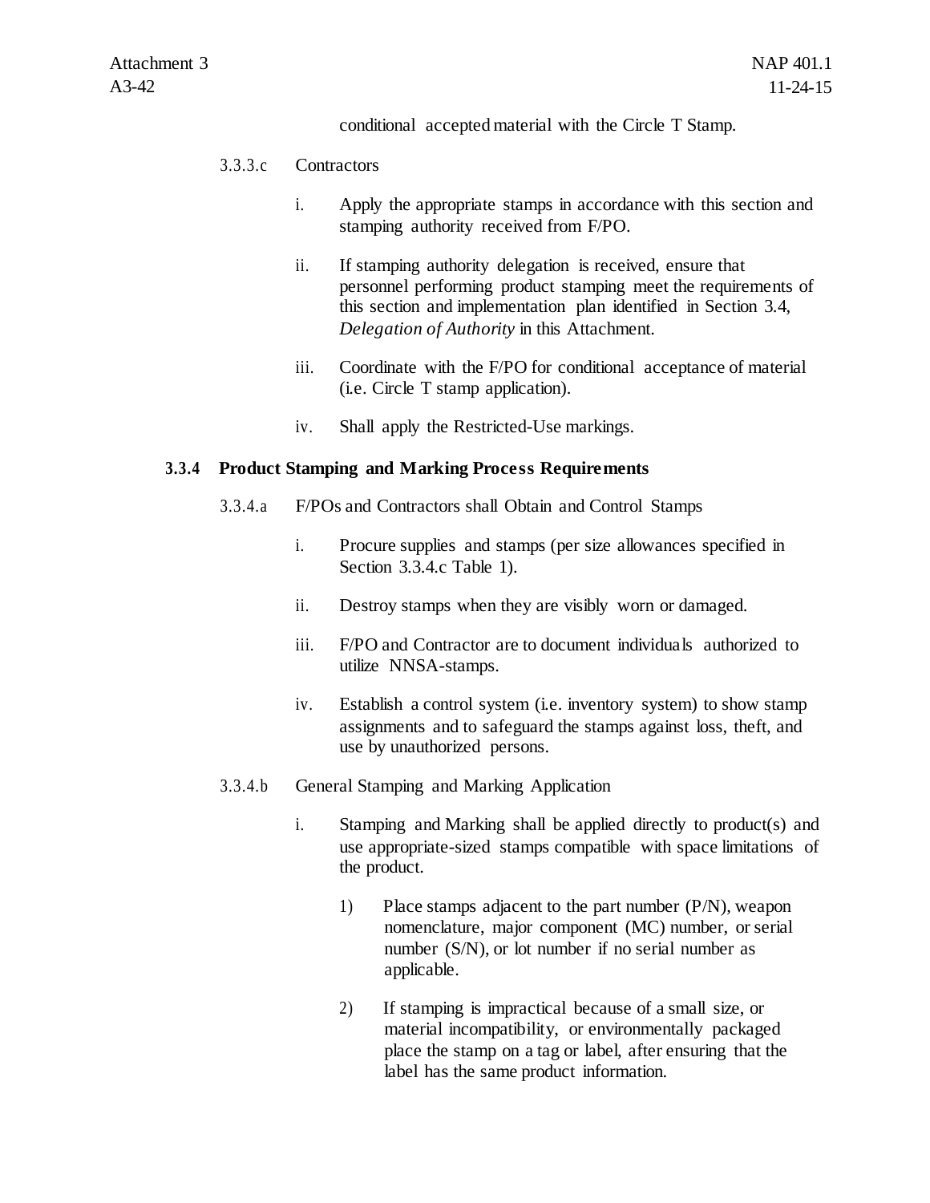conditional accepted material with the Circle T Stamp.

3.3.3.c Contractors

i. Apply the appropriate stamps in accordance with this section and stamping authority received from F/PO.

ii. If stamping authority delegation is received, ensure that personnel performing product stamping meet the requirements of this section and implementation plan identified in Section 3.4, *Delegation of Authority* in this Attachment.

iii. Coordinate with the F/PO for conditional acceptance of material (i.e. Circle T stamp application).

iv. Shall apply the Restricted-Use markings.

### 3.3.4 Product Stamping and Marking Process Requirements

3.3.4.a F/POs and Contractors shall Obtain and Control Stamps

i. Procure supplies and stamps (per size allowances specified in Section 3.3.4.c Table 1).

ii. Destroy stamps when they are visibly worn or damaged.

iii. F/PO and Contractor are to document individuals authorized to utilize NNSA-stamps.

iv. Establish a control system (i.e. inventory system) to show stamp assignments and to safeguard the stamps against loss, theft, and use by unauthorized persons.

3.3.4.b General Stamping and Marking Application

i. Stamping and Marking shall be applied directly to product(s) and use appropriate-sized stamps compatible with space limitations of the product.

1) Place stamps adjacent to the part number (P/N), weapon nomenclature, major component (MC) number, or serial number (S/N), or lot number if no serial number as applicable.

2) If stamping is impractical because of a small size, or material incompatibility, or environmentally packaged place the stamp on a tag or label, after ensuring that the label has the same product information.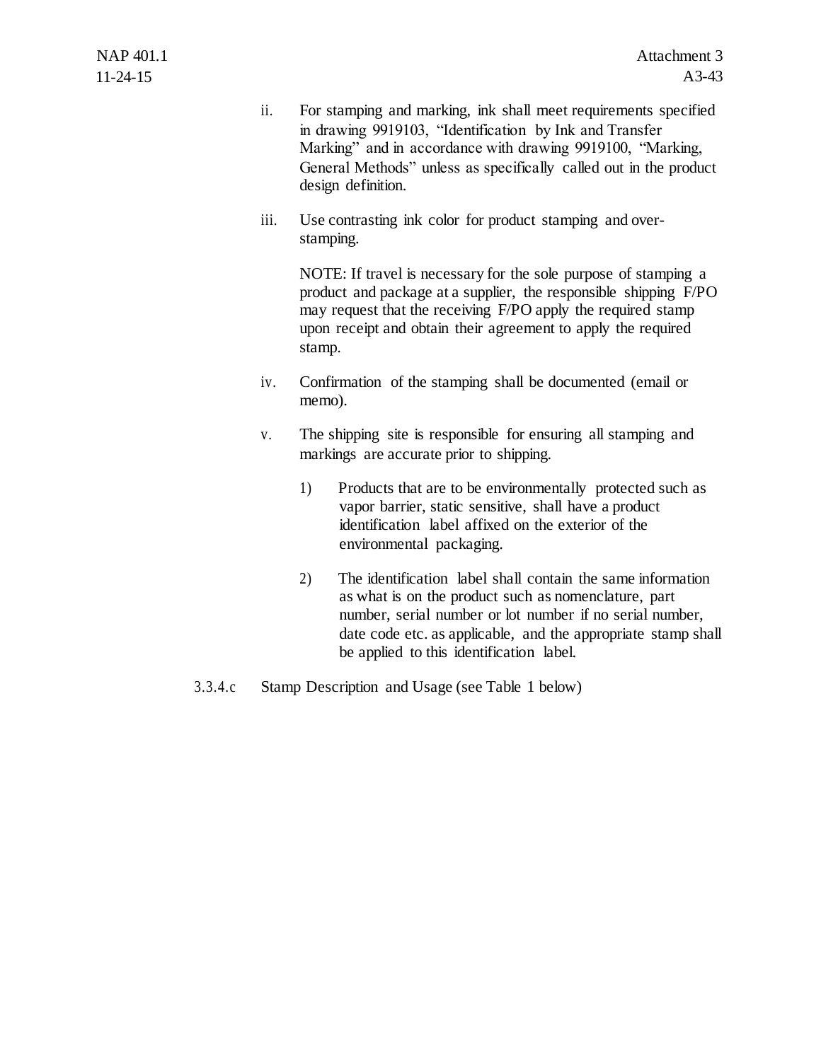ii. For stamping and marking, ink shall meet requirements specified in drawing 9919103, "Identification by Ink and Transfer Marking" and in accordance with drawing 9919100, "Marking, General Methods" unless as specifically called out in the product design definition.

iii. Use contrasting ink color for product stamping and over-stamping.

NOTE: If travel is necessary for the sole purpose of stamping a product and package at a supplier, the responsible shipping F/PO may request that the receiving F/PO apply the required stamp upon receipt and obtain their agreement to apply the required stamp.

iv. Confirmation of the stamping shall be documented (email or memo).

v. The shipping site is responsible for ensuring all stamping and markings are accurate prior to shipping.

1) Products that are to be environmentally protected such as vapor barrier, static sensitive, shall have a product identification label affixed on the exterior of the environmental packaging.

2) The identification label shall contain the same information as what is on the product such as nomenclature, part number, serial number or lot number if no serial number, date code etc. as applicable, and the appropriate stamp shall be applied to this identification label.

3.3.4.c Stamp Description and Usage (see Table 1 below)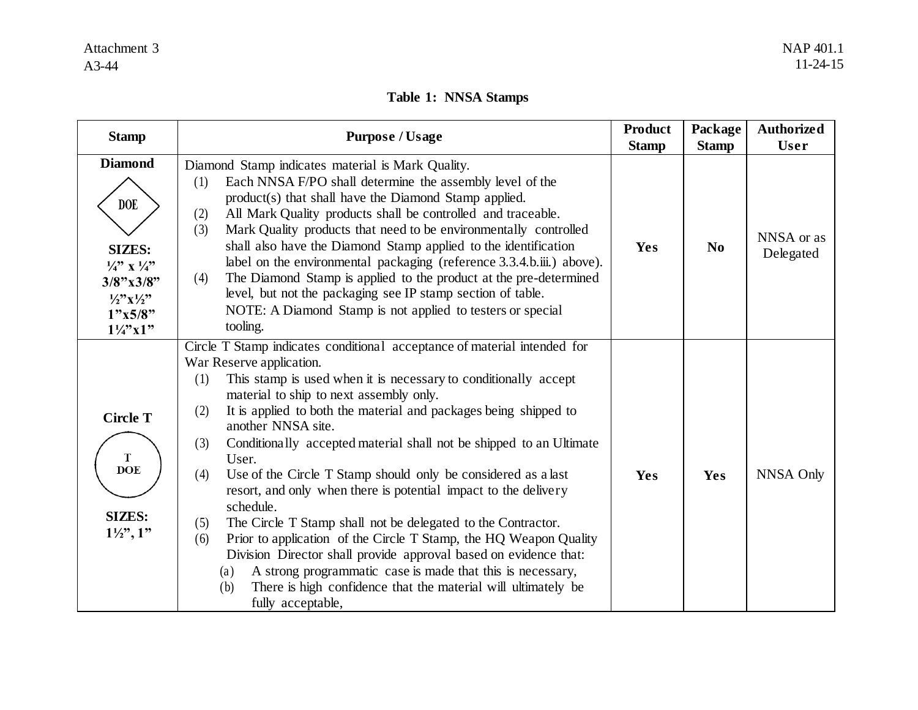**Table 1: NNSA Stamps**

| Stamp | Purpose / Usage | Product Stamp | Package Stamp | Authorized User |
|---|---|---|---|---|
| **Diamond**<br><br>DOE<br><br>**SIZES:**<br>**¼" x ¼"**<br>**3/8"x3/8"**<br>**½"x½"**<br>**1"x5/8"**<br>**1¼"x1"** | Diamond Stamp indicates material is Mark Quality.<br>(1) Each NNSA F/PO shall determine the assembly level of the product(s) that shall have the Diamond Stamp applied.<br>(2) All Mark Quality products shall be controlled and traceable.<br>(3) Mark Quality products that need to be environmentally controlled shall also have the Diamond Stamp applied to the identification label on the environmental packaging (reference 3.3.4.b.iii.) above).<br>(4) The Diamond Stamp is applied to the product at the pre-determined level, but not the packaging see IP stamp section of table.<br>NOTE: A Diamond Stamp is not applied to testers or special tooling. | **Yes** | **No** | NNSA or as Delegated |
| **Circle T**<br><br>T<br>DOE<br><br>**SIZES:**<br>**1½", 1"** | Circle T Stamp indicates conditional acceptance of material intended for War Reserve application.<br>(1) This stamp is used when it is necessary to conditionally accept material to ship to next assembly only.<br>(2) It is applied to both the material and packages being shipped to another NNSA site.<br>(3) Conditionally accepted material shall not be shipped to an Ultimate User.<br>(4) Use of the Circle T Stamp should only be considered as a last resort, and only when there is potential impact to the delivery schedule.<br>(5) The Circle T Stamp shall not be delegated to the Contractor.<br>(6) Prior to application of the Circle T Stamp, the HQ Weapon Quality Division Director shall provide approval based on evidence that:<br>(a) A strong programmatic case is made that this is necessary,<br>(b) There is high confidence that the material will ultimately be fully acceptable, | **Yes** | **Yes** | NNSA Only |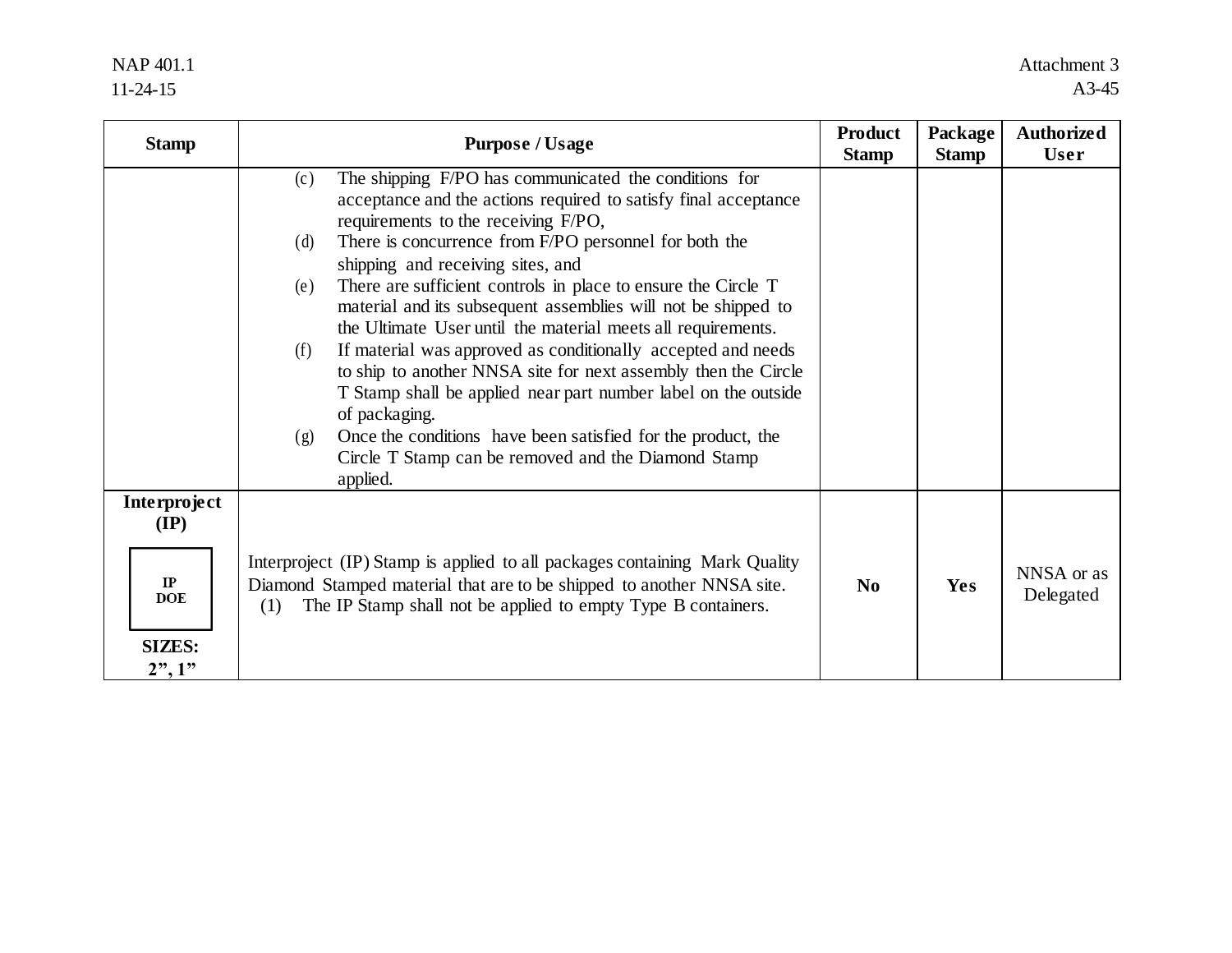| Stamp | Purpose / Usage | Product Stamp | Package Stamp | Authorized User |
|---|---|---|---|---|
| | (c) The shipping F/PO has communicated the conditions for acceptance and the actions required to satisfy final acceptance requirements to the receiving F/PO,<br>(d) There is concurrence from F/PO personnel for both the shipping and receiving sites, and<br>(e) There are sufficient controls in place to ensure the Circle T material and its subsequent assemblies will not be shipped to the Ultimate User until the material meets all requirements.<br>(f) If material was approved as conditionally accepted and needs to ship to another NNSA site for next assembly then the Circle T Stamp shall be applied near part number label on the outside of packaging.<br>(g) Once the conditions have been satisfied for the product, the Circle T Stamp can be removed and the Diamond Stamp applied. | | | |
| **Interproject (IP)**<br>IP DOE<br>**SIZES: 2", 1"** | Interproject (IP) Stamp is applied to all packages containing Mark Quality Diamond Stamped material that are to be shipped to another NNSA site.<br>(1) The IP Stamp shall not be applied to empty Type B containers. | **No** | **Yes** | NNSA or as Delegated |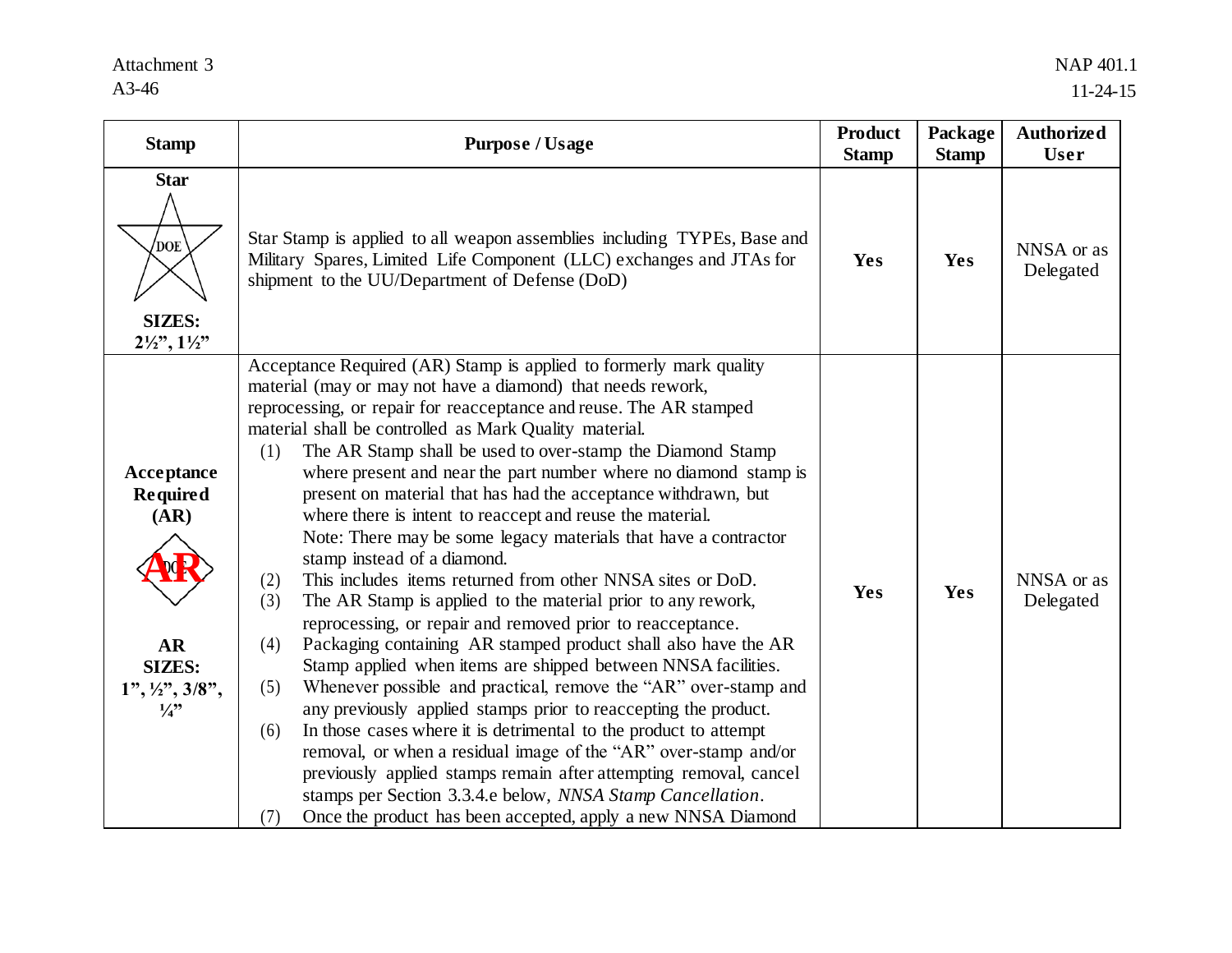| Stamp | Purpose / Usage | Product Stamp | Package Stamp | Authorized User |
|---|---|---|---|---|
| **Star**<br>DOE<br>**SIZES:**<br>**2½", 1½"** | Star Stamp is applied to all weapon assemblies including TYPEs, Base and Military Spares, Limited Life Component (LLC) exchanges and JTAs for shipment to the UU/Department of Defense (DoD) | **Yes** | **Yes** | NNSA or as Delegated |
| **Acceptance Required (AR)**<br>DOE **AR**<br>**AR**<br>**SIZES:**<br>**1", ½", 3/8", ¼"** | Acceptance Required (AR) Stamp is applied to formerly mark quality material (may or may not have a diamond) that needs rework, reprocessing, or repair for reacceptance and reuse. The AR stamped material shall be controlled as Mark Quality material.<br>(1) The AR Stamp shall be used to over-stamp the Diamond Stamp where present and near the part number where no diamond stamp is present on material that has had the acceptance withdrawn, but where there is intent to reaccept and reuse the material. Note: There may be some legacy materials that have a contractor stamp instead of a diamond.<br>(2) This includes items returned from other NNSA sites or DoD.<br>(3) The AR Stamp is applied to the material prior to any rework, reprocessing, or repair and removed prior to reacceptance.<br>(4) Packaging containing AR stamped product shall also have the AR Stamp applied when items are shipped between NNSA facilities.<br>(5) Whenever possible and practical, remove the "AR" over-stamp and any previously applied stamps prior to reaccepting the product.<br>(6) In those cases where it is detrimental to the product to attempt removal, or when a residual image of the "AR" over-stamp and/or previously applied stamps remain after attempting removal, cancel stamps per Section 3.3.4.e below, *NNSA Stamp Cancellation*.<br>(7) Once the product has been accepted, apply a new NNSA Diamond | **Yes** | **Yes** | NNSA or as Delegated |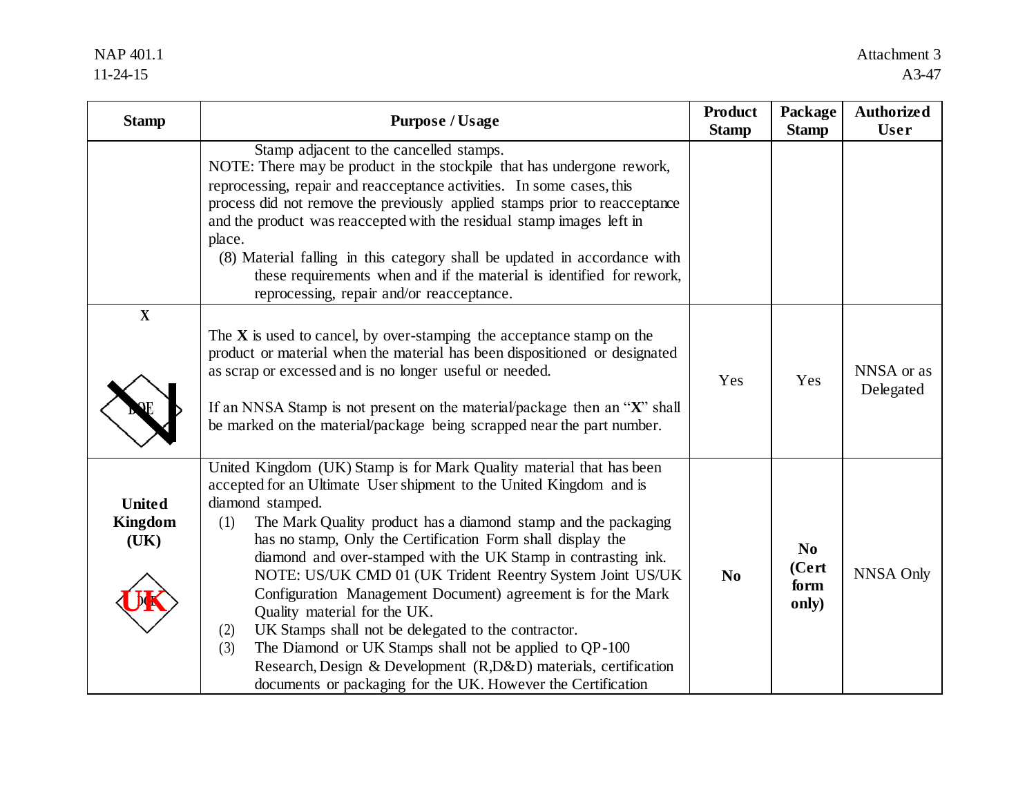| Stamp | Purpose / Usage | Product Stamp | Package Stamp | Authorized User |
|---|---|---|---|---|
| | Stamp adjacent to the cancelled stamps.<br>NOTE: There may be product in the stockpile that has undergone rework, reprocessing, repair and reacceptance activities. In some cases, this process did not remove the previously applied stamps prior to reacceptance and the product was reaccepted with the residual stamp images left in place.<br>(8) Material falling in this category shall be updated in accordance with these requirements when and if the material is identified for rework, reprocessing, repair and/or reacceptance. | | | |
| **X**<br>DOE | The **X** is used to cancel, by over-stamping the acceptance stamp on the product or material when the material has been dispositioned or designated as scrap or excessed and is no longer useful or needed.<br><br>If an NNSA Stamp is not present on the material/package then an "**X**" shall be marked on the material/package being scrapped near the part number. | Yes | Yes | NNSA or as Delegated |
| **United Kingdom (UK)**<br>UK DOE | United Kingdom (UK) Stamp is for Mark Quality material that has been accepted for an Ultimate User shipment to the United Kingdom and is diamond stamped.<br>(1) The Mark Quality product has a diamond stamp and the packaging has no stamp, Only the Certification Form shall display the diamond and over-stamped with the UK Stamp in contrasting ink. NOTE: US/UK CMD 01 (UK Trident Reentry System Joint US/UK Configuration Management Document) agreement is for the Mark Quality material for the UK.<br>(2) UK Stamps shall not be delegated to the contractor.<br>(3) The Diamond or UK Stamps shall not be applied to QP-100 Research, Design & Development (R,D&D) materials, certification documents or packaging for the UK. However the Certification | **No** | **No (Cert form only)** | NNSA Only |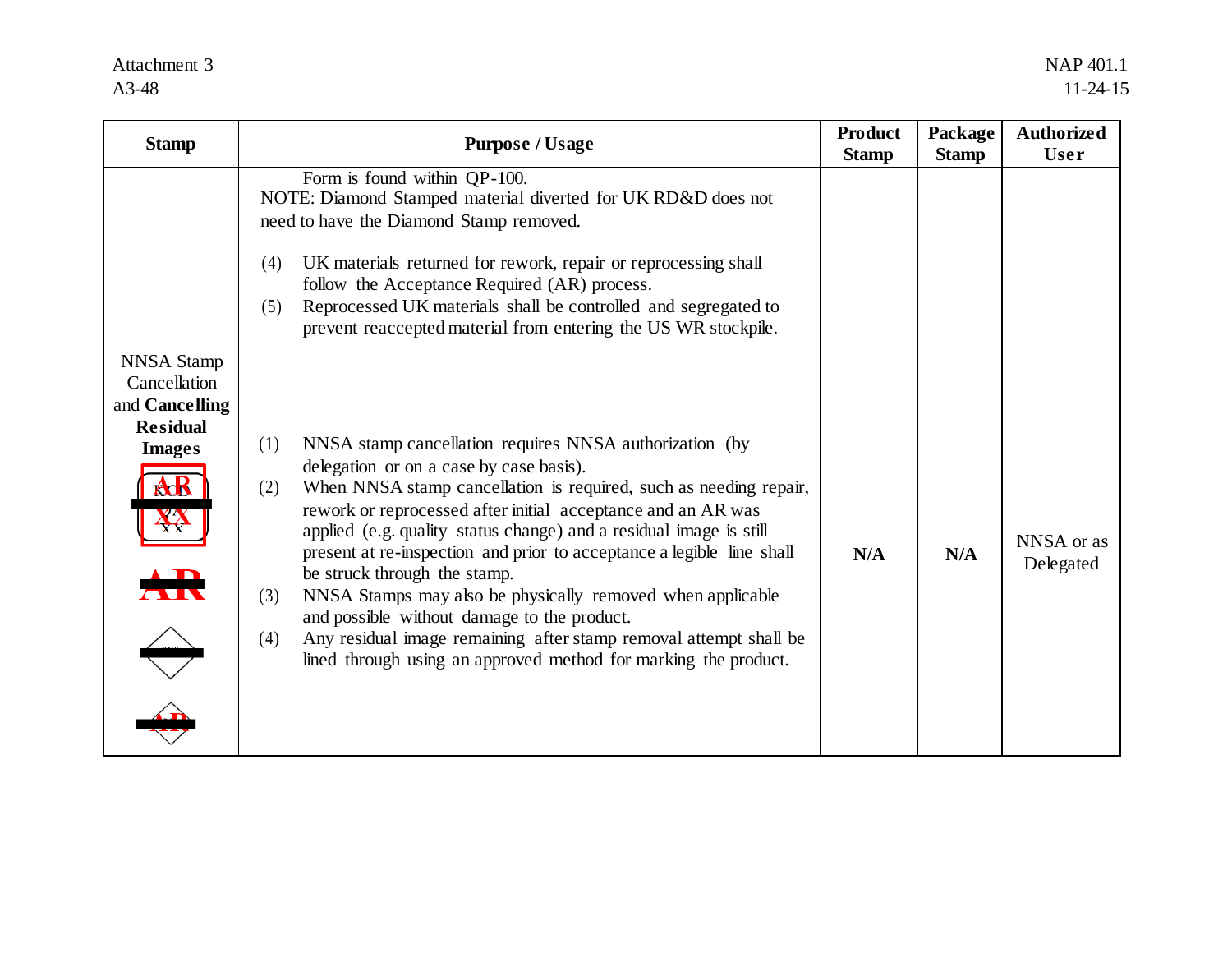| Stamp | Purpose / Usage | Product Stamp | Package Stamp | Authorized User |
|---|---|---|---|---|
| | Form is found within QP-100.<br>NOTE: Diamond Stamped material diverted for UK RD&D does not need to have the Diamond Stamp removed.<br><br>(4) UK materials returned for rework, repair or reprocessing shall follow the Acceptance Required (AR) process.<br>(5) Reprocessed UK materials shall be controlled and segregated to prevent reaccepted material from entering the US WR stockpile. | | | |
| NNSA Stamp Cancellation and **Cancelling Residual Images** | (1) NNSA stamp cancellation requires NNSA authorization (by delegation or on a case by case basis).<br>(2) When NNSA stamp cancellation is required, such as needing repair, rework or reprocessed after initial acceptance and an AR was applied (e.g. quality status change) and a residual image is still present at re-inspection and prior to acceptance a legible line shall be struck through the stamp.<br>(3) NNSA Stamps may also be physically removed when applicable and possible without damage to the product.<br>(4) Any residual image remaining after stamp removal attempt shall be lined through using an approved method for marking the product. | **N/A** | **N/A** | NNSA or as Delegated |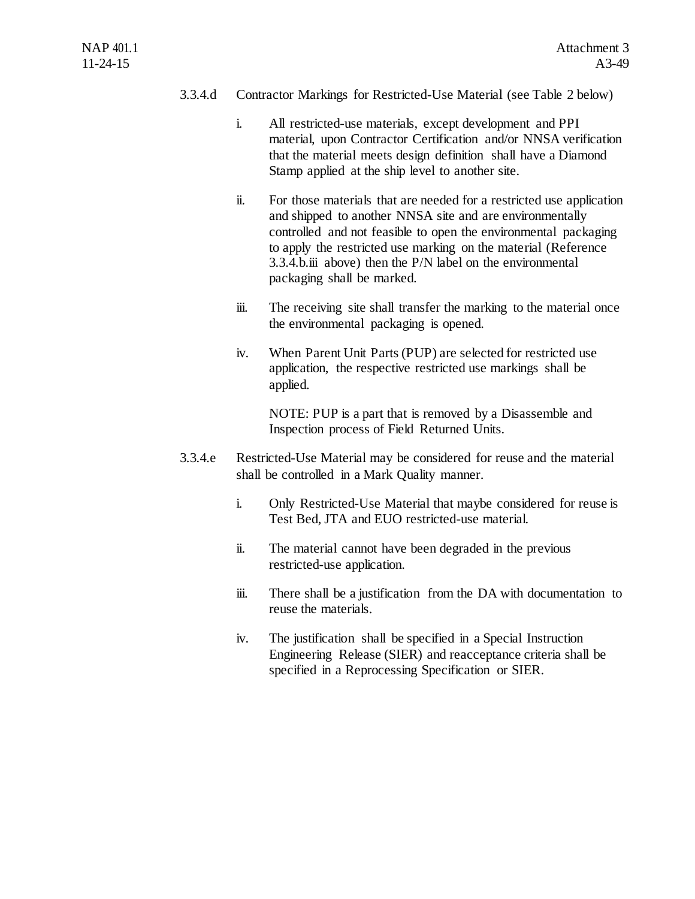3.3.4.d Contractor Markings for Restricted-Use Material (see Table 2 below)

i. All restricted-use materials, except development and PPI material, upon Contractor Certification and/or NNSA verification that the material meets design definition shall have a Diamond Stamp applied at the ship level to another site.

ii. For those materials that are needed for a restricted use application and shipped to another NNSA site and are environmentally controlled and not feasible to open the environmental packaging to apply the restricted use marking on the material (Reference 3.3.4.b.iii above) then the P/N label on the environmental packaging shall be marked.

iii. The receiving site shall transfer the marking to the material once the environmental packaging is opened.

iv. When Parent Unit Parts (PUP) are selected for restricted use application, the respective restricted use markings shall be applied.

NOTE: PUP is a part that is removed by a Disassemble and Inspection process of Field Returned Units.

3.3.4.e Restricted-Use Material may be considered for reuse and the material shall be controlled in a Mark Quality manner.

i. Only Restricted-Use Material that maybe considered for reuse is Test Bed, JTA and EUO restricted-use material.

ii. The material cannot have been degraded in the previous restricted-use application.

iii. There shall be a justification from the DA with documentation to reuse the materials.

iv. The justification shall be specified in a Special Instruction Engineering Release (SIER) and reacceptance criteria shall be specified in a Reprocessing Specification or SIER.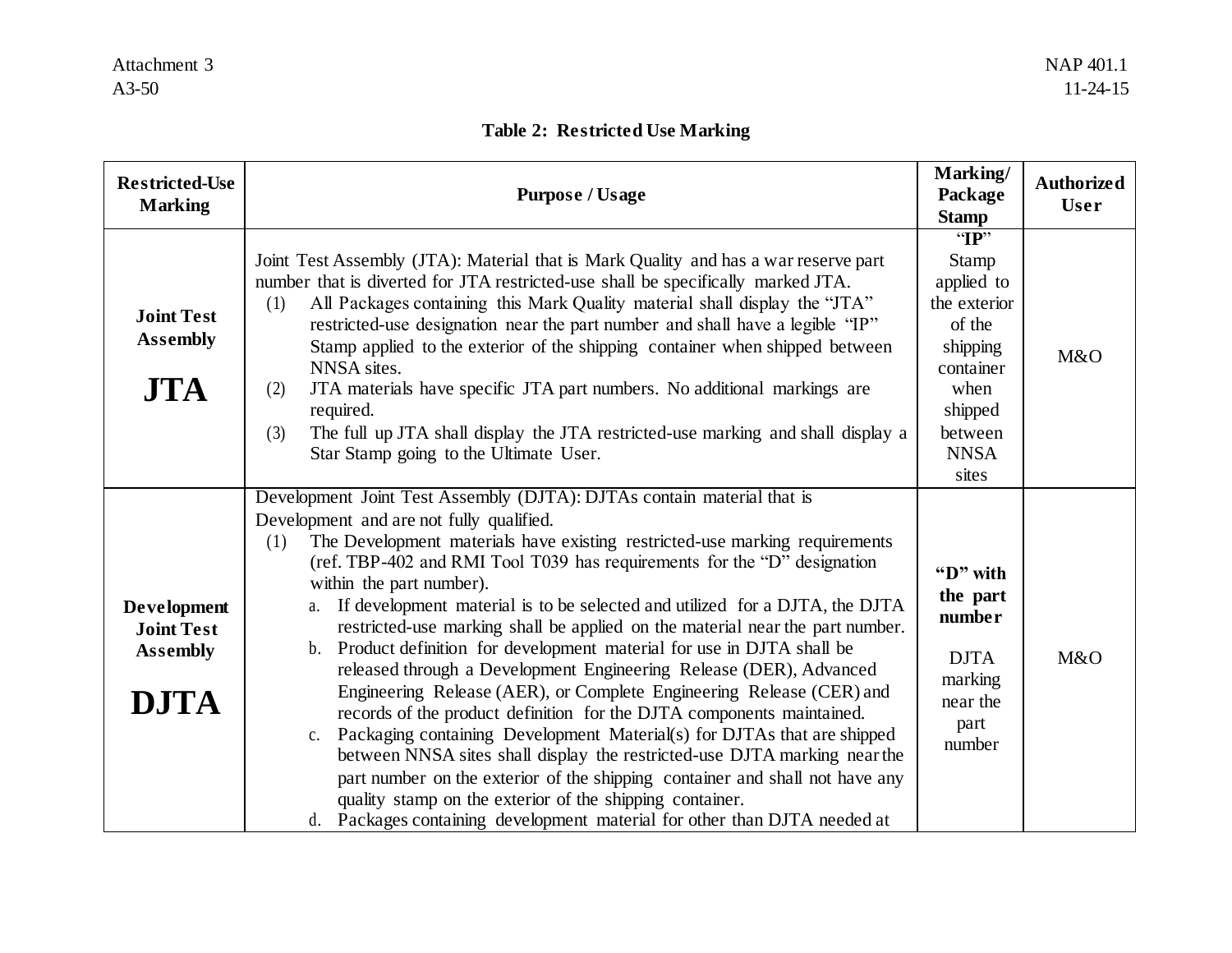**Table 2: Restricted Use Marking**

| Restricted-Use Marking | Purpose / Usage | Marking/ Package Stamp | Authorized User |
|---|---|---|---|
| **Joint Test Assembly** **JTA** | Joint Test Assembly (JTA): Material that is Mark Quality and has a war reserve part number that is diverted for JTA restricted-use shall be specifically marked JTA.<br>(1) All Packages containing this Mark Quality material shall display the "JTA" restricted-use designation near the part number and shall have a legible "IP" Stamp applied to the exterior of the shipping container when shipped between NNSA sites.<br>(2) JTA materials have specific JTA part numbers. No additional markings are required.<br>(3) The full up JTA shall display the JTA restricted-use marking and shall display a Star Stamp going to the Ultimate User. | "**IP**" Stamp applied to the exterior of the shipping container when shipped between NNSA sites | M&O |
| **Development Joint Test Assembly** **DJTA** | Development Joint Test Assembly (DJTA): DJTAs contain material that is Development and are not fully qualified.<br>(1) The Development materials have existing restricted-use marking requirements (ref. TBP-402 and RMI Tool T039 has requirements for the "D" designation within the part number).<br>a. If development material is to be selected and utilized for a DJTA, the DJTA restricted-use marking shall be applied on the material near the part number.<br>b. Product definition for development material for use in DJTA shall be released through a Development Engineering Release (DER), Advanced Engineering Release (AER), or Complete Engineering Release (CER) and records of the product definition for the DJTA components maintained.<br>c. Packaging containing Development Material(s) for DJTAs that are shipped between NNSA sites shall display the restricted-use DJTA marking near the part number on the exterior of the shipping container and shall not have any quality stamp on the exterior of the shipping container.<br>d. Packages containing development material for other than DJTA needed at | **"D" with the part number**<br><br>DJTA marking near the part number | M&O |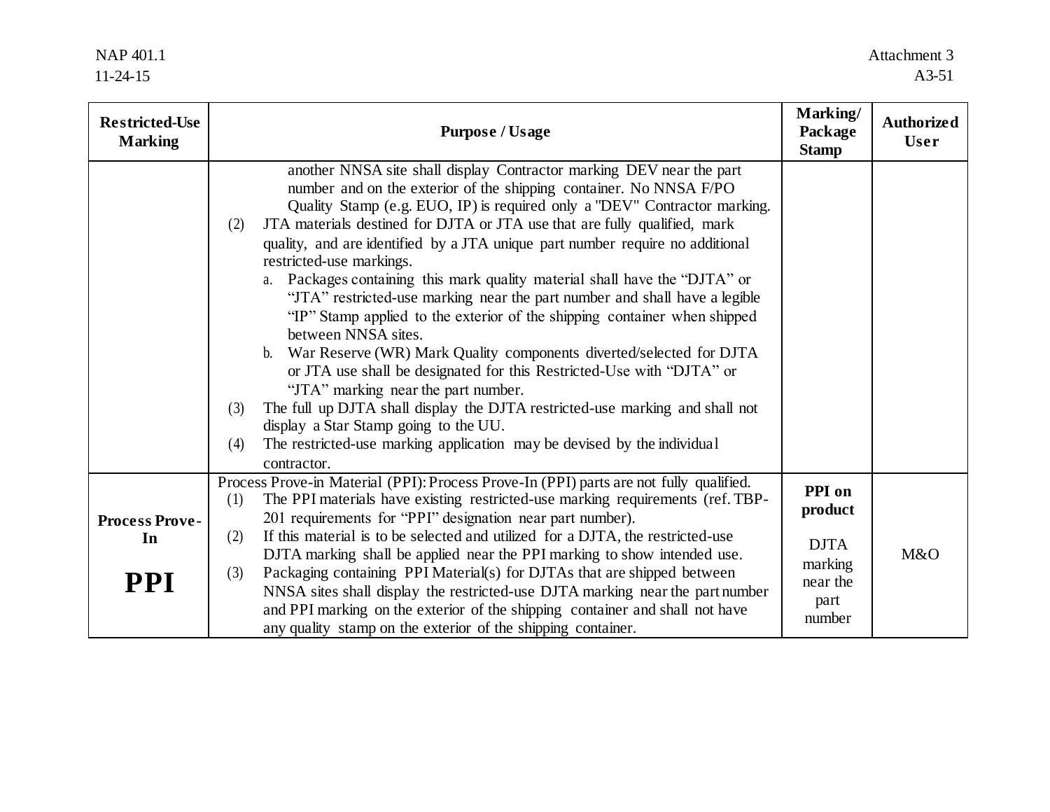| Restricted-Use Marking | Purpose / Usage | Marking/ Package Stamp | Authorized User |
|---|---|---|---|
| | another NNSA site shall display Contractor marking DEV near the part number and on the exterior of the shipping container. No NNSA F/PO Quality Stamp (e.g. EUO, IP) is required only a "DEV" Contractor marking.<br>(2) JTA materials destined for DJTA or JTA use that are fully qualified, mark quality, and are identified by a JTA unique part number require no additional restricted-use markings.<br>a. Packages containing this mark quality material shall have the "DJTA" or "JTA" restricted-use marking near the part number and shall have a legible "IP" Stamp applied to the exterior of the shipping container when shipped between NNSA sites.<br>b. War Reserve (WR) Mark Quality components diverted/selected for DJTA or JTA use shall be designated for this Restricted-Use with "DJTA" or "JTA" marking near the part number.<br>(3) The full up DJTA shall display the DJTA restricted-use marking and shall not display a Star Stamp going to the UU.<br>(4) The restricted-use marking application may be devised by the individual contractor. | | |
| **Process Prove-In**<br><br>**PPI** | Process Prove-in Material (PPI): Process Prove-In (PPI) parts are not fully qualified.<br>(1) The PPI materials have existing restricted-use marking requirements (ref. TBP-201 requirements for "PPI" designation near part number).<br>(2) If this material is to be selected and utilized for a DJTA, the restricted-use DJTA marking shall be applied near the PPI marking to show intended use.<br>(3) Packaging containing PPI Material(s) for DJTAs that are shipped between NNSA sites shall display the restricted-use DJTA marking near the part number and PPI marking on the exterior of the shipping container and shall not have any quality stamp on the exterior of the shipping container. | **PPI on product**<br><br>DJTA marking near the part number | M&O |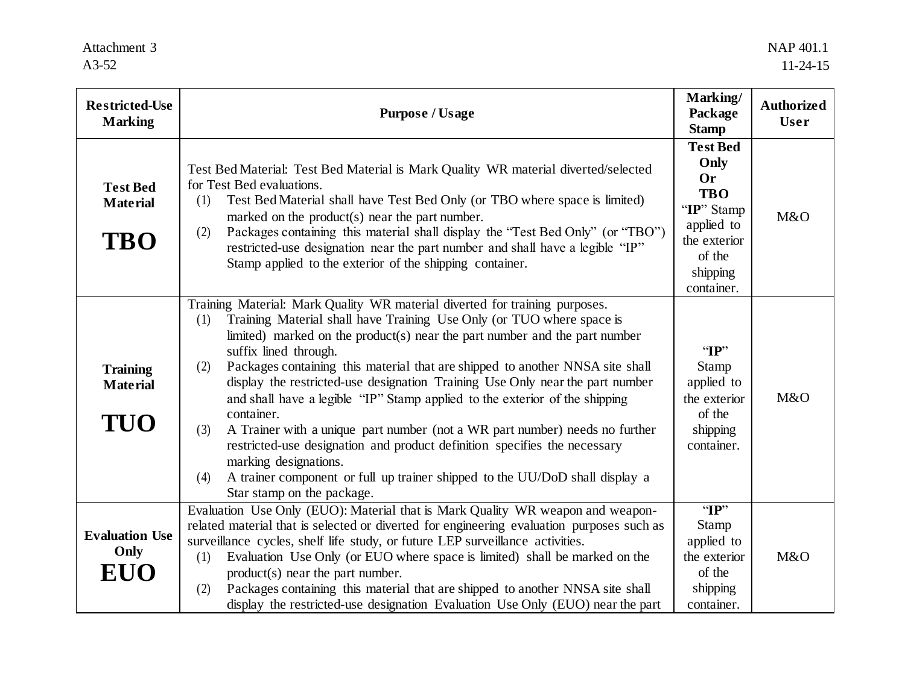| Restricted-Use Marking | Purpose / Usage | Marking/ Package Stamp | Authorized User |
|---|---|---|---|
| **Test Bed Material** **TBO** | Test Bed Material: Test Bed Material is Mark Quality WR material diverted/selected for Test Bed evaluations.<br>(1) Test Bed Material shall have Test Bed Only (or TBO where space is limited) marked on the product(s) near the part number.<br>(2) Packages containing this material shall display the "Test Bed Only" (or "TBO") restricted-use designation near the part number and shall have a legible "IP" Stamp applied to the exterior of the shipping container. | **Test Bed Only Or TBO** "**IP**" Stamp applied to the exterior of the shipping container. | M&O |
| **Training Material** **TUO** | Training Material: Mark Quality WR material diverted for training purposes.<br>(1) Training Material shall have Training Use Only (or TUO where space is limited) marked on the product(s) near the part number and the part number suffix lined through.<br>(2) Packages containing this material that are shipped to another NNSA site shall display the restricted-use designation Training Use Only near the part number and shall have a legible "IP" Stamp applied to the exterior of the shipping container.<br>(3) A Trainer with a unique part number (not a WR part number) needs no further restricted-use designation and product definition specifies the necessary marking designations.<br>(4) A trainer component or full up trainer shipped to the UU/DoD shall display a Star stamp on the package. | "**IP**" Stamp applied to the exterior of the shipping container. | M&O |
| **Evaluation Use Only** **EUO** | Evaluation Use Only (EUO): Material that is Mark Quality WR weapon and weapon-related material that is selected or diverted for engineering evaluation purposes such as surveillance cycles, shelf life study, or future LEP surveillance activities.<br>(1) Evaluation Use Only (or EUO where space is limited) shall be marked on the product(s) near the part number.<br>(2) Packages containing this material that are shipped to another NNSA site shall display the restricted-use designation Evaluation Use Only (EUO) near the part | "**IP**" Stamp applied to the exterior of the shipping container. | M&O |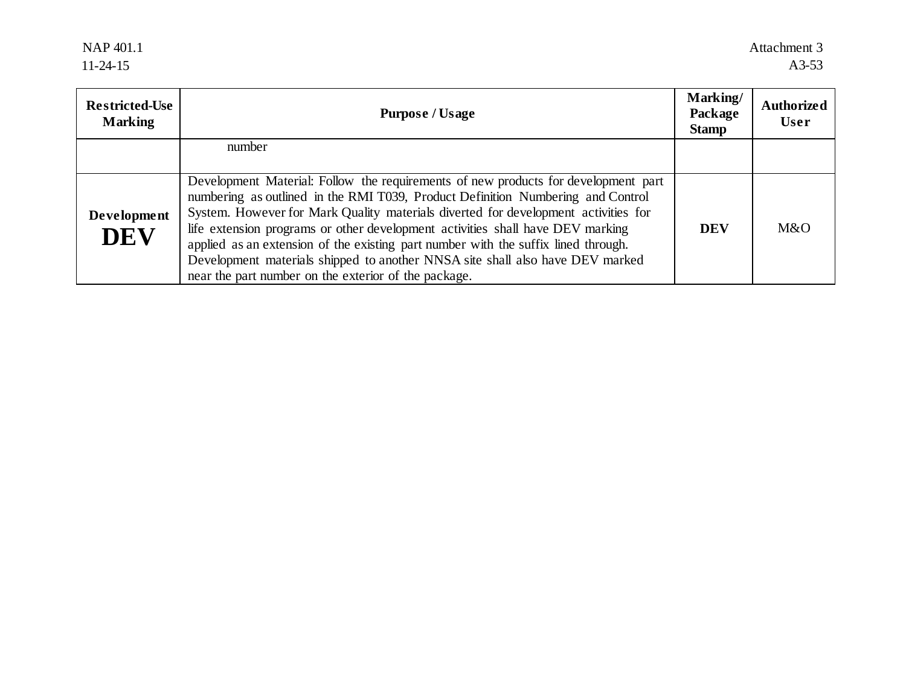| Restricted-Use Marking | Purpose / Usage | Marking/ Package Stamp | Authorized User |
|---|---|---|---|
| | number | | |
| **Development DEV** | Development Material: Follow the requirements of new products for development part numbering as outlined in the RMI T039, Product Definition Numbering and Control System. However for Mark Quality materials diverted for development activities for life extension programs or other development activities shall have DEV marking applied as an extension of the existing part number with the suffix lined through. Development materials shipped to another NNSA site shall also have DEV marked near the part number on the exterior of the package. | **DEV** | M&O |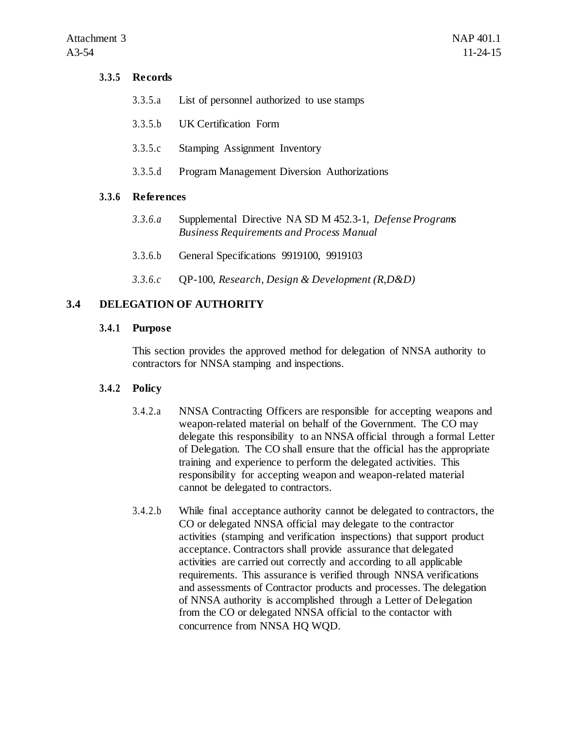### 3.3.5 Records

3.3.5.a List of personnel authorized to use stamps

3.3.5.b UK Certification Form

3.3.5.c Stamping Assignment Inventory

3.3.5.d Program Management Diversion Authorizations

### 3.3.6 References

*3.3.6.a* Supplemental Directive NA SD M 452.3-1, *Defense Programs Business Requirements and Process Manual*

3.3.6.b General Specifications 9919100, 9919103

*3.3.6.c* QP-100, *Research, Design & Development (R,D&D)*

## 3.4 DELEGATION OF AUTHORITY

### 3.4.1 Purpose

This section provides the approved method for delegation of NNSA authority to contractors for NNSA stamping and inspections.

### 3.4.2 Policy

3.4.2.a NNSA Contracting Officers are responsible for accepting weapons and weapon-related material on behalf of the Government. The CO may delegate this responsibility to an NNSA official through a formal Letter of Delegation. The CO shall ensure that the official has the appropriate training and experience to perform the delegated activities. This responsibility for accepting weapon and weapon-related material cannot be delegated to contractors.

3.4.2.b While final acceptance authority cannot be delegated to contractors, the CO or delegated NNSA official may delegate to the contractor activities (stamping and verification inspections) that support product acceptance. Contractors shall provide assurance that delegated activities are carried out correctly and according to all applicable requirements. This assurance is verified through NNSA verifications and assessments of Contractor products and processes. The delegation of NNSA authority is accomplished through a Letter of Delegation from the CO or delegated NNSA official to the contactor with concurrence from NNSA HQ WQD.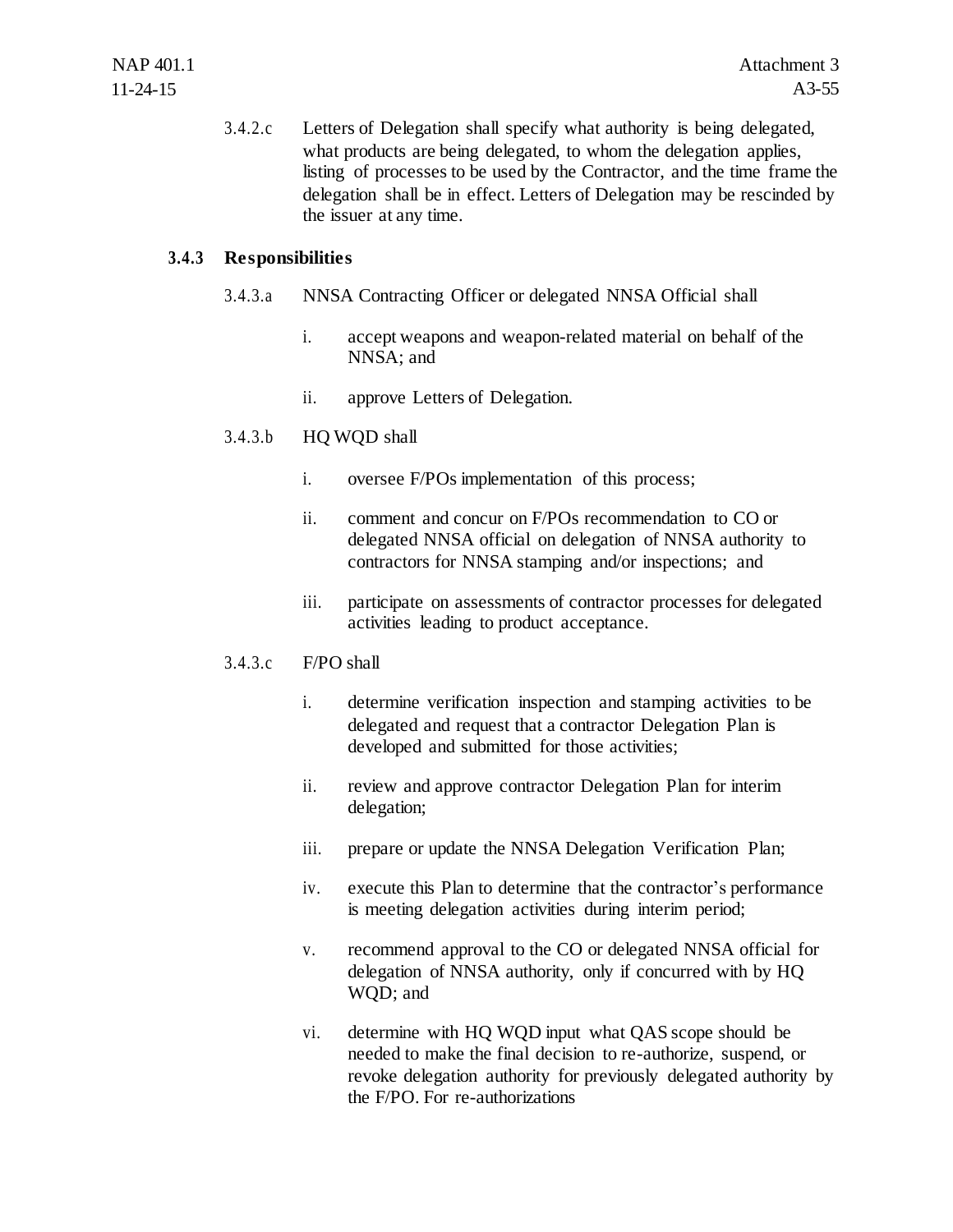3.4.2.c Letters of Delegation shall specify what authority is being delegated, what products are being delegated, to whom the delegation applies, listing of processes to be used by the Contractor, and the time frame the delegation shall be in effect. Letters of Delegation may be rescinded by the issuer at any time.

### 3.4.3 Responsibilities

3.4.3.a NNSA Contracting Officer or delegated NNSA Official shall

i. accept weapons and weapon-related material on behalf of the NNSA; and

ii. approve Letters of Delegation.

3.4.3.b HQ WQD shall

i. oversee F/POs implementation of this process;

ii. comment and concur on F/POs recommendation to CO or delegated NNSA official on delegation of NNSA authority to contractors for NNSA stamping and/or inspections; and

iii. participate on assessments of contractor processes for delegated activities leading to product acceptance.

3.4.3.c F/PO shall

i. determine verification inspection and stamping activities to be delegated and request that a contractor Delegation Plan is developed and submitted for those activities;

ii. review and approve contractor Delegation Plan for interim delegation;

iii. prepare or update the NNSA Delegation Verification Plan;

iv. execute this Plan to determine that the contractor's performance is meeting delegation activities during interim period;

v. recommend approval to the CO or delegated NNSA official for delegation of NNSA authority, only if concurred with by HQ WQD; and

vi. determine with HQ WQD input what QAS scope should be needed to make the final decision to re-authorize, suspend, or revoke delegation authority for previously delegated authority by the F/PO. For re-authorizations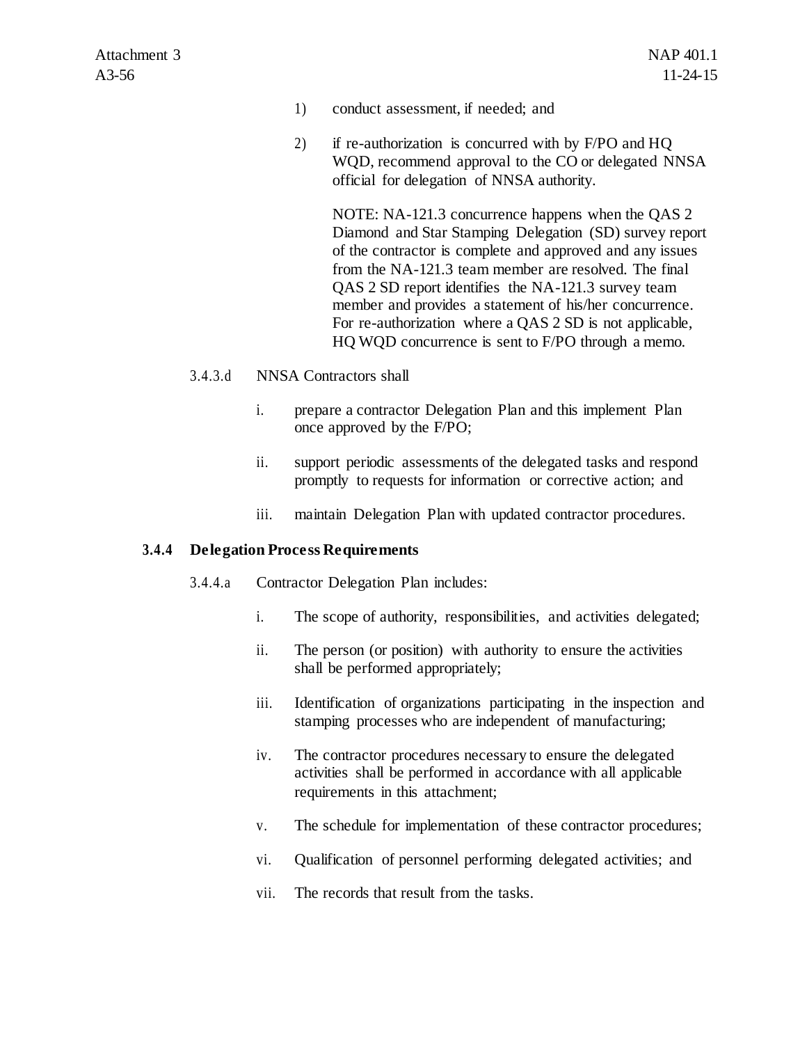1) conduct assessment, if needed; and

2) if re-authorization is concurred with by F/PO and HQ WQD, recommend approval to the CO or delegated NNSA official for delegation of NNSA authority.

   NOTE: NA-121.3 concurrence happens when the QAS 2 Diamond and Star Stamping Delegation (SD) survey report of the contractor is complete and approved and any issues from the NA-121.3 team member are resolved. The final QAS 2 SD report identifies the NA-121.3 survey team member and provides a statement of his/her concurrence. For re-authorization where a QAS 2 SD is not applicable, HQ WQD concurrence is sent to F/PO through a memo.

3.4.3.d NNSA Contractors shall

i. prepare a contractor Delegation Plan and this implement Plan once approved by the F/PO;

ii. support periodic assessments of the delegated tasks and respond promptly to requests for information or corrective action; and

iii. maintain Delegation Plan with updated contractor procedures.

### 3.4.4 Delegation Process Requirements

3.4.4.a Contractor Delegation Plan includes:

i. The scope of authority, responsibilities, and activities delegated;

ii. The person (or position) with authority to ensure the activities shall be performed appropriately;

iii. Identification of organizations participating in the inspection and stamping processes who are independent of manufacturing;

iv. The contractor procedures necessary to ensure the delegated activities shall be performed in accordance with all applicable requirements in this attachment;

v. The schedule for implementation of these contractor procedures;

vi. Qualification of personnel performing delegated activities; and

vii. The records that result from the tasks.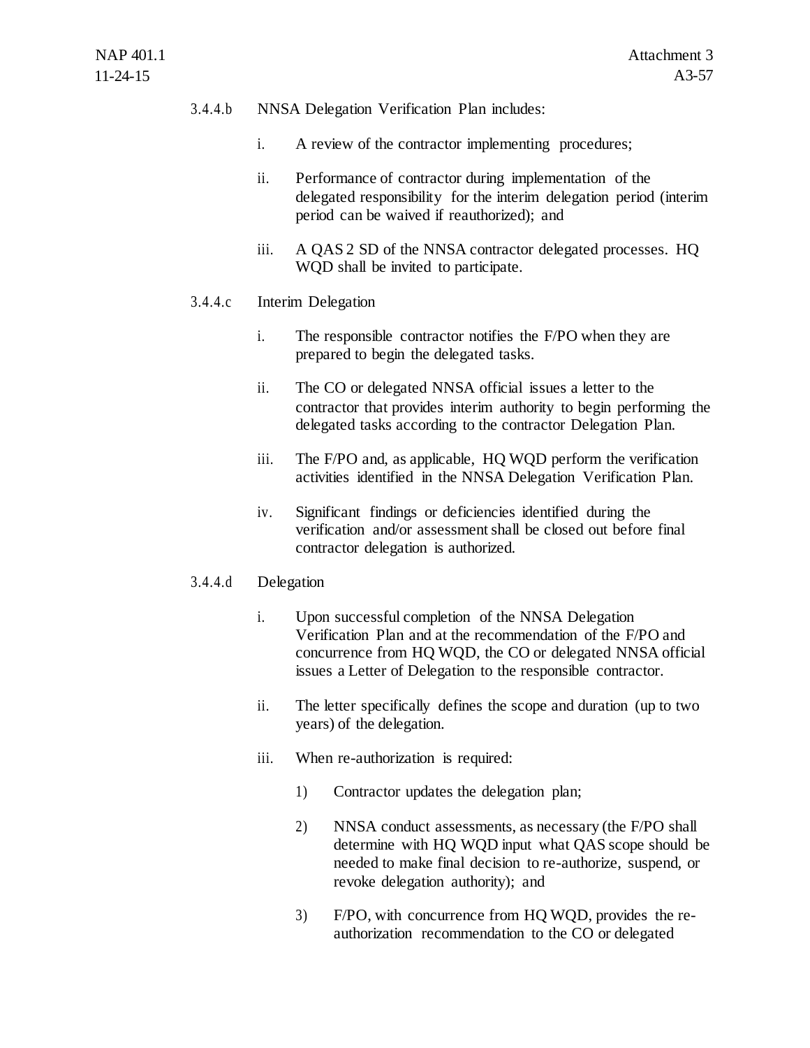3.4.4.b NNSA Delegation Verification Plan includes:

i. A review of the contractor implementing procedures;

ii. Performance of contractor during implementation of the delegated responsibility for the interim delegation period (interim period can be waived if reauthorized); and

iii. A QAS 2 SD of the NNSA contractor delegated processes. HQ WQD shall be invited to participate.

3.4.4.c Interim Delegation

i. The responsible contractor notifies the F/PO when they are prepared to begin the delegated tasks.

ii. The CO or delegated NNSA official issues a letter to the contractor that provides interim authority to begin performing the delegated tasks according to the contractor Delegation Plan.

iii. The F/PO and, as applicable, HQ WQD perform the verification activities identified in the NNSA Delegation Verification Plan.

iv. Significant findings or deficiencies identified during the verification and/or assessment shall be closed out before final contractor delegation is authorized.

3.4.4.d Delegation

i. Upon successful completion of the NNSA Delegation Verification Plan and at the recommendation of the F/PO and concurrence from HQ WQD, the CO or delegated NNSA official issues a Letter of Delegation to the responsible contractor.

ii. The letter specifically defines the scope and duration (up to two years) of the delegation.

iii. When re-authorization is required:

1) Contractor updates the delegation plan;

2) NNSA conduct assessments, as necessary (the F/PO shall determine with HQ WQD input what QAS scope should be needed to make final decision to re-authorize, suspend, or revoke delegation authority); and

3) F/PO, with concurrence from HQ WQD, provides the re-authorization recommendation to the CO or delegated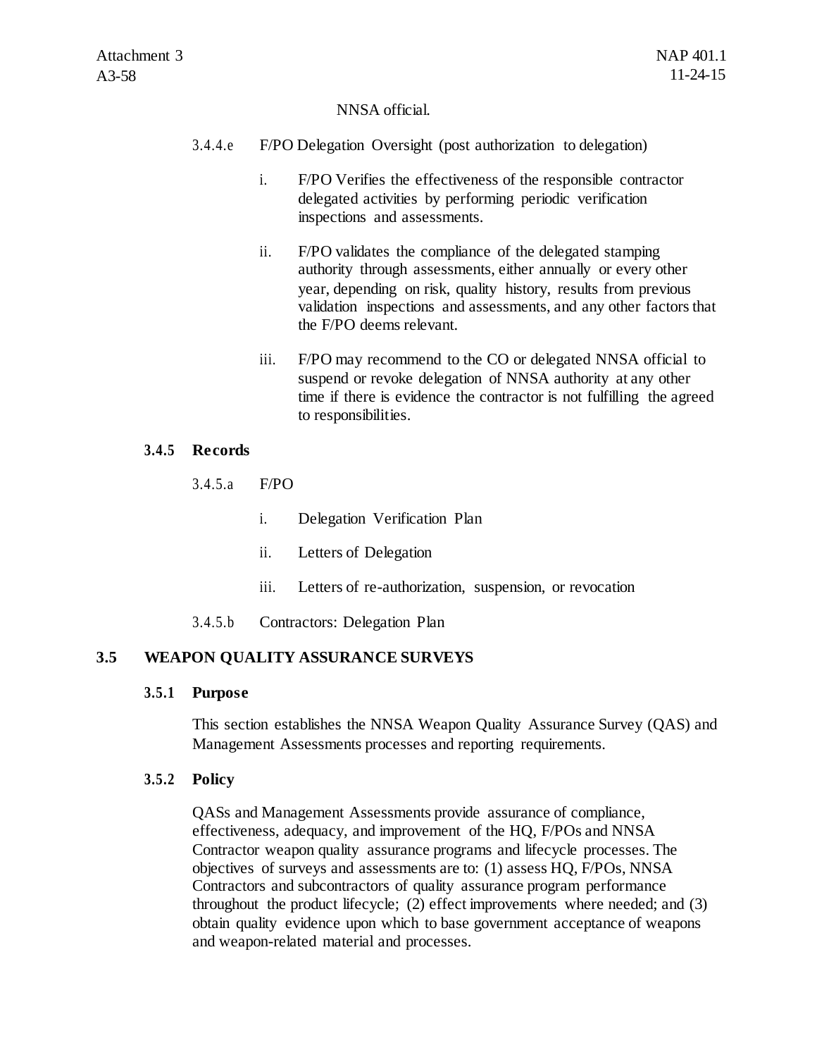NNSA official.

3.4.4.e F/PO Delegation Oversight (post authorization to delegation)

i. F/PO Verifies the effectiveness of the responsible contractor delegated activities by performing periodic verification inspections and assessments.

ii. F/PO validates the compliance of the delegated stamping authority through assessments, either annually or every other year, depending on risk, quality history, results from previous validation inspections and assessments, and any other factors that the F/PO deems relevant.

iii. F/PO may recommend to the CO or delegated NNSA official to suspend or revoke delegation of NNSA authority at any other time if there is evidence the contractor is not fulfilling the agreed to responsibilities.

### 3.4.5 Records

3.4.5.a F/PO

i. Delegation Verification Plan

ii. Letters of Delegation

iii. Letters of re-authorization, suspension, or revocation

3.4.5.b Contractors: Delegation Plan

## 3.5 WEAPON QUALITY ASSURANCE SURVEYS

### 3.5.1 Purpose

This section establishes the NNSA Weapon Quality Assurance Survey (QAS) and Management Assessments processes and reporting requirements.

### 3.5.2 Policy

QASs and Management Assessments provide assurance of compliance, effectiveness, adequacy, and improvement of the HQ, F/POs and NNSA Contractor weapon quality assurance programs and lifecycle processes. The objectives of surveys and assessments are to: (1) assess HQ, F/POs, NNSA Contractors and subcontractors of quality assurance program performance throughout the product lifecycle; (2) effect improvements where needed; and (3) obtain quality evidence upon which to base government acceptance of weapons and weapon-related material and processes.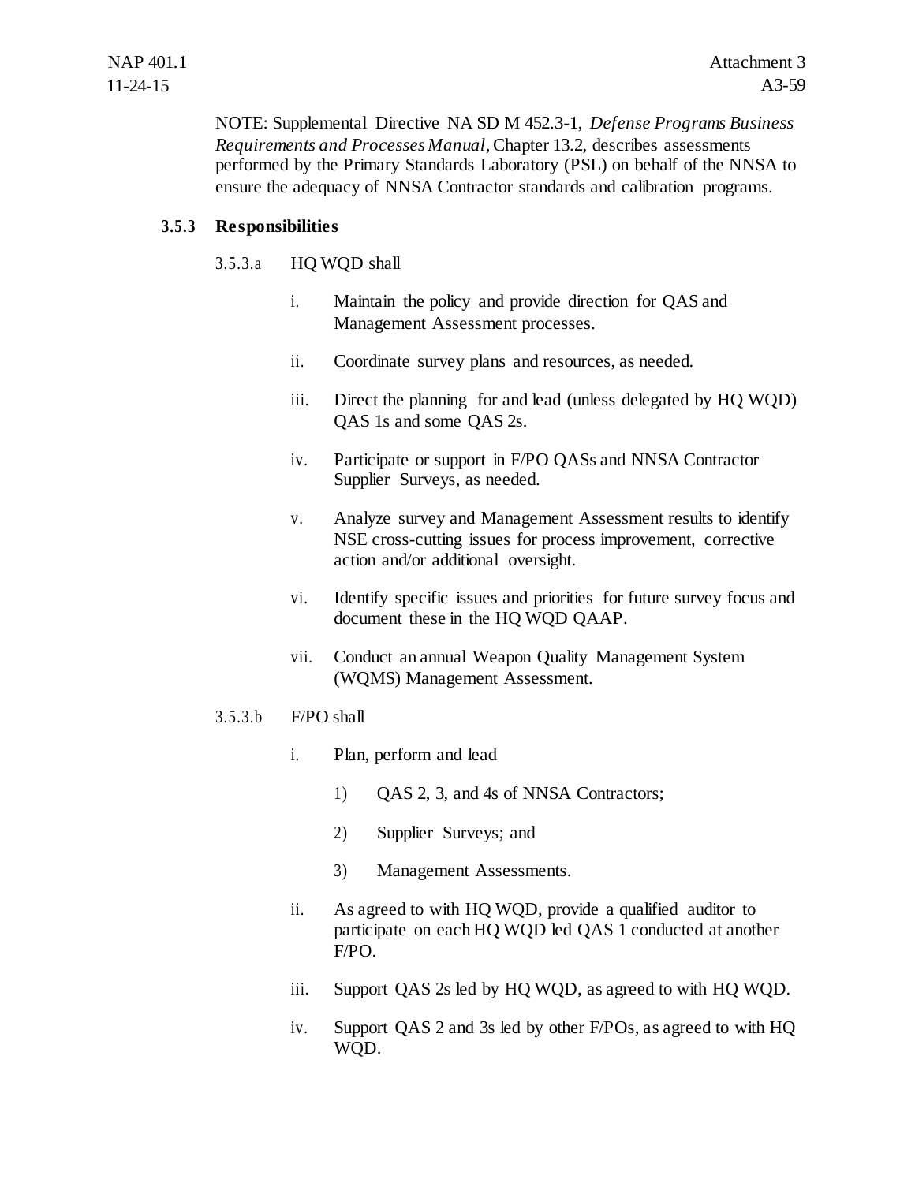NOTE: Supplemental Directive NA SD M 452.3-1, *Defense Programs Business Requirements and Processes Manual*, Chapter 13.2, describes assessments performed by the Primary Standards Laboratory (PSL) on behalf of the NNSA to ensure the adequacy of NNSA Contractor standards and calibration programs.

### 3.5.3 Responsibilities

3.5.3.a HQ WQD shall

i. Maintain the policy and provide direction for QAS and Management Assessment processes.

ii. Coordinate survey plans and resources, as needed.

iii. Direct the planning for and lead (unless delegated by HQ WQD) QAS 1s and some QAS 2s.

iv. Participate or support in F/PO QASs and NNSA Contractor Supplier Surveys, as needed.

v. Analyze survey and Management Assessment results to identify NSE cross-cutting issues for process improvement, corrective action and/or additional oversight.

vi. Identify specific issues and priorities for future survey focus and document these in the HQ WQD QAAP.

vii. Conduct an annual Weapon Quality Management System (WQMS) Management Assessment.

3.5.3.b F/PO shall

i. Plan, perform and lead

1) QAS 2, 3, and 4s of NNSA Contractors;

2) Supplier Surveys; and

3) Management Assessments.

ii. As agreed to with HQ WQD, provide a qualified auditor to participate on each HQ WQD led QAS 1 conducted at another F/PO.

iii. Support QAS 2s led by HQ WQD, as agreed to with HQ WQD.

iv. Support QAS 2 and 3s led by other F/POs, as agreed to with HQ WQD.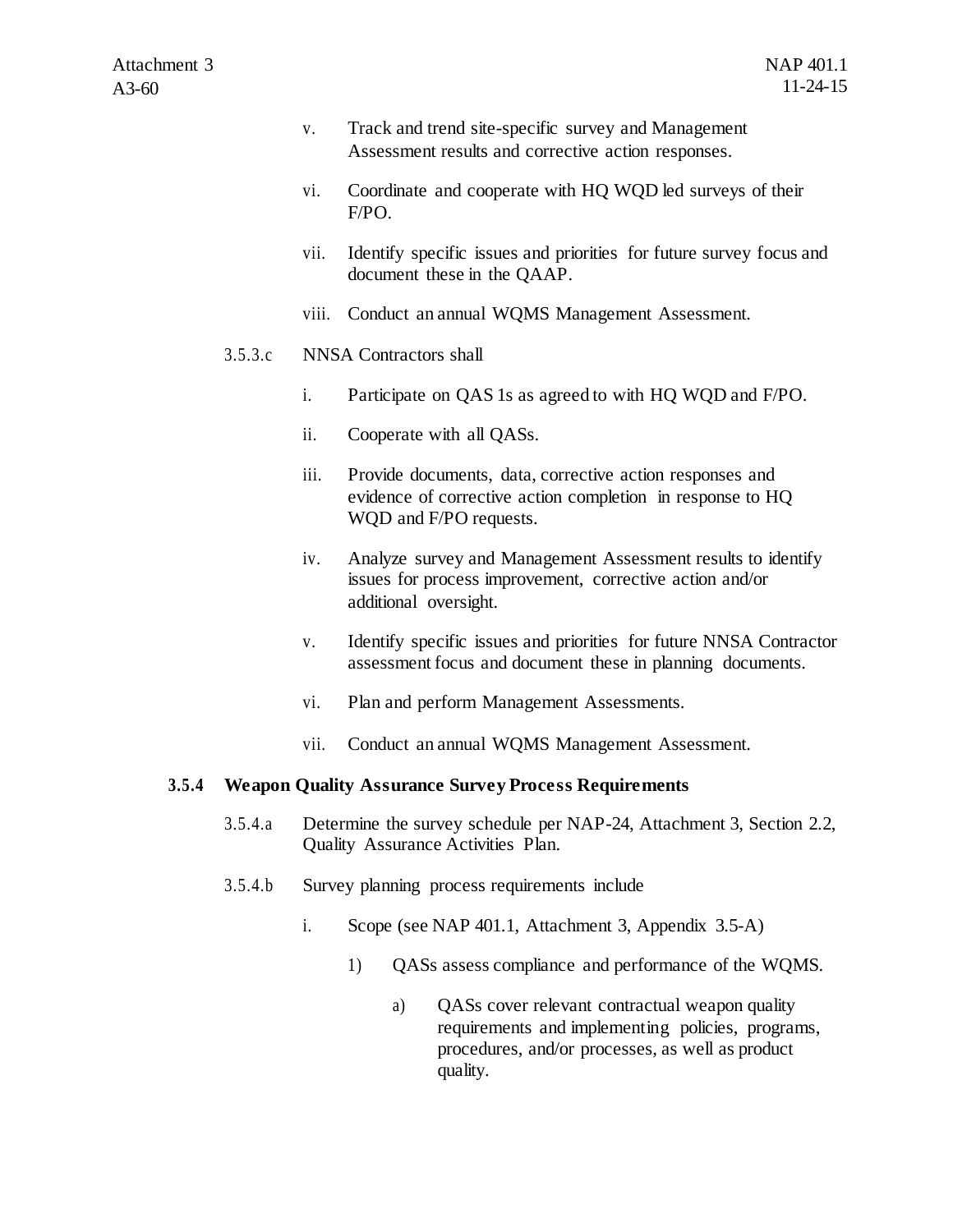v. Track and trend site-specific survey and Management Assessment results and corrective action responses.

vi. Coordinate and cooperate with HQ WQD led surveys of their F/PO.

vii. Identify specific issues and priorities for future survey focus and document these in the QAAP.

viii. Conduct an annual WQMS Management Assessment.

3.5.3.c NNSA Contractors shall

i. Participate on QAS 1s as agreed to with HQ WQD and F/PO.

ii. Cooperate with all QASs.

iii. Provide documents, data, corrective action responses and evidence of corrective action completion in response to HQ WQD and F/PO requests.

iv. Analyze survey and Management Assessment results to identify issues for process improvement, corrective action and/or additional oversight.

v. Identify specific issues and priorities for future NNSA Contractor assessment focus and document these in planning documents.

vi. Plan and perform Management Assessments.

vii. Conduct an annual WQMS Management Assessment.

### 3.5.4 Weapon Quality Assurance Survey Process Requirements

3.5.4.a Determine the survey schedule per NAP-24, Attachment 3, Section 2.2, Quality Assurance Activities Plan.

3.5.4.b Survey planning process requirements include

i. Scope (see NAP 401.1, Attachment 3, Appendix 3.5-A)

1) QASs assess compliance and performance of the WQMS.

a) QASs cover relevant contractual weapon quality requirements and implementing policies, programs, procedures, and/or processes, as well as product quality.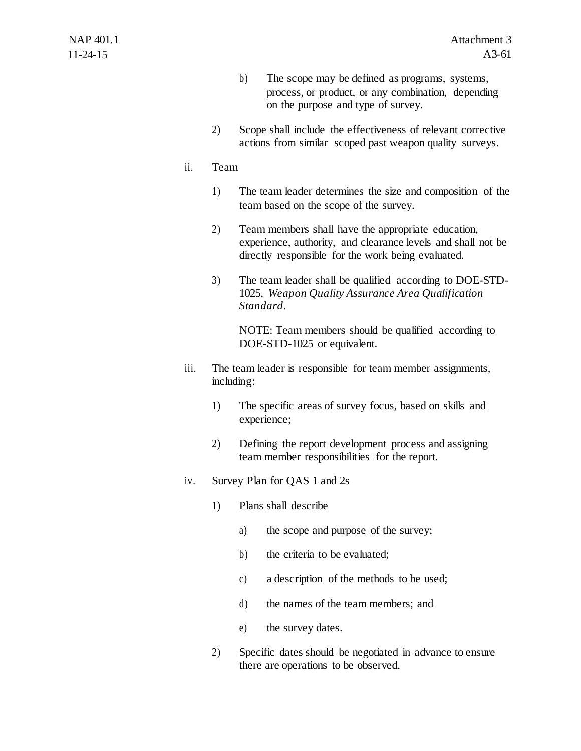b) The scope may be defined as programs, systems, process, or product, or any combination, depending on the purpose and type of survey.

2) Scope shall include the effectiveness of relevant corrective actions from similar scoped past weapon quality surveys.

ii. Team

1) The team leader determines the size and composition of the team based on the scope of the survey.

2) Team members shall have the appropriate education, experience, authority, and clearance levels and shall not be directly responsible for the work being evaluated.

3) The team leader shall be qualified according to DOE-STD-1025, *Weapon Quality Assurance Area Qualification Standard*.

   NOTE: Team members should be qualified according to DOE-STD-1025 or equivalent.

iii. The team leader is responsible for team member assignments, including:

1) The specific areas of survey focus, based on skills and experience;

2) Defining the report development process and assigning team member responsibilities for the report.

iv. Survey Plan for QAS 1 and 2s

1) Plans shall describe

   a) the scope and purpose of the survey;

   b) the criteria to be evaluated;

   c) a description of the methods to be used;

   d) the names of the team members; and

   e) the survey dates.

2) Specific dates should be negotiated in advance to ensure there are operations to be observed.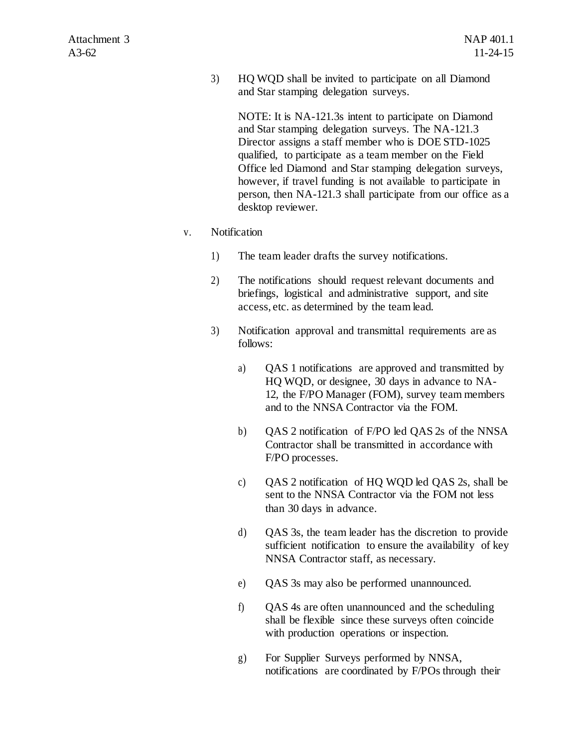3) HQ WQD shall be invited to participate on all Diamond and Star stamping delegation surveys.

   NOTE: It is NA-121.3s intent to participate on Diamond and Star stamping delegation surveys. The NA-121.3 Director assigns a staff member who is DOE STD-1025 qualified, to participate as a team member on the Field Office led Diamond and Star stamping delegation surveys, however, if travel funding is not available to participate in person, then NA-121.3 shall participate from our office as a desktop reviewer.

v. Notification

   1) The team leader drafts the survey notifications.

   2) The notifications should request relevant documents and briefings, logistical and administrative support, and site access, etc. as determined by the team lead.

   3) Notification approval and transmittal requirements are as follows:

      a) QAS 1 notifications are approved and transmitted by HQ WQD, or designee, 30 days in advance to NA-12, the F/PO Manager (FOM), survey team members and to the NNSA Contractor via the FOM.

      b) QAS 2 notification of F/PO led QAS 2s of the NNSA Contractor shall be transmitted in accordance with F/PO processes.

      c) QAS 2 notification of HQ WQD led QAS 2s, shall be sent to the NNSA Contractor via the FOM not less than 30 days in advance.

      d) QAS 3s, the team leader has the discretion to provide sufficient notification to ensure the availability of key NNSA Contractor staff, as necessary.

      e) QAS 3s may also be performed unannounced.

      f) QAS 4s are often unannounced and the scheduling shall be flexible since these surveys often coincide with production operations or inspection.

      g) For Supplier Surveys performed by NNSA, notifications are coordinated by F/POs through their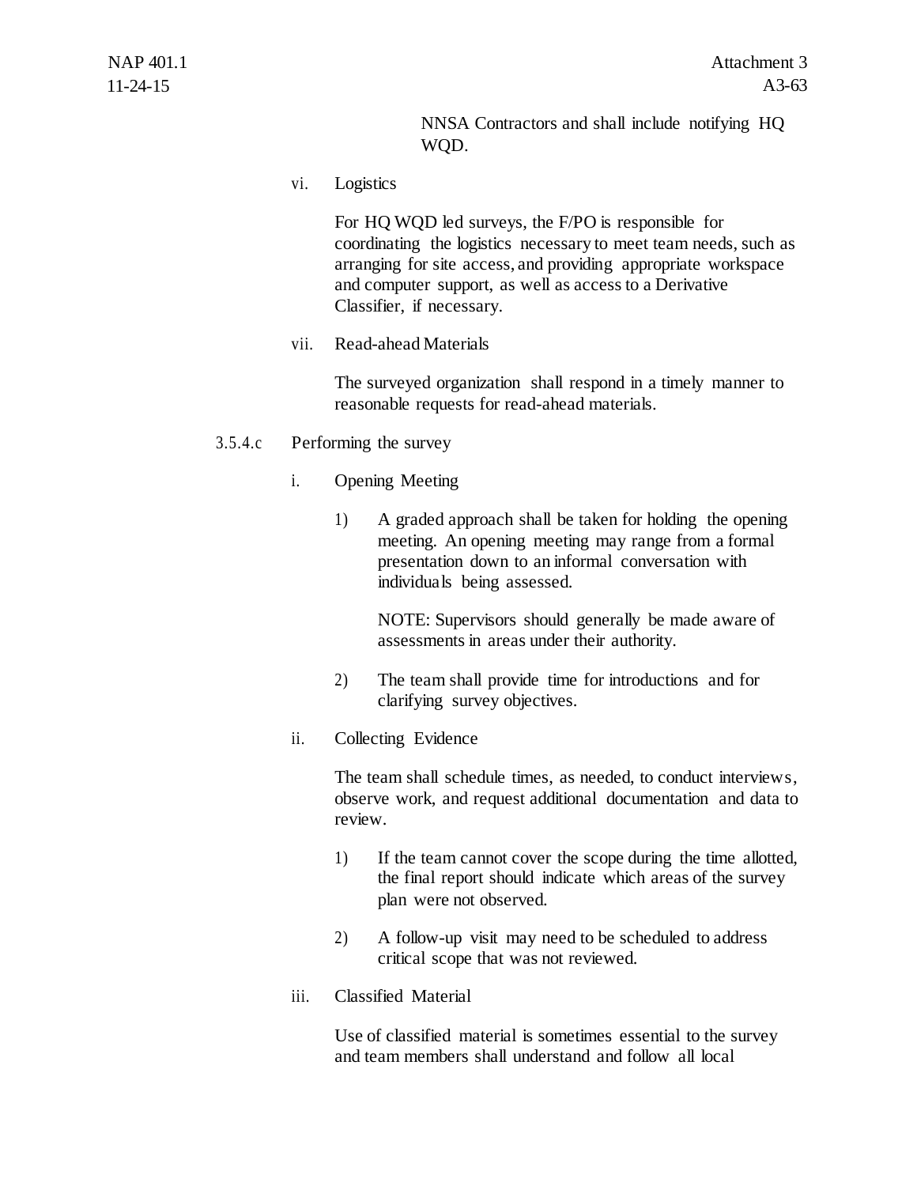NNSA Contractors and shall include notifying HQ WQD.

vi. Logistics

For HQ WQD led surveys, the F/PO is responsible for coordinating the logistics necessary to meet team needs, such as arranging for site access, and providing appropriate workspace and computer support, as well as access to a Derivative Classifier, if necessary.

vii. Read-ahead Materials

The surveyed organization shall respond in a timely manner to reasonable requests for read-ahead materials.

3.5.4.c Performing the survey

i. Opening Meeting

1) A graded approach shall be taken for holding the opening meeting. An opening meeting may range from a formal presentation down to an informal conversation with individuals being assessed.

   NOTE: Supervisors should generally be made aware of assessments in areas under their authority.

2) The team shall provide time for introductions and for clarifying survey objectives.

ii. Collecting Evidence

The team shall schedule times, as needed, to conduct interviews, observe work, and request additional documentation and data to review.

1) If the team cannot cover the scope during the time allotted, the final report should indicate which areas of the survey plan were not observed.

2) A follow-up visit may need to be scheduled to address critical scope that was not reviewed.

iii. Classified Material

Use of classified material is sometimes essential to the survey and team members shall understand and follow all local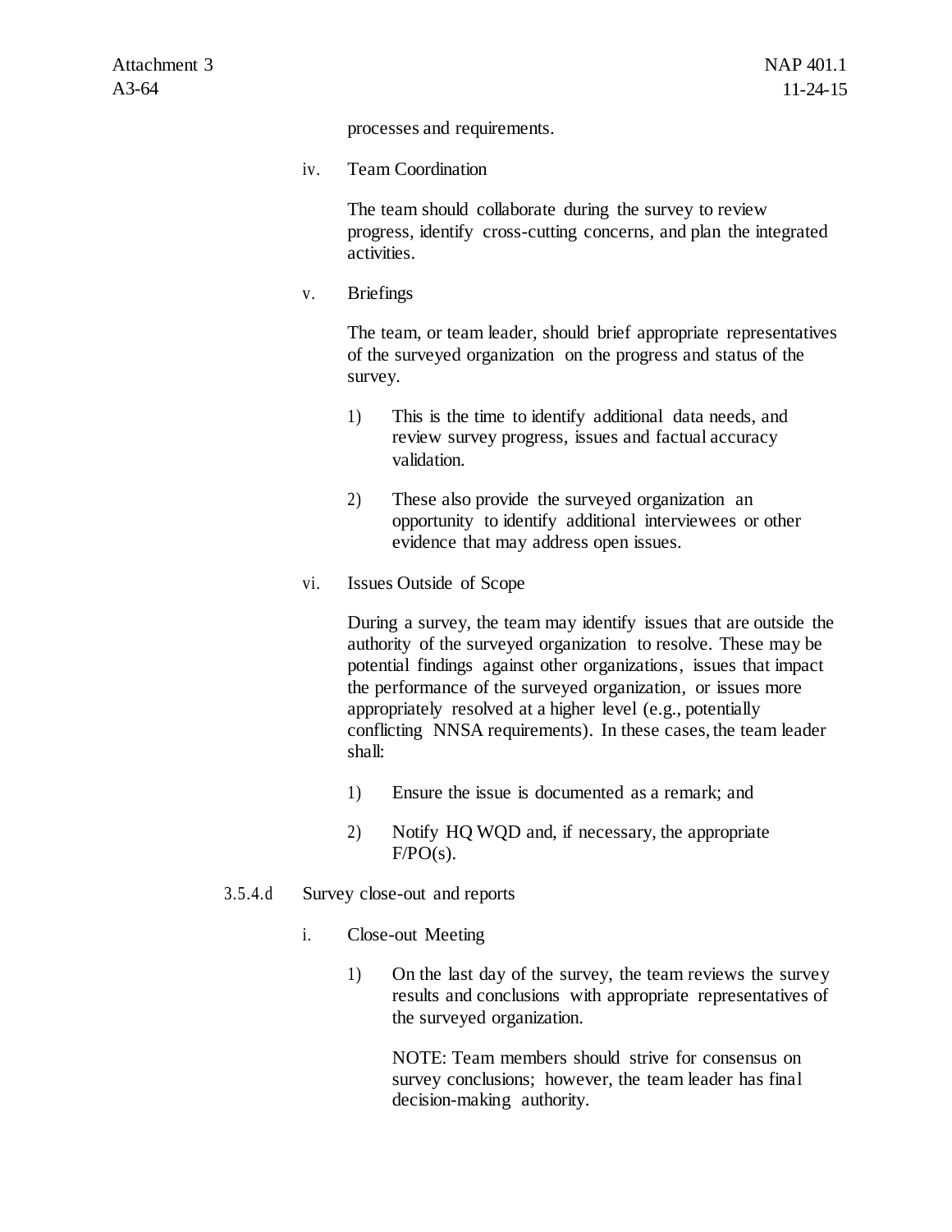processes and requirements.

iv. Team Coordination

The team should collaborate during the survey to review progress, identify cross-cutting concerns, and plan the integrated activities.

v. Briefings

The team, or team leader, should brief appropriate representatives of the surveyed organization on the progress and status of the survey.

1) This is the time to identify additional data needs, and review survey progress, issues and factual accuracy validation.

2) These also provide the surveyed organization an opportunity to identify additional interviewees or other evidence that may address open issues.

vi. Issues Outside of Scope

During a survey, the team may identify issues that are outside the authority of the surveyed organization to resolve. These may be potential findings against other organizations, issues that impact the performance of the surveyed organization, or issues more appropriately resolved at a higher level (e.g., potentially conflicting NNSA requirements). In these cases, the team leader shall:

1) Ensure the issue is documented as a remark; and

2) Notify HQ WQD and, if necessary, the appropriate F/PO(s).

3.5.4.d Survey close-out and reports

i. Close-out Meeting

1) On the last day of the survey, the team reviews the survey results and conclusions with appropriate representatives of the surveyed organization.

NOTE: Team members should strive for consensus on survey conclusions; however, the team leader has final decision-making authority.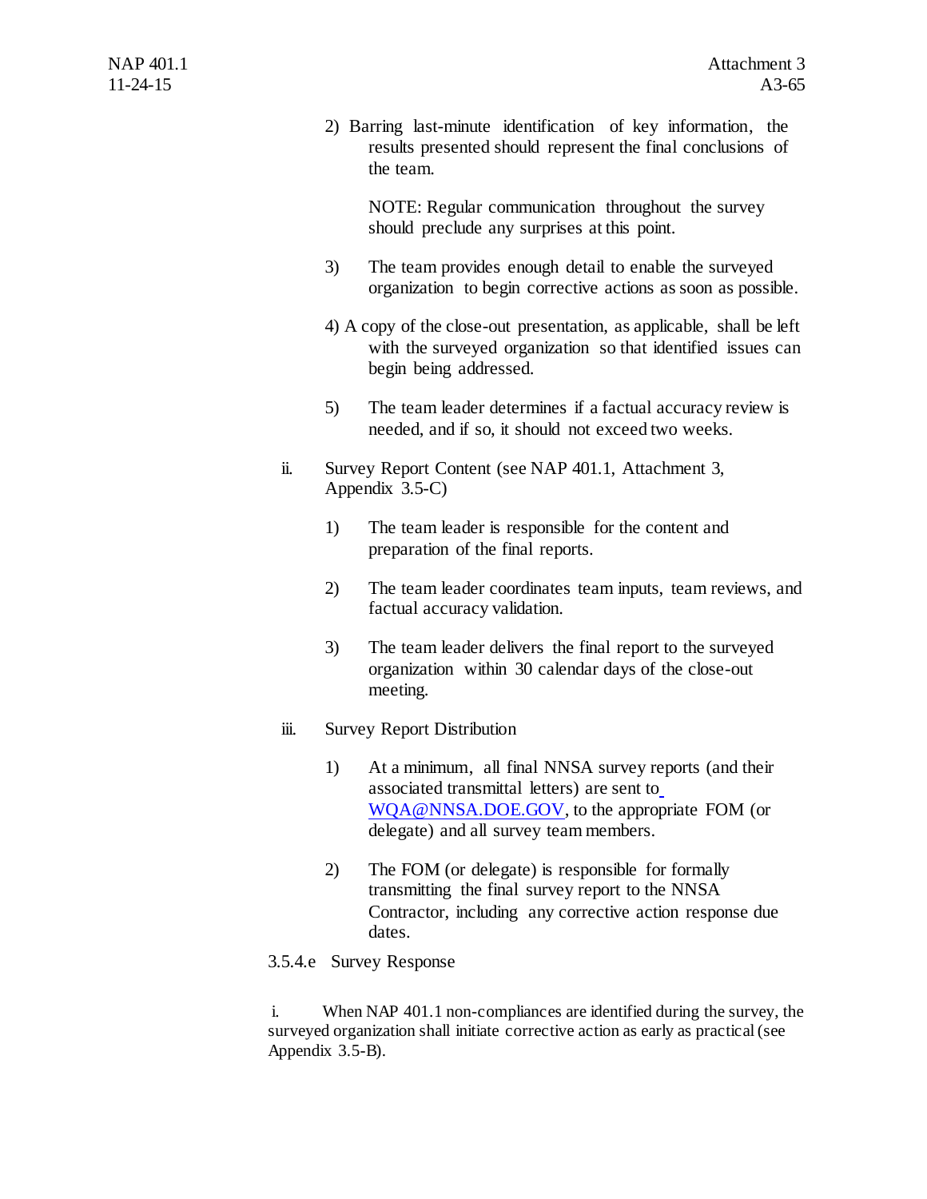2) Barring last-minute identification of key information, the results presented should represent the final conclusions of the team.

NOTE: Regular communication throughout the survey should preclude any surprises at this point.

3) The team provides enough detail to enable the surveyed organization to begin corrective actions as soon as possible.

4) A copy of the close-out presentation, as applicable, shall be left with the surveyed organization so that identified issues can begin being addressed.

5) The team leader determines if a factual accuracy review is needed, and if so, it should not exceed two weeks.

ii. Survey Report Content (see NAP 401.1, Attachment 3, Appendix 3.5-C)

1) The team leader is responsible for the content and preparation of the final reports.

2) The team leader coordinates team inputs, team reviews, and factual accuracy validation.

3) The team leader delivers the final report to the surveyed organization within 30 calendar days of the close-out meeting.

iii. Survey Report Distribution

1) At a minimum, all final NNSA survey reports (and their associated transmittal letters) are sent to WQA@NNSA.DOE.GOV, to the appropriate FOM (or delegate) and all survey team members.

2) The FOM (or delegate) is responsible for formally transmitting the final survey report to the NNSA Contractor, including any corrective action response due dates.

3.5.4.e Survey Response

i. When NAP 401.1 non-compliances are identified during the survey, the surveyed organization shall initiate corrective action as early as practical (see Appendix 3.5-B).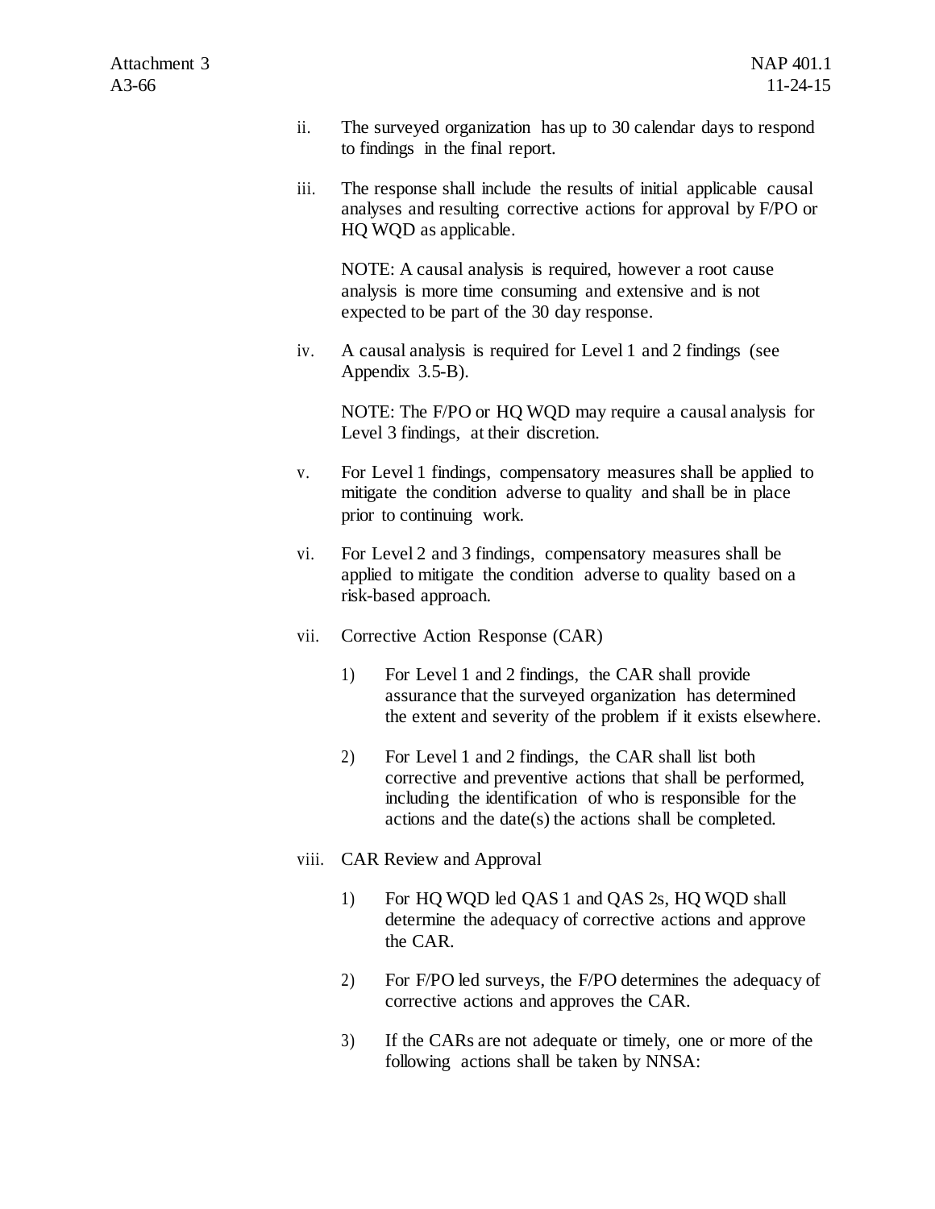ii. The surveyed organization has up to 30 calendar days to respond to findings in the final report.

iii. The response shall include the results of initial applicable causal analyses and resulting corrective actions for approval by F/PO or HQ WQD as applicable.

NOTE: A causal analysis is required, however a root cause analysis is more time consuming and extensive and is not expected to be part of the 30 day response.

iv. A causal analysis is required for Level 1 and 2 findings (see Appendix 3.5-B).

NOTE: The F/PO or HQ WQD may require a causal analysis for Level 3 findings, at their discretion.

v. For Level 1 findings, compensatory measures shall be applied to mitigate the condition adverse to quality and shall be in place prior to continuing work.

vi. For Level 2 and 3 findings, compensatory measures shall be applied to mitigate the condition adverse to quality based on a risk-based approach.

vii. Corrective Action Response (CAR)

1) For Level 1 and 2 findings, the CAR shall provide assurance that the surveyed organization has determined the extent and severity of the problem if it exists elsewhere.

2) For Level 1 and 2 findings, the CAR shall list both corrective and preventive actions that shall be performed, including the identification of who is responsible for the actions and the date(s) the actions shall be completed.

viii. CAR Review and Approval

1) For HQ WQD led QAS 1 and QAS 2s, HQ WQD shall determine the adequacy of corrective actions and approve the CAR.

2) For F/PO led surveys, the F/PO determines the adequacy of corrective actions and approves the CAR.

3) If the CARs are not adequate or timely, one or more of the following actions shall be taken by NNSA: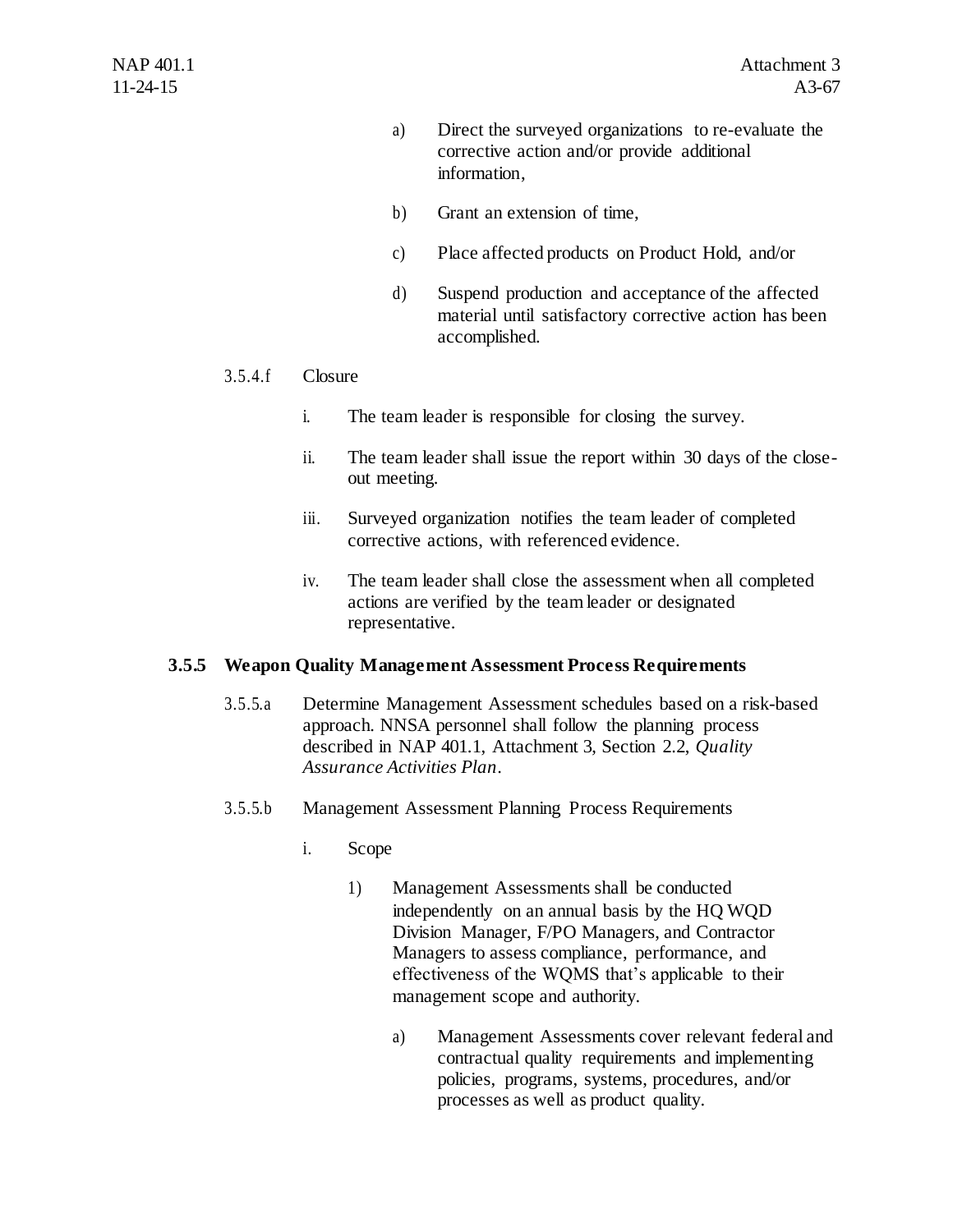a) Direct the surveyed organizations to re-evaluate the corrective action and/or provide additional information,

b) Grant an extension of time,

c) Place affected products on Product Hold, and/or

d) Suspend production and acceptance of the affected material until satisfactory corrective action has been accomplished.

3.5.4.f Closure

i. The team leader is responsible for closing the survey.

ii. The team leader shall issue the report within 30 days of the close-out meeting.

iii. Surveyed organization notifies the team leader of completed corrective actions, with referenced evidence.

iv. The team leader shall close the assessment when all completed actions are verified by the team leader or designated representative.

### 3.5.5 Weapon Quality Management Assessment Process Requirements

3.5.5.a Determine Management Assessment schedules based on a risk-based approach. NNSA personnel shall follow the planning process described in NAP 401.1, Attachment 3, Section 2.2, *Quality Assurance Activities Plan*.

3.5.5.b Management Assessment Planning Process Requirements

i. Scope

1) Management Assessments shall be conducted independently on an annual basis by the HQ WQD Division Manager, F/PO Managers, and Contractor Managers to assess compliance, performance, and effectiveness of the WQMS that's applicable to their management scope and authority.

a) Management Assessments cover relevant federal and contractual quality requirements and implementing policies, programs, systems, procedures, and/or processes as well as product quality.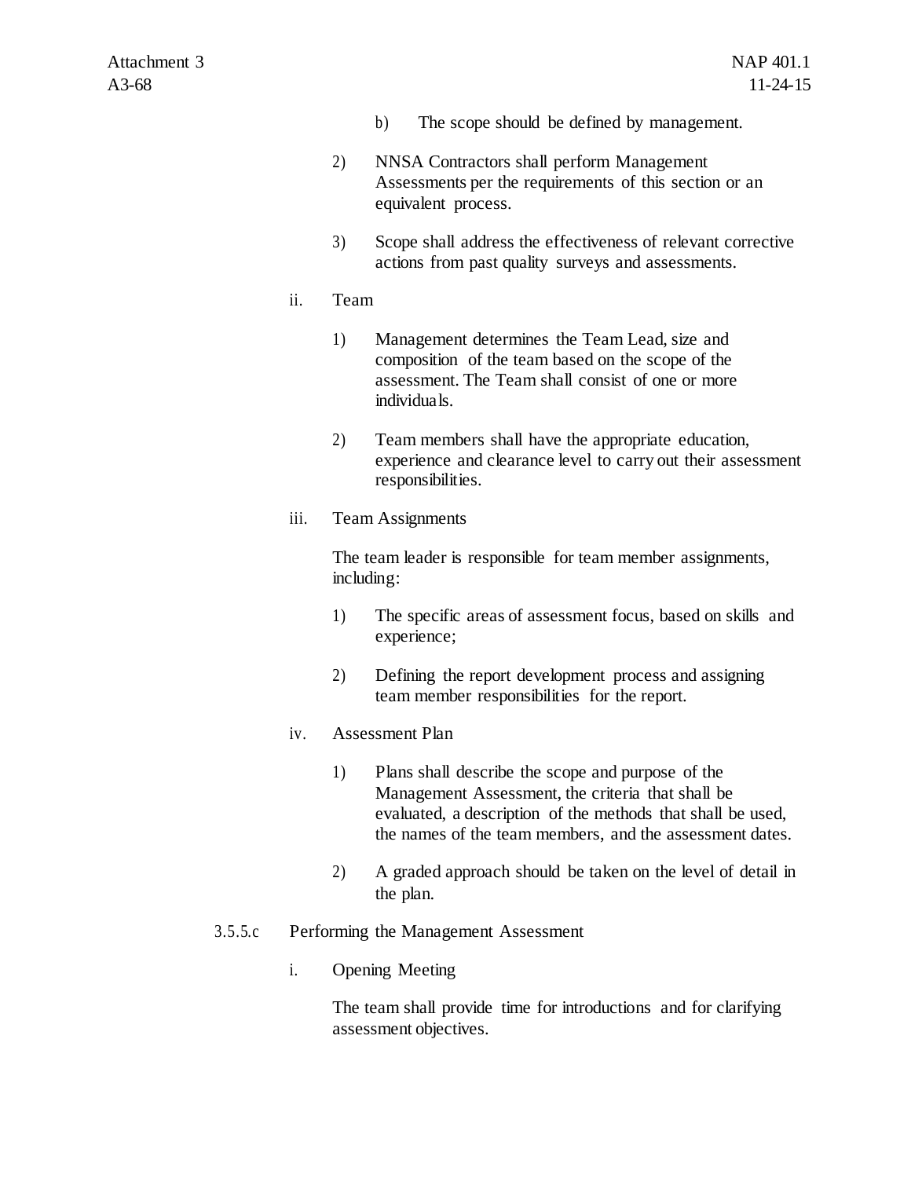b) The scope should be defined by management.

2) NNSA Contractors shall perform Management Assessments per the requirements of this section or an equivalent process.

3) Scope shall address the effectiveness of relevant corrective actions from past quality surveys and assessments.

ii. Team

1) Management determines the Team Lead, size and composition of the team based on the scope of the assessment. The Team shall consist of one or more individuals.

2) Team members shall have the appropriate education, experience and clearance level to carry out their assessment responsibilities.

iii. Team Assignments

The team leader is responsible for team member assignments, including:

1) The specific areas of assessment focus, based on skills and experience;

2) Defining the report development process and assigning team member responsibilities for the report.

iv. Assessment Plan

1) Plans shall describe the scope and purpose of the Management Assessment, the criteria that shall be evaluated, a description of the methods that shall be used, the names of the team members, and the assessment dates.

2) A graded approach should be taken on the level of detail in the plan.

3.5.5.c Performing the Management Assessment

i. Opening Meeting

The team shall provide time for introductions and for clarifying assessment objectives.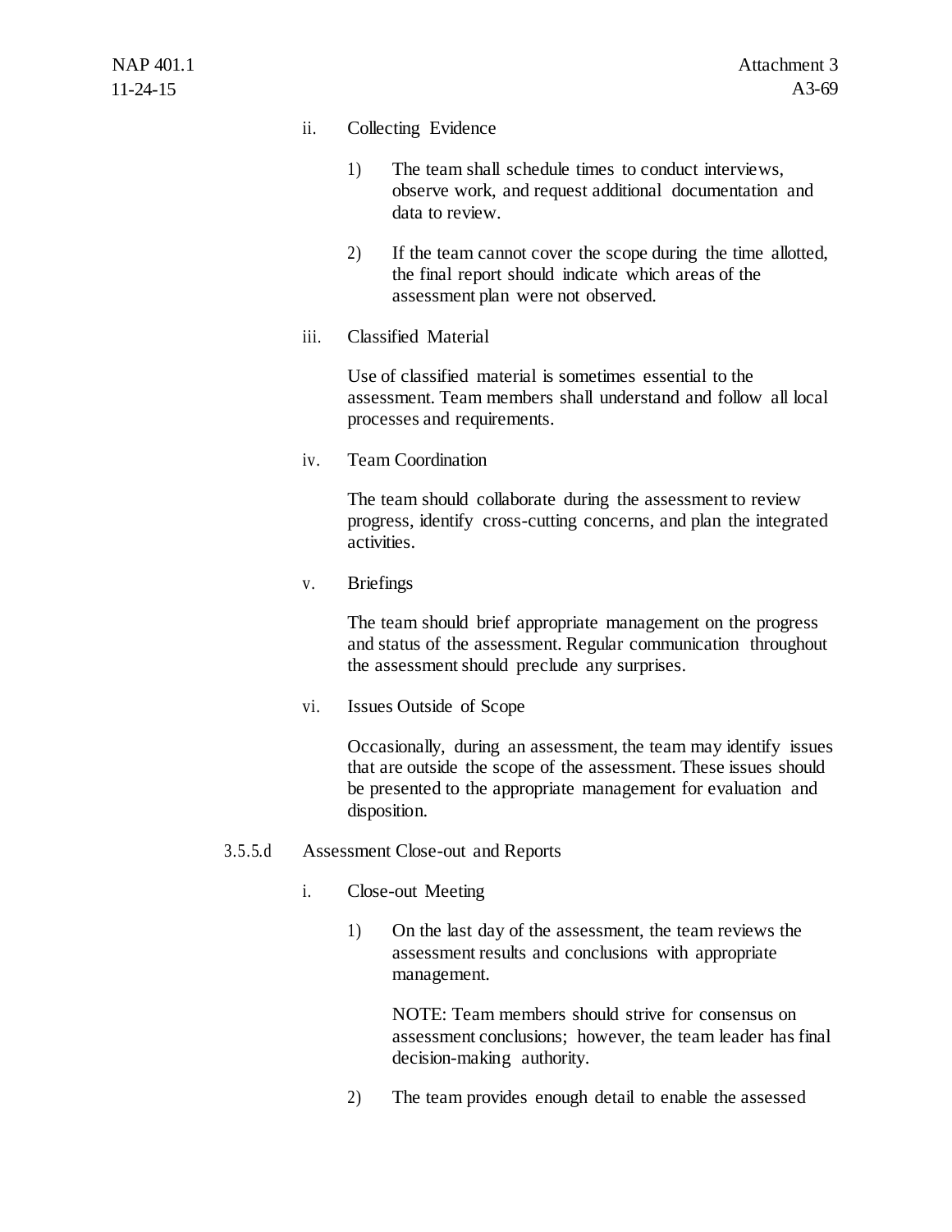ii. Collecting Evidence

1) The team shall schedule times to conduct interviews, observe work, and request additional documentation and data to review.

2) If the team cannot cover the scope during the time allotted, the final report should indicate which areas of the assessment plan were not observed.

iii. Classified Material

Use of classified material is sometimes essential to the assessment. Team members shall understand and follow all local processes and requirements.

iv. Team Coordination

The team should collaborate during the assessment to review progress, identify cross-cutting concerns, and plan the integrated activities.

v. Briefings

The team should brief appropriate management on the progress and status of the assessment. Regular communication throughout the assessment should preclude any surprises.

vi. Issues Outside of Scope

Occasionally, during an assessment, the team may identify issues that are outside the scope of the assessment. These issues should be presented to the appropriate management for evaluation and disposition.

3.5.5.d Assessment Close-out and Reports

i. Close-out Meeting

1) On the last day of the assessment, the team reviews the assessment results and conclusions with appropriate management.

NOTE: Team members should strive for consensus on assessment conclusions; however, the team leader has final decision-making authority.

2) The team provides enough detail to enable the assessed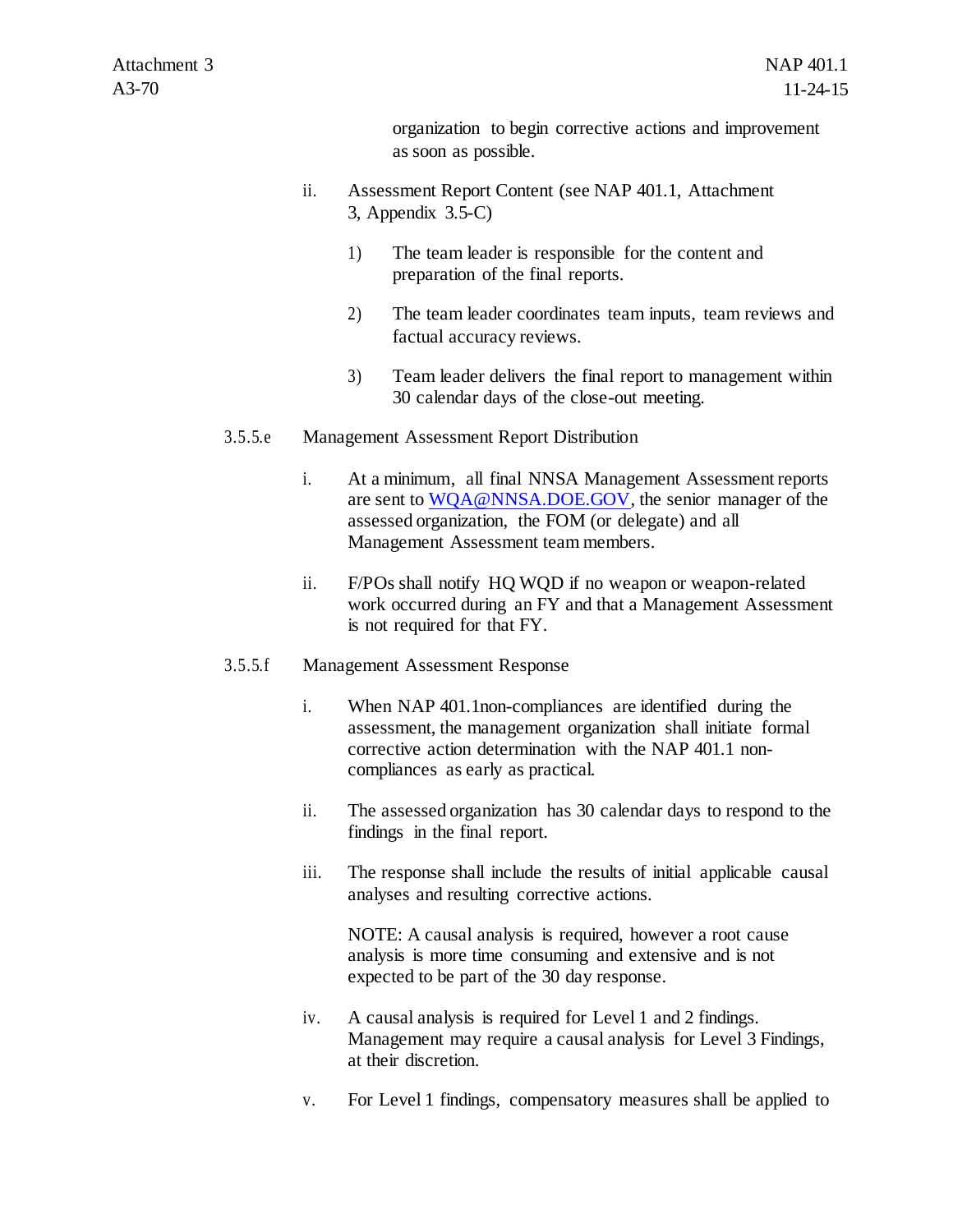organization to begin corrective actions and improvement as soon as possible.

ii. Assessment Report Content (see NAP 401.1, Attachment 3, Appendix 3.5-C)

1) The team leader is responsible for the content and preparation of the final reports.

2) The team leader coordinates team inputs, team reviews and factual accuracy reviews.

3) Team leader delivers the final report to management within 30 calendar days of the close-out meeting.

3.5.5.e Management Assessment Report Distribution

i. At a minimum, all final NNSA Management Assessment reports are sent to WQA@NNSA.DOE.GOV, the senior manager of the assessed organization, the FOM (or delegate) and all Management Assessment team members.

ii. F/POs shall notify HQ WQD if no weapon or weapon-related work occurred during an FY and that a Management Assessment is not required for that FY.

3.5.5.f Management Assessment Response

i. When NAP 401.1non-compliances are identified during the assessment, the management organization shall initiate formal corrective action determination with the NAP 401.1 non-compliances as early as practical.

ii. The assessed organization has 30 calendar days to respond to the findings in the final report.

iii. The response shall include the results of initial applicable causal analyses and resulting corrective actions.

NOTE: A causal analysis is required, however a root cause analysis is more time consuming and extensive and is not expected to be part of the 30 day response.

iv. A causal analysis is required for Level 1 and 2 findings. Management may require a causal analysis for Level 3 Findings, at their discretion.

v. For Level 1 findings, compensatory measures shall be applied to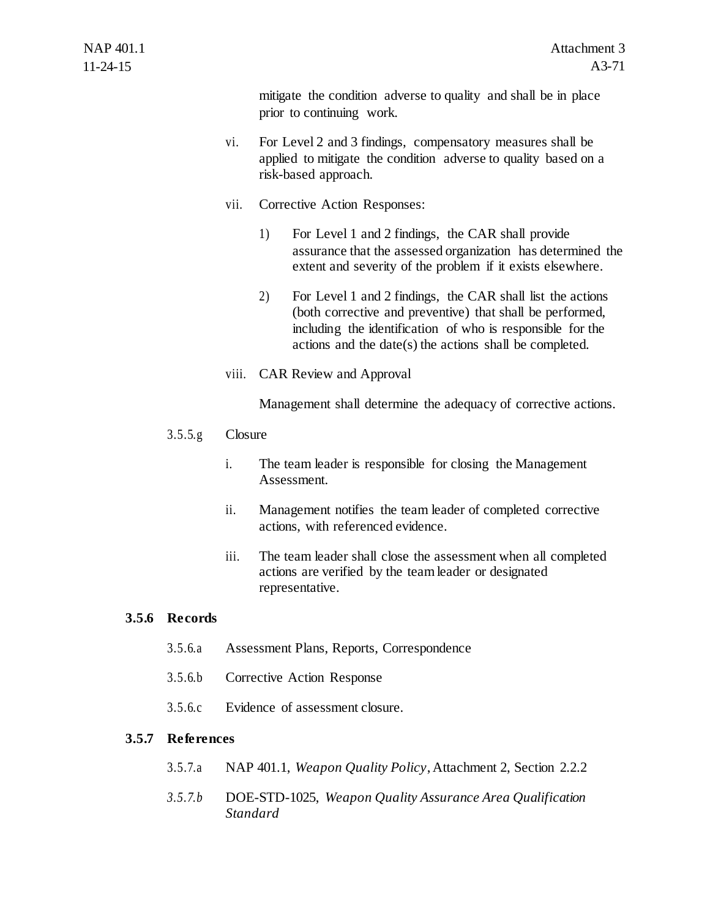mitigate the condition adverse to quality and shall be in place prior to continuing work.

vi. For Level 2 and 3 findings, compensatory measures shall be applied to mitigate the condition adverse to quality based on a risk-based approach.

vii. Corrective Action Responses:

1) For Level 1 and 2 findings, the CAR shall provide assurance that the assessed organization has determined the extent and severity of the problem if it exists elsewhere.

2) For Level 1 and 2 findings, the CAR shall list the actions (both corrective and preventive) that shall be performed, including the identification of who is responsible for the actions and the date(s) the actions shall be completed.

viii. CAR Review and Approval

Management shall determine the adequacy of corrective actions.

3.5.5.g Closure

i. The team leader is responsible for closing the Management Assessment.

ii. Management notifies the team leader of completed corrective actions, with referenced evidence.

iii. The team leader shall close the assessment when all completed actions are verified by the team leader or designated representative.

### 3.5.6 Records

3.5.6.a Assessment Plans, Reports, Correspondence

3.5.6.b Corrective Action Response

3.5.6.c Evidence of assessment closure.

### 3.5.7 References

3.5.7.a NAP 401.1, *Weapon Quality Policy*, Attachment 2, Section 2.2.2

*3.5.7.b* DOE-STD-1025, *Weapon Quality Assurance Area Qualification Standard*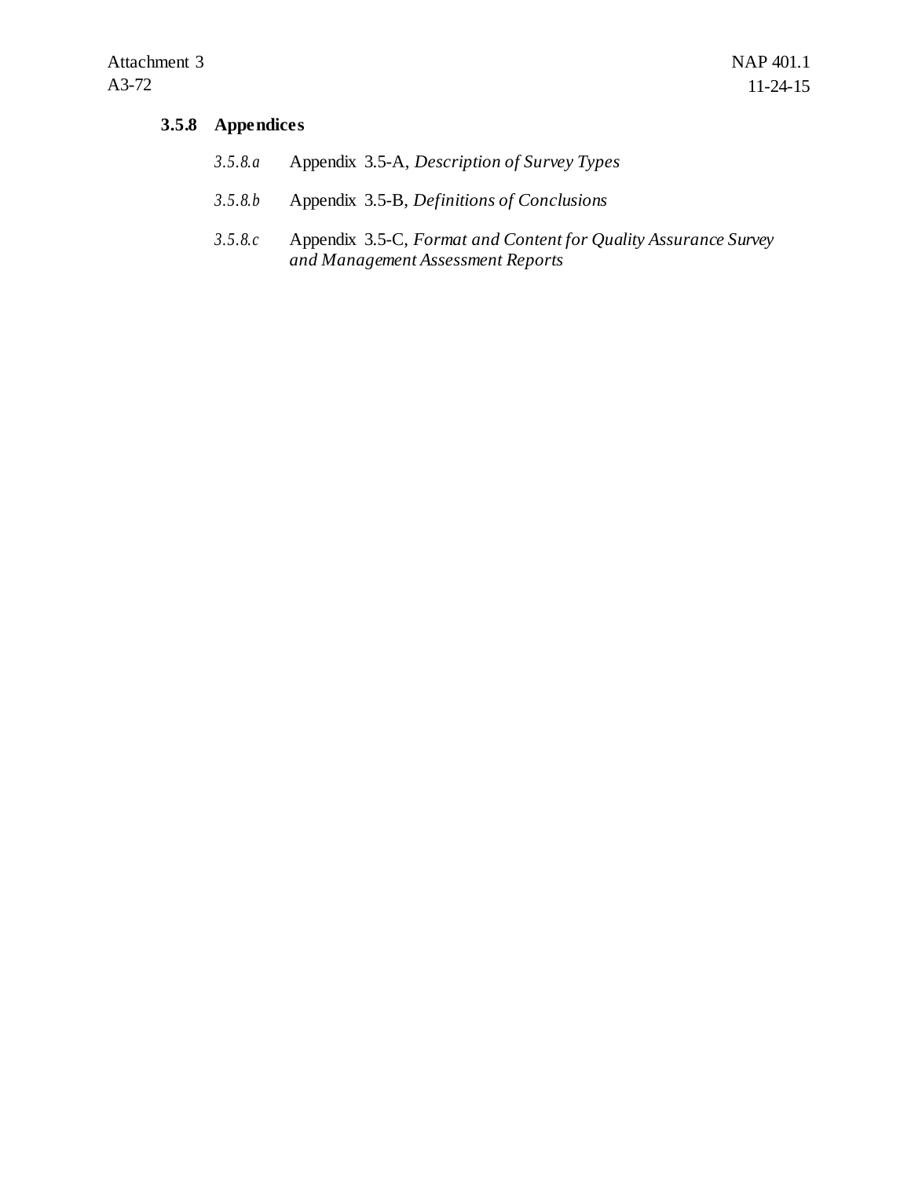### 3.5.8 Appendices

*3.5.8.a* Appendix 3.5-A, *Description of Survey Types*

*3.5.8.b* Appendix 3.5-B, *Definitions of Conclusions*

*3.5.8.c* Appendix 3.5-C, *Format and Content for Quality Assurance Survey and Management Assessment Reports*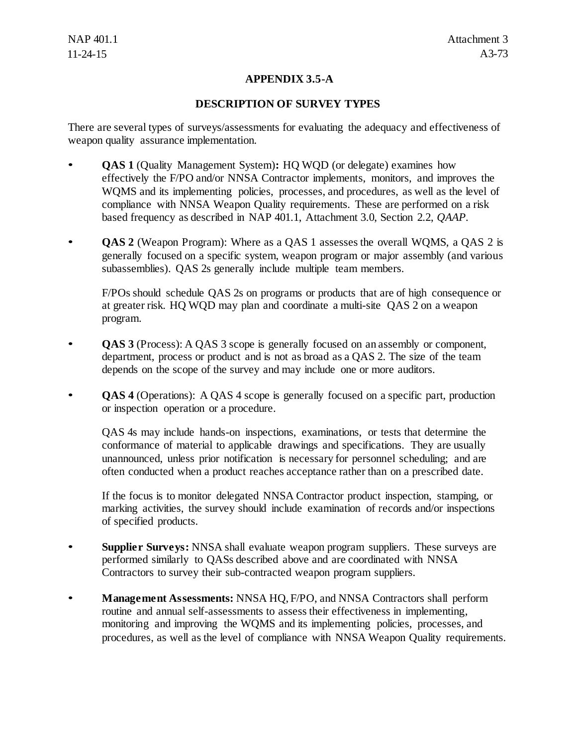## APPENDIX 3.5-A

### DESCRIPTION OF SURVEY TYPES

There are several types of surveys/assessments for evaluating the adequacy and effectiveness of weapon quality assurance implementation.

- **QAS 1** (Quality Management System)**:** HQ WQD (or delegate) examines how effectively the F/PO and/or NNSA Contractor implements, monitors, and improves the WQMS and its implementing policies, processes, and procedures, as well as the level of compliance with NNSA Weapon Quality requirements. These are performed on a risk based frequency as described in NAP 401.1, Attachment 3.0, Section 2.2, *QAAP*.

- **QAS 2** (Weapon Program): Where as a QAS 1 assesses the overall WQMS, a QAS 2 is generally focused on a specific system, weapon program or major assembly (and various subassemblies). QAS 2s generally include multiple team members.

  F/POs should schedule QAS 2s on programs or products that are of high consequence or at greater risk. HQ WQD may plan and coordinate a multi-site QAS 2 on a weapon program.

- **QAS 3** (Process): A QAS 3 scope is generally focused on an assembly or component, department, process or product and is not as broad as a QAS 2. The size of the team depends on the scope of the survey and may include one or more auditors.

- **QAS 4** (Operations): A QAS 4 scope is generally focused on a specific part, production or inspection operation or a procedure.

  QAS 4s may include hands-on inspections, examinations, or tests that determine the conformance of material to applicable drawings and specifications. They are usually unannounced, unless prior notification is necessary for personnel scheduling; and are often conducted when a product reaches acceptance rather than on a prescribed date.

  If the focus is to monitor delegated NNSA Contractor product inspection, stamping, or marking activities, the survey should include examination of records and/or inspections of specified products.

- **Supplier Surveys:** NNSA shall evaluate weapon program suppliers. These surveys are performed similarly to QASs described above and are coordinated with NNSA Contractors to survey their sub-contracted weapon program suppliers.

- **Management Assessments:** NNSA HQ, F/PO, and NNSA Contractors shall perform routine and annual self-assessments to assess their effectiveness in implementing, monitoring and improving the WQMS and its implementing policies, processes, and procedures, as well as the level of compliance with NNSA Weapon Quality requirements.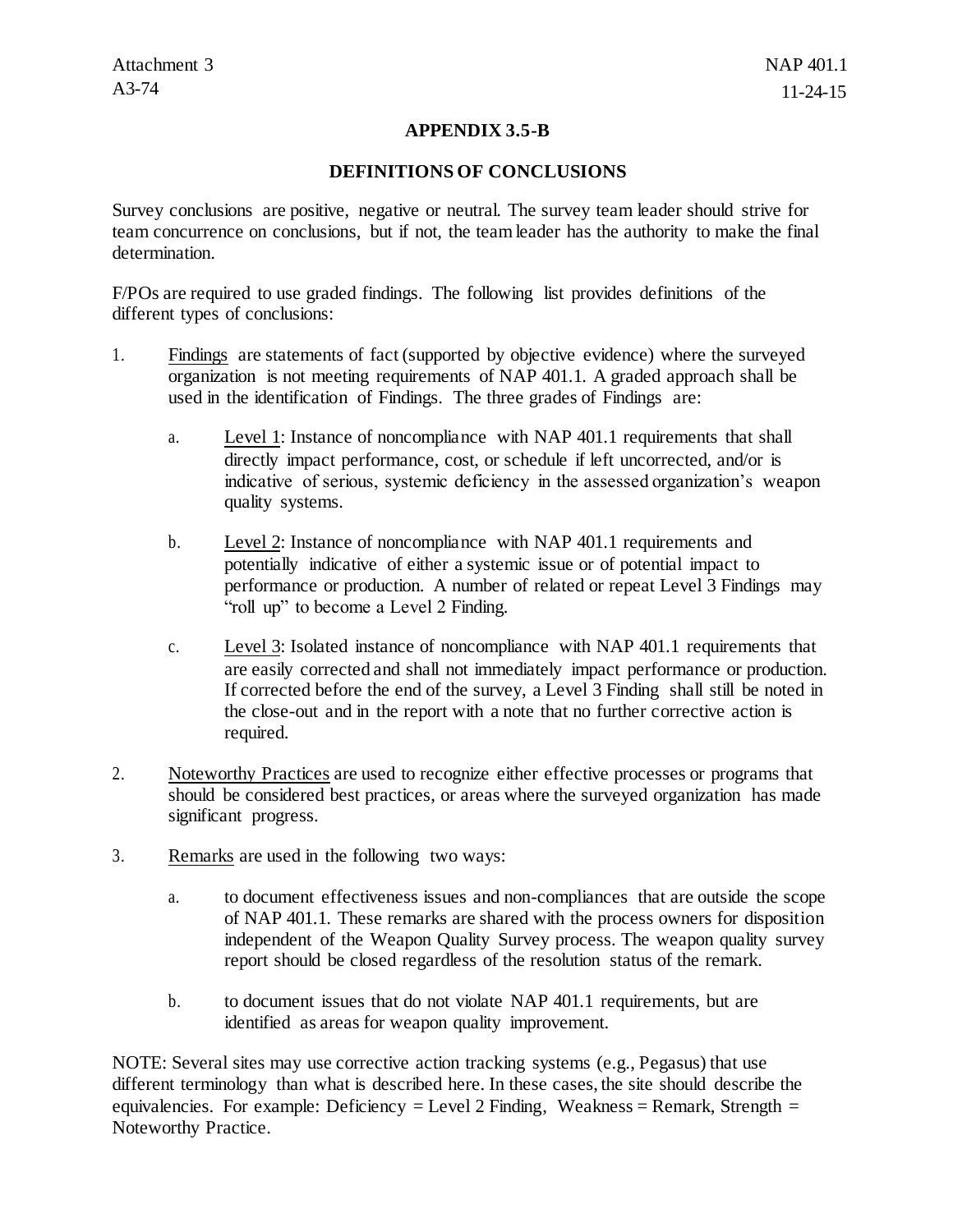## APPENDIX 3.5-B

### DEFINITIONS OF CONCLUSIONS

Survey conclusions are positive, negative or neutral. The survey team leader should strive for team concurrence on conclusions, but if not, the team leader has the authority to make the final determination.

F/POs are required to use graded findings. The following list provides definitions of the different types of conclusions:

1. Findings are statements of fact (supported by objective evidence) where the surveyed organization is not meeting requirements of NAP 401.1. A graded approach shall be used in the identification of Findings. The three grades of Findings are:

   a. Level 1: Instance of noncompliance with NAP 401.1 requirements that shall directly impact performance, cost, or schedule if left uncorrected, and/or is indicative of serious, systemic deficiency in the assessed organization's weapon quality systems.

   b. Level 2: Instance of noncompliance with NAP 401.1 requirements and potentially indicative of either a systemic issue or of potential impact to performance or production. A number of related or repeat Level 3 Findings may "roll up" to become a Level 2 Finding.

   c. Level 3: Isolated instance of noncompliance with NAP 401.1 requirements that are easily corrected and shall not immediately impact performance or production. If corrected before the end of the survey, a Level 3 Finding shall still be noted in the close-out and in the report with a note that no further corrective action is required.

2. Noteworthy Practices are used to recognize either effective processes or programs that should be considered best practices, or areas where the surveyed organization has made significant progress.

3. Remarks are used in the following two ways:

   a. to document effectiveness issues and non-compliances that are outside the scope of NAP 401.1. These remarks are shared with the process owners for disposition independent of the Weapon Quality Survey process. The weapon quality survey report should be closed regardless of the resolution status of the remark.

   b. to document issues that do not violate NAP 401.1 requirements, but are identified as areas for weapon quality improvement.

NOTE: Several sites may use corrective action tracking systems (e.g., Pegasus) that use different terminology than what is described here. In these cases, the site should describe the equivalencies. For example: Deficiency = Level 2 Finding, Weakness = Remark, Strength = Noteworthy Practice.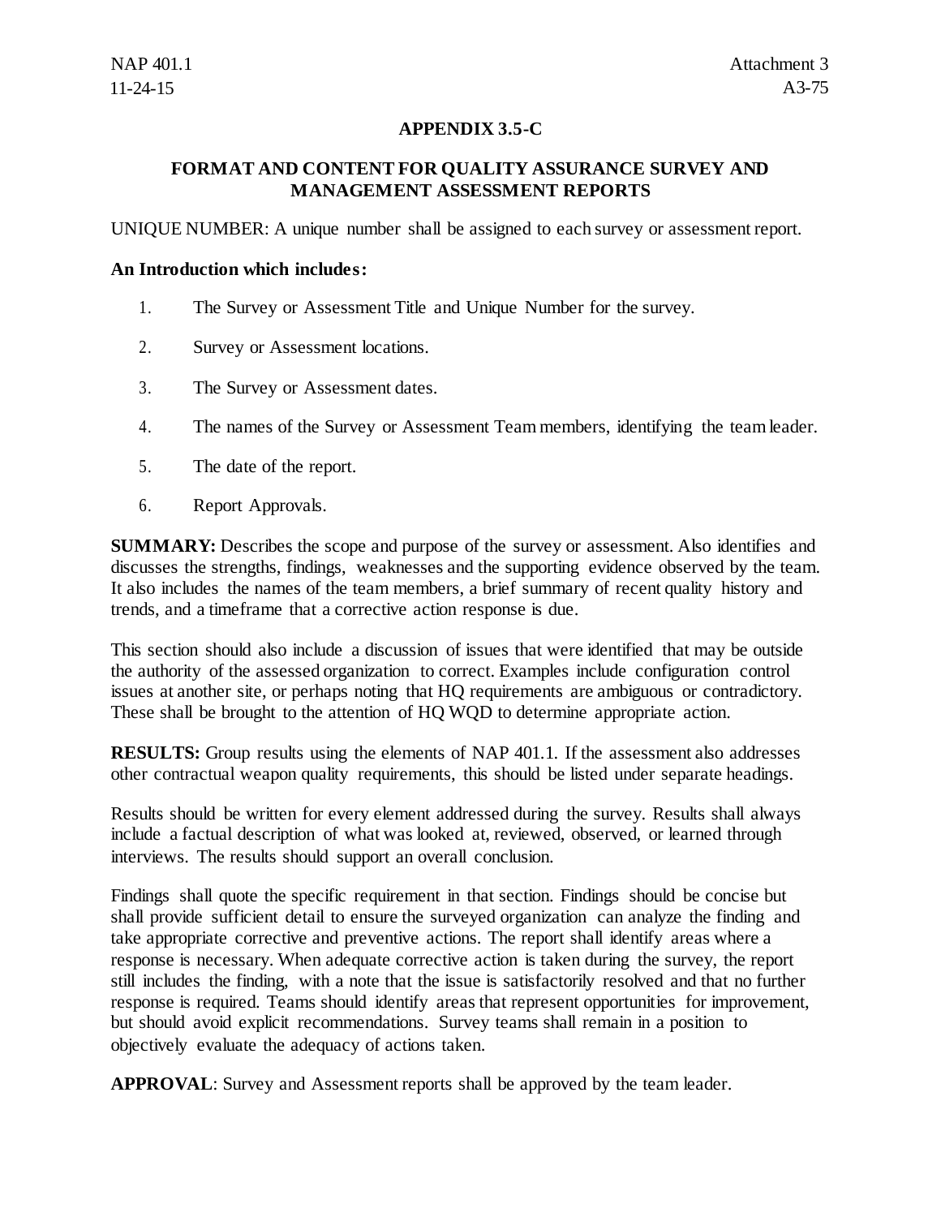## APPENDIX 3.5-C

## FORMAT AND CONTENT FOR QUALITY ASSURANCE SURVEY AND MANAGEMENT ASSESSMENT REPORTS

UNIQUE NUMBER: A unique number shall be assigned to each survey or assessment report.

**An Introduction which includes:**

1. The Survey or Assessment Title and Unique Number for the survey.
2. Survey or Assessment locations.
3. The Survey or Assessment dates.
4. The names of the Survey or Assessment Team members, identifying the team leader.
5. The date of the report.
6. Report Approvals.

**SUMMARY:** Describes the scope and purpose of the survey or assessment. Also identifies and discusses the strengths, findings, weaknesses and the supporting evidence observed by the team. It also includes the names of the team members, a brief summary of recent quality history and trends, and a timeframe that a corrective action response is due.

This section should also include a discussion of issues that were identified that may be outside the authority of the assessed organization to correct. Examples include configuration control issues at another site, or perhaps noting that HQ requirements are ambiguous or contradictory. These shall be brought to the attention of HQ WQD to determine appropriate action.

**RESULTS:** Group results using the elements of NAP 401.1. If the assessment also addresses other contractual weapon quality requirements, this should be listed under separate headings.

Results should be written for every element addressed during the survey. Results shall always include a factual description of what was looked at, reviewed, observed, or learned through interviews. The results should support an overall conclusion.

Findings shall quote the specific requirement in that section. Findings should be concise but shall provide sufficient detail to ensure the surveyed organization can analyze the finding and take appropriate corrective and preventive actions. The report shall identify areas where a response is necessary. When adequate corrective action is taken during the survey, the report still includes the finding, with a note that the issue is satisfactorily resolved and that no further response is required. Teams should identify areas that represent opportunities for improvement, but should avoid explicit recommendations. Survey teams shall remain in a position to objectively evaluate the adequacy of actions taken.

**APPROVAL**: Survey and Assessment reports shall be approved by the team leader.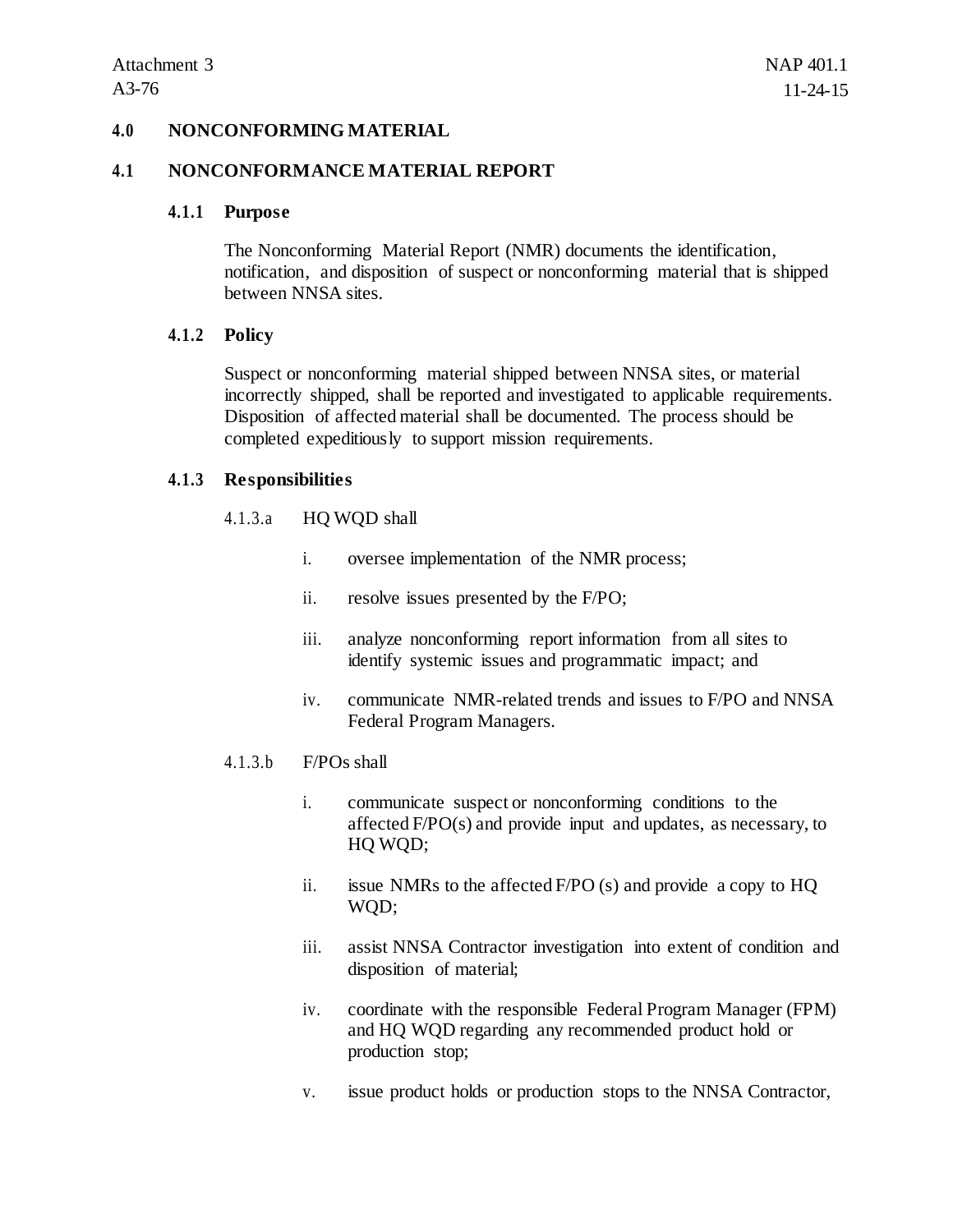## 4.0 NONCONFORMING MATERIAL

### 4.1 NONCONFORMANCE MATERIAL REPORT

#### 4.1.1 Purpose

The Nonconforming Material Report (NMR) documents the identification, notification, and disposition of suspect or nonconforming material that is shipped between NNSA sites.

#### 4.1.2 Policy

Suspect or nonconforming material shipped between NNSA sites, or material incorrectly shipped, shall be reported and investigated to applicable requirements. Disposition of affected material shall be documented. The process should be completed expeditiously to support mission requirements.

#### 4.1.3 Responsibilities

4.1.3.a HQ WQD shall

i. oversee implementation of the NMR process;

ii. resolve issues presented by the F/PO;

iii. analyze nonconforming report information from all sites to identify systemic issues and programmatic impact; and

iv. communicate NMR-related trends and issues to F/PO and NNSA Federal Program Managers.

4.1.3.b F/POs shall

i. communicate suspect or nonconforming conditions to the affected F/PO(s) and provide input and updates, as necessary, to HQ WQD;

ii. issue NMRs to the affected F/PO (s) and provide a copy to HQ WQD;

iii. assist NNSA Contractor investigation into extent of condition and disposition of material;

iv. coordinate with the responsible Federal Program Manager (FPM) and HQ WQD regarding any recommended product hold or production stop;

v. issue product holds or production stops to the NNSA Contractor,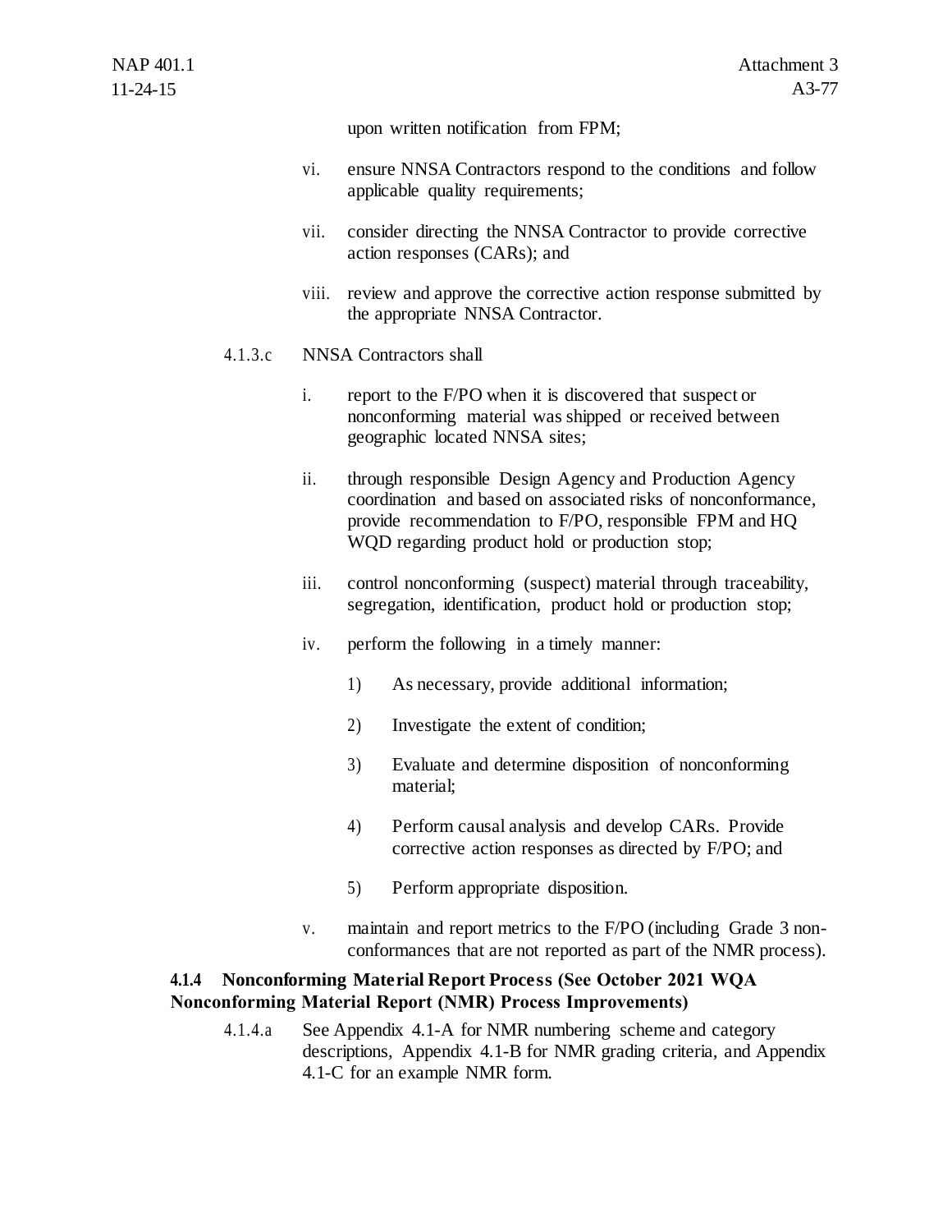upon written notification from FPM;

vi. ensure NNSA Contractors respond to the conditions and follow applicable quality requirements;

vii. consider directing the NNSA Contractor to provide corrective action responses (CARs); and

viii. review and approve the corrective action response submitted by the appropriate NNSA Contractor.

4.1.3.c NNSA Contractors shall

i. report to the F/PO when it is discovered that suspect or nonconforming material was shipped or received between geographic located NNSA sites;

ii. through responsible Design Agency and Production Agency coordination and based on associated risks of nonconformance, provide recommendation to F/PO, responsible FPM and HQ WQD regarding product hold or production stop;

iii. control nonconforming (suspect) material through traceability, segregation, identification, product hold or production stop;

iv. perform the following in a timely manner:

1) As necessary, provide additional information;

2) Investigate the extent of condition;

3) Evaluate and determine disposition of nonconforming material;

4) Perform causal analysis and develop CARs. Provide corrective action responses as directed by F/PO; and

5) Perform appropriate disposition.

v. maintain and report metrics to the F/PO (including Grade 3 non-conformances that are not reported as part of the NMR process).

**4.1.4 Nonconforming Material Report Process (See October 2021 WQA Nonconforming Material Report (NMR) Process Improvements)**

4.1.4.a See Appendix 4.1-A for NMR numbering scheme and category descriptions, Appendix 4.1-B for NMR grading criteria, and Appendix 4.1-C for an example NMR form.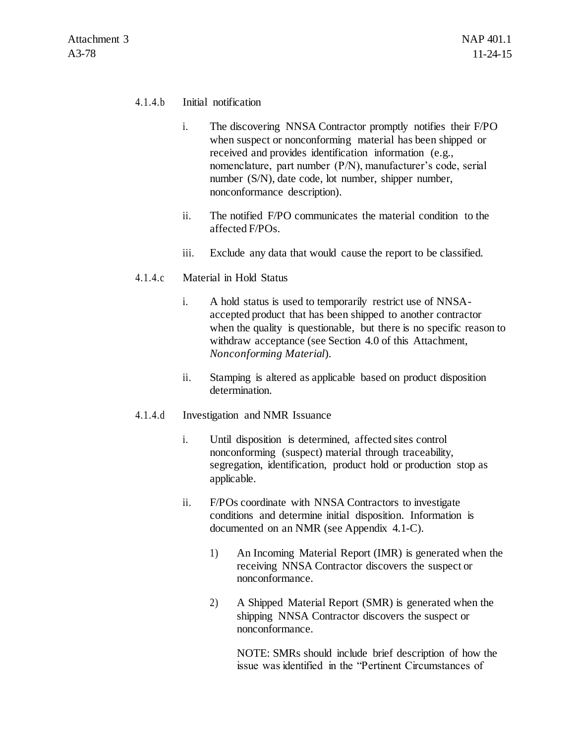4.1.4.b Initial notification

i. The discovering NNSA Contractor promptly notifies their F/PO when suspect or nonconforming material has been shipped or received and provides identification information (e.g., nomenclature, part number (P/N), manufacturer's code, serial number (S/N), date code, lot number, shipper number, nonconformance description).

ii. The notified F/PO communicates the material condition to the affected F/POs.

iii. Exclude any data that would cause the report to be classified.

4.1.4.c Material in Hold Status

i. A hold status is used to temporarily restrict use of NNSA-accepted product that has been shipped to another contractor when the quality is questionable, but there is no specific reason to withdraw acceptance (see Section 4.0 of this Attachment, *Nonconforming Material*).

ii. Stamping is altered as applicable based on product disposition determination.

4.1.4.d Investigation and NMR Issuance

i. Until disposition is determined, affected sites control nonconforming (suspect) material through traceability, segregation, identification, product hold or production stop as applicable.

ii. F/POs coordinate with NNSA Contractors to investigate conditions and determine initial disposition. Information is documented on an NMR (see Appendix 4.1-C).

1) An Incoming Material Report (IMR) is generated when the receiving NNSA Contractor discovers the suspect or nonconformance.

2) A Shipped Material Report (SMR) is generated when the shipping NNSA Contractor discovers the suspect or nonconformance.

NOTE: SMRs should include brief description of how the issue was identified in the "Pertinent Circumstances of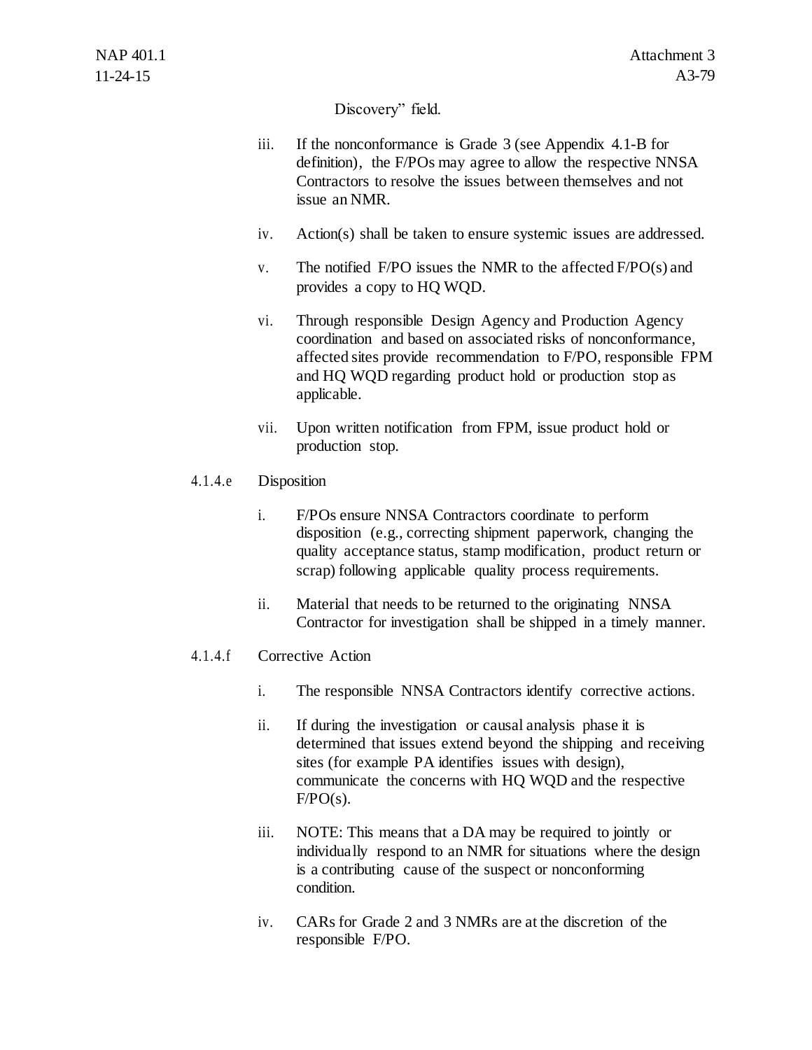Discovery" field.

iii. If the nonconformance is Grade 3 (see Appendix 4.1-B for definition), the F/POs may agree to allow the respective NNSA Contractors to resolve the issues between themselves and not issue an NMR.

iv. Action(s) shall be taken to ensure systemic issues are addressed.

v. The notified F/PO issues the NMR to the affected F/PO(s) and provides a copy to HQ WQD.

vi. Through responsible Design Agency and Production Agency coordination and based on associated risks of nonconformance, affected sites provide recommendation to F/PO, responsible FPM and HQ WQD regarding product hold or production stop as applicable.

vii. Upon written notification from FPM, issue product hold or production stop.

4.1.4.e Disposition

i. F/POs ensure NNSA Contractors coordinate to perform disposition (e.g., correcting shipment paperwork, changing the quality acceptance status, stamp modification, product return or scrap) following applicable quality process requirements.

ii. Material that needs to be returned to the originating NNSA Contractor for investigation shall be shipped in a timely manner.

4.1.4.f Corrective Action

i. The responsible NNSA Contractors identify corrective actions.

ii. If during the investigation or causal analysis phase it is determined that issues extend beyond the shipping and receiving sites (for example PA identifies issues with design), communicate the concerns with HQ WQD and the respective F/PO(s).

iii. NOTE: This means that a DA may be required to jointly or individually respond to an NMR for situations where the design is a contributing cause of the suspect or nonconforming condition.

iv. CARs for Grade 2 and 3 NMRs are at the discretion of the responsible F/PO.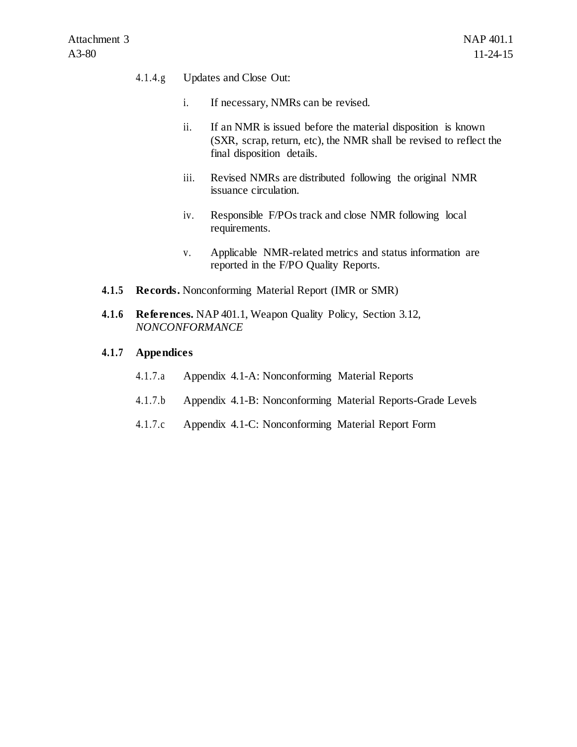4.1.4.g Updates and Close Out:

i. If necessary, NMRs can be revised.

ii. If an NMR is issued before the material disposition is known (SXR, scrap, return, etc), the NMR shall be revised to reflect the final disposition details.

iii. Revised NMRs are distributed following the original NMR issuance circulation.

iv. Responsible F/POs track and close NMR following local requirements.

v. Applicable NMR-related metrics and status information are reported in the F/PO Quality Reports.

**4.1.5 Records.** Nonconforming Material Report (IMR or SMR)

**4.1.6 References.** NAP 401.1, Weapon Quality Policy, Section 3.12, *NONCONFORMANCE*

**4.1.7 Appendices**

4.1.7.a Appendix 4.1-A: Nonconforming Material Reports

4.1.7.b Appendix 4.1-B: Nonconforming Material Reports-Grade Levels

4.1.7.c Appendix 4.1-C: Nonconforming Material Report Form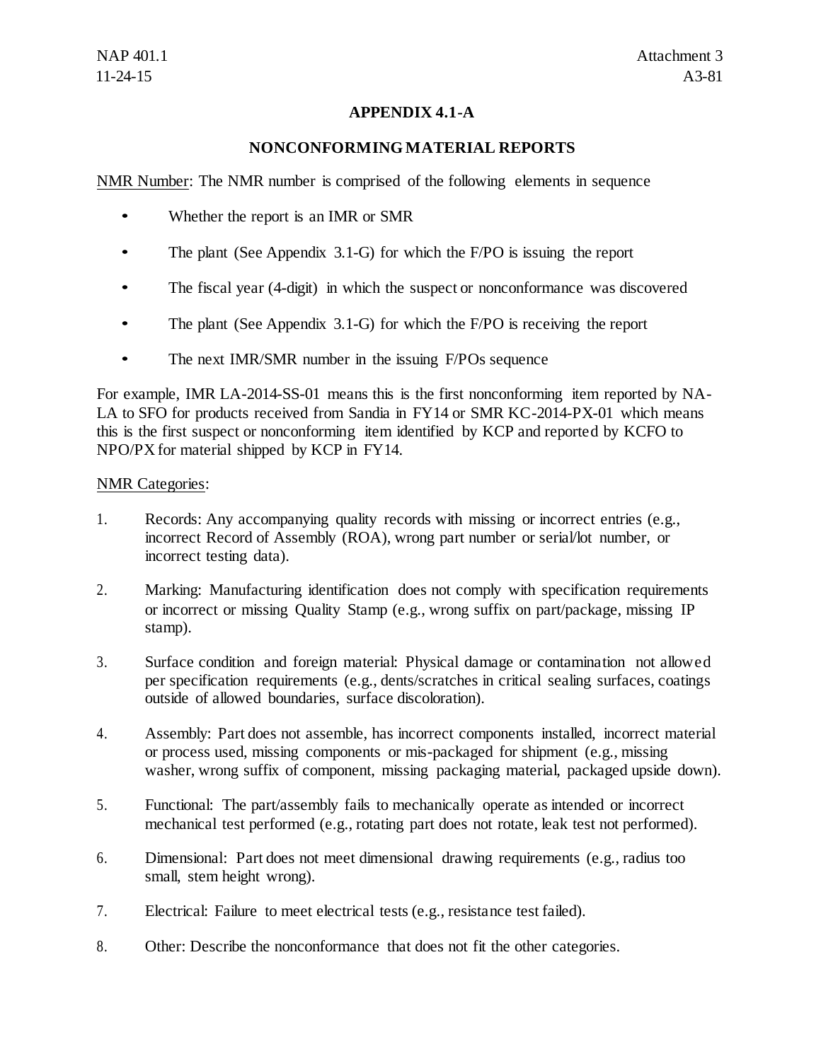## APPENDIX 4.1-A

### NONCONFORMING MATERIAL REPORTS

<u>NMR Number</u>: The NMR number is comprised of the following elements in sequence

- Whether the report is an IMR or SMR
- The plant (See Appendix 3.1-G) for which the F/PO is issuing the report
- The fiscal year (4-digit) in which the suspect or nonconformance was discovered
- The plant (See Appendix 3.1-G) for which the F/PO is receiving the report
- The next IMR/SMR number in the issuing F/POs sequence

For example, IMR LA-2014-SS-01 means this is the first nonconforming item reported by NA-LA to SFO for products received from Sandia in FY14 or SMR KC-2014-PX-01 which means this is the first suspect or nonconforming item identified by KCP and reported by KCFO to NPO/PX for material shipped by KCP in FY14.

<u>NMR Categories</u>:

1. Records: Any accompanying quality records with missing or incorrect entries (e.g., incorrect Record of Assembly (ROA), wrong part number or serial/lot number, or incorrect testing data).
2. Marking: Manufacturing identification does not comply with specification requirements or incorrect or missing Quality Stamp (e.g., wrong suffix on part/package, missing IP stamp).
3. Surface condition and foreign material: Physical damage or contamination not allowed per specification requirements (e.g., dents/scratches in critical sealing surfaces, coatings outside of allowed boundaries, surface discoloration).
4. Assembly: Part does not assemble, has incorrect components installed, incorrect material or process used, missing components or mis-packaged for shipment (e.g., missing washer, wrong suffix of component, missing packaging material, packaged upside down).
5. Functional: The part/assembly fails to mechanically operate as intended or incorrect mechanical test performed (e.g., rotating part does not rotate, leak test not performed).
6. Dimensional: Part does not meet dimensional drawing requirements (e.g., radius too small, stem height wrong).
7. Electrical: Failure to meet electrical tests (e.g., resistance test failed).
8. Other: Describe the nonconformance that does not fit the other categories.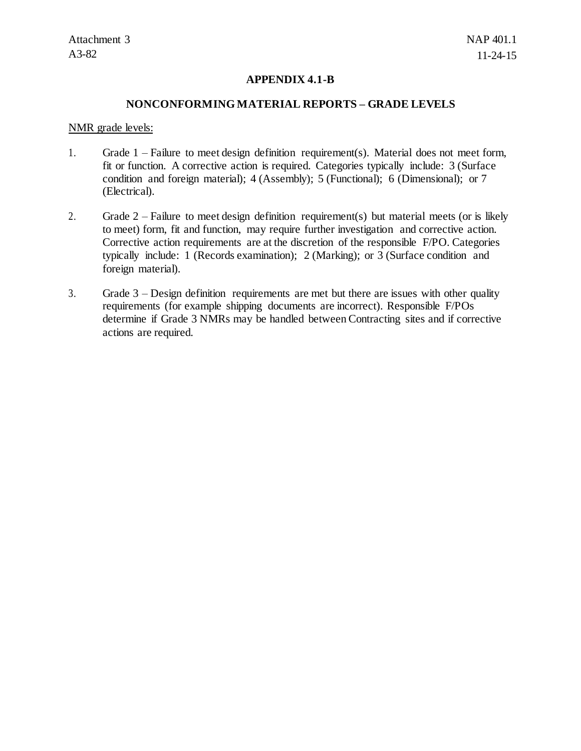## APPENDIX 4.1-B

## NONCONFORMING MATERIAL REPORTS – GRADE LEVELS

NMR grade levels:

1. Grade 1 – Failure to meet design definition requirement(s). Material does not meet form, fit or function. A corrective action is required. Categories typically include: 3 (Surface condition and foreign material); 4 (Assembly); 5 (Functional); 6 (Dimensional); or 7 (Electrical).

2. Grade 2 – Failure to meet design definition requirement(s) but material meets (or is likely to meet) form, fit and function, may require further investigation and corrective action. Corrective action requirements are at the discretion of the responsible F/PO. Categories typically include: 1 (Records examination); 2 (Marking); or 3 (Surface condition and foreign material).

3. Grade 3 – Design definition requirements are met but there are issues with other quality requirements (for example shipping documents are incorrect). Responsible F/POs determine if Grade 3 NMRs may be handled between Contracting sites and if corrective actions are required.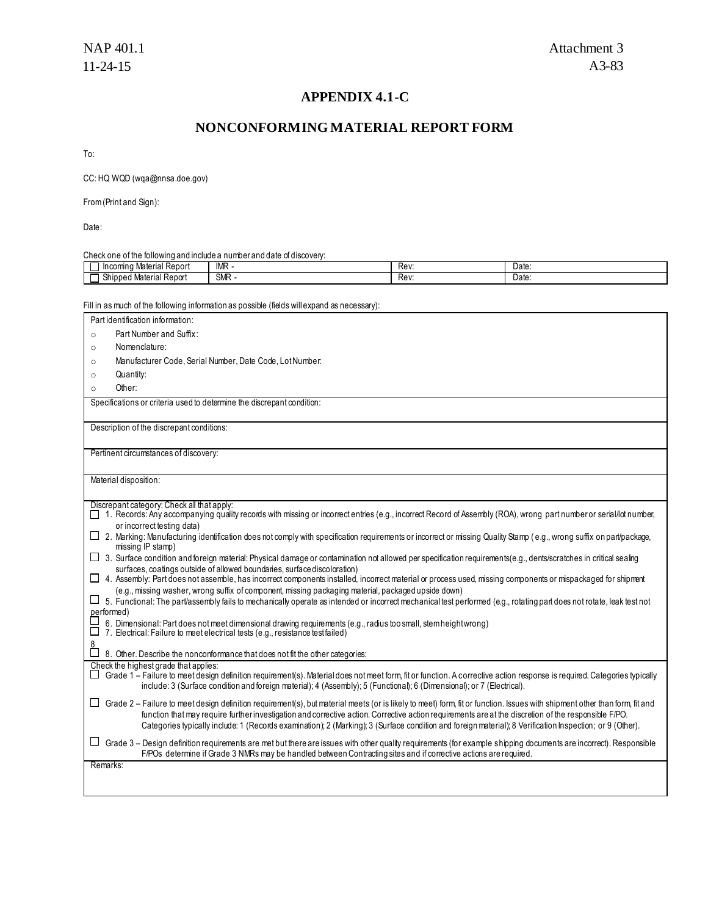## APPENDIX 4.1-C

## NONCONFORMING MATERIAL REPORT FORM

To:

CC: HQ WQD (wqa@nnsa.doe.gov)

From (Print and Sign):

Date:

Check one of the following and include a number and date of discovery:

| | | | |
|---|---|---|---|
| ☐ Incoming Material Report | IMR - | Rev: | Date: |
| ☐ Shipped Material Report | SMR - | Rev: | Date: |

Fill in as much of the following information as possible (fields will expand as necessary):

Part identification information:

- Part Number and Suffix:
- Nomenclature:
- Manufacturer Code, Serial Number, Date Code, Lot Number:
- Quantity:
- Other:

Specifications or criteria used to determine the discrepant condition:

Description of the discrepant conditions:

Pertinent circumstances of discovery:

Material disposition:

Discrepant category: Check all that apply:

☐ 1. Records: Any accompanying quality records with missing or incorrect entries (e.g., incorrect Record of Assembly (ROA), wrong part number or serial/lot number, or incorrect testing data)

☐ 2. Marking: Manufacturing identification does not comply with specification requirements or incorrect or missing Quality Stamp ( e.g., wrong suffix on part/package, missing IP stamp)

☐ 3. Surface condition and foreign material: Physical damage or contamination not allowed per specification requirements(e.g., dents/scratches in critical sealing surfaces, coatings outside of allowed boundaries, surface discoloration)

☐ 4. Assembly: Part does not assemble, has incorrect components installed, incorrect material or process used, missing components or mispackaged for shipment (e.g., missing washer, wrong suffix of component, missing packaging material, packaged upside down)

☐ 5. Functional: The part/assembly fails to mechanically operate as intended or incorrect mechanical test performed (e.g., rotating part does not rotate, leak test not performed)

☐ 6. Dimensional: Part does not meet dimensional drawing requirements (e.g., radius too small, stem height wrong)

☐ 7. Electrical: Failure to meet electrical tests (e.g., resistance test failed)

8

☐ 8. Other. Describe the nonconformance that does not fit the other categories:

Check the highest grade that applies:

☐ Grade 1 – Failure to meet design definition requirement(s). Material does not meet form, fit or function. A corrective action response is required. Categories typically include: 3 (Surface condition and foreign material); 4 (Assembly); 5 (Functional); 6 (Dimensional); or 7 (Electrical).

☐ Grade 2 – Failure to meet design definition requirement(s), but material meets (or is likely to meet) form, fit or function. Issues with shipment other than form, fit and function that may require further investigation and corrective action. Corrective action requirements are at the discretion of the responsible F/PO. Categories typically include: 1 (Records examination); 2 (Marking); 3 (Surface condition and foreign material); 8 Verification Inspection; or 9 (Other).

☐ Grade 3 – Design definition requirements are met but there are issues with other quality requirements (for example shipping documents are incorrect). Responsible F/POs determine if Grade 3 NMRs may be handled between Contracting sites and if corrective actions are required.

Remarks: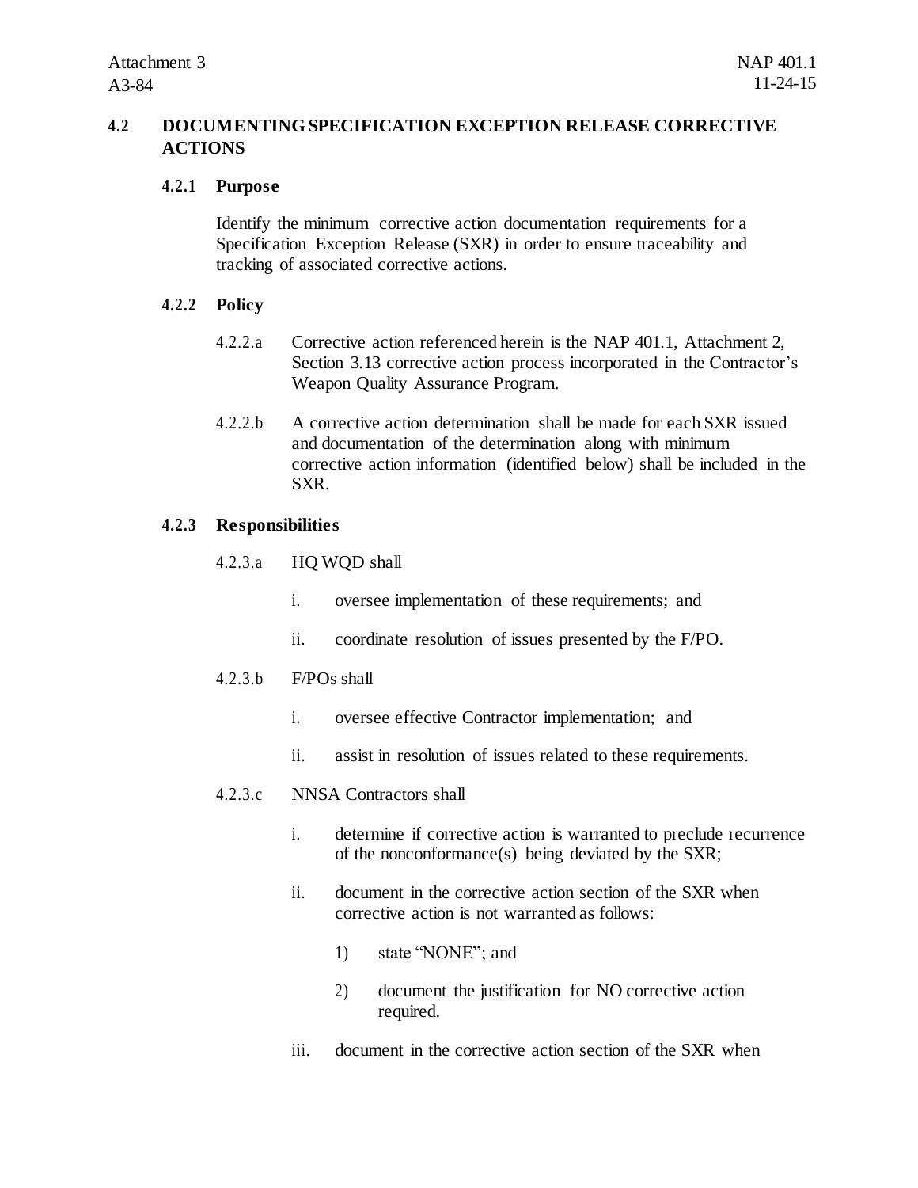## 4.2 DOCUMENTING SPECIFICATION EXCEPTION RELEASE CORRECTIVE ACTIONS

### 4.2.1 Purpose

Identify the minimum corrective action documentation requirements for a Specification Exception Release (SXR) in order to ensure traceability and tracking of associated corrective actions.

### 4.2.2 Policy

4.2.2.a Corrective action referenced herein is the NAP 401.1, Attachment 2, Section 3.13 corrective action process incorporated in the Contractor's Weapon Quality Assurance Program.

4.2.2.b A corrective action determination shall be made for each SXR issued and documentation of the determination along with minimum corrective action information (identified below) shall be included in the SXR.

### 4.2.3 Responsibilities

4.2.3.a HQ WQD shall

- i. oversee implementation of these requirements; and
- ii. coordinate resolution of issues presented by the F/PO.

4.2.3.b F/POs shall

- i. oversee effective Contractor implementation; and
- ii. assist in resolution of issues related to these requirements.

4.2.3.c NNSA Contractors shall

- i. determine if corrective action is warranted to preclude recurrence of the nonconformance(s) being deviated by the SXR;
- ii. document in the corrective action section of the SXR when corrective action is not warranted as follows:
  1) state "NONE"; and
  2) document the justification for NO corrective action required.
- iii. document in the corrective action section of the SXR when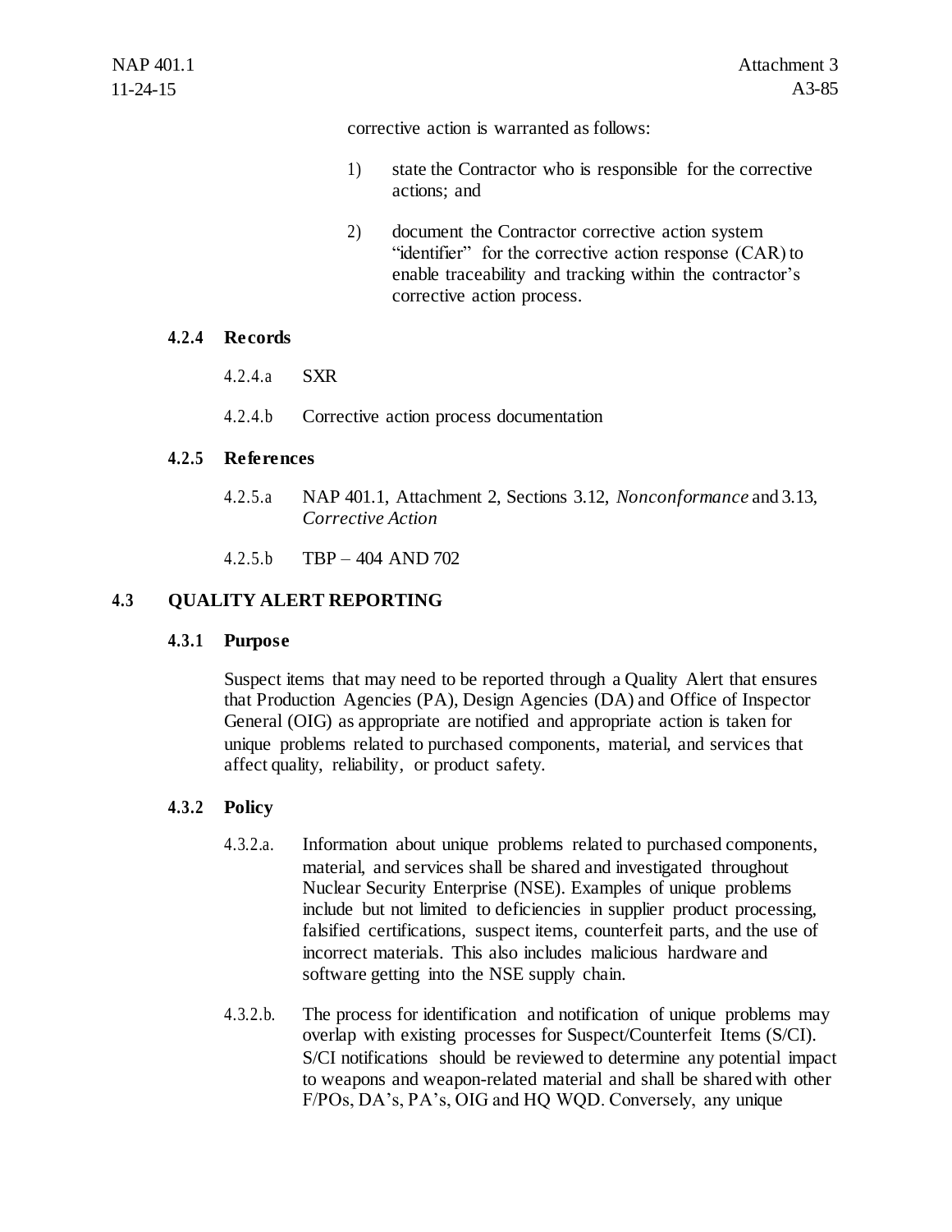corrective action is warranted as follows:

1) state the Contractor who is responsible for the corrective actions; and

2) document the Contractor corrective action system "identifier" for the corrective action response (CAR) to enable traceability and tracking within the contractor's corrective action process.

#### 4.2.4 Records

4.2.4.a SXR

4.2.4.b Corrective action process documentation

#### 4.2.5 References

4.2.5.a NAP 401.1, Attachment 2, Sections 3.12, *Nonconformance* and 3.13, *Corrective Action*

4.2.5.b TBP – 404 AND 702

### 4.3 QUALITY ALERT REPORTING

#### 4.3.1 Purpose

Suspect items that may need to be reported through a Quality Alert that ensures that Production Agencies (PA), Design Agencies (DA) and Office of Inspector General (OIG) as appropriate are notified and appropriate action is taken for unique problems related to purchased components, material, and services that affect quality, reliability, or product safety.

#### 4.3.2 Policy

4.3.2.a. Information about unique problems related to purchased components, material, and services shall be shared and investigated throughout Nuclear Security Enterprise (NSE). Examples of unique problems include but not limited to deficiencies in supplier product processing, falsified certifications, suspect items, counterfeit parts, and the use of incorrect materials. This also includes malicious hardware and software getting into the NSE supply chain.

4.3.2.b. The process for identification and notification of unique problems may overlap with existing processes for Suspect/Counterfeit Items (S/CI). S/CI notifications should be reviewed to determine any potential impact to weapons and weapon-related material and shall be shared with other F/POs, DA's, PA's, OIG and HQ WQD. Conversely, any unique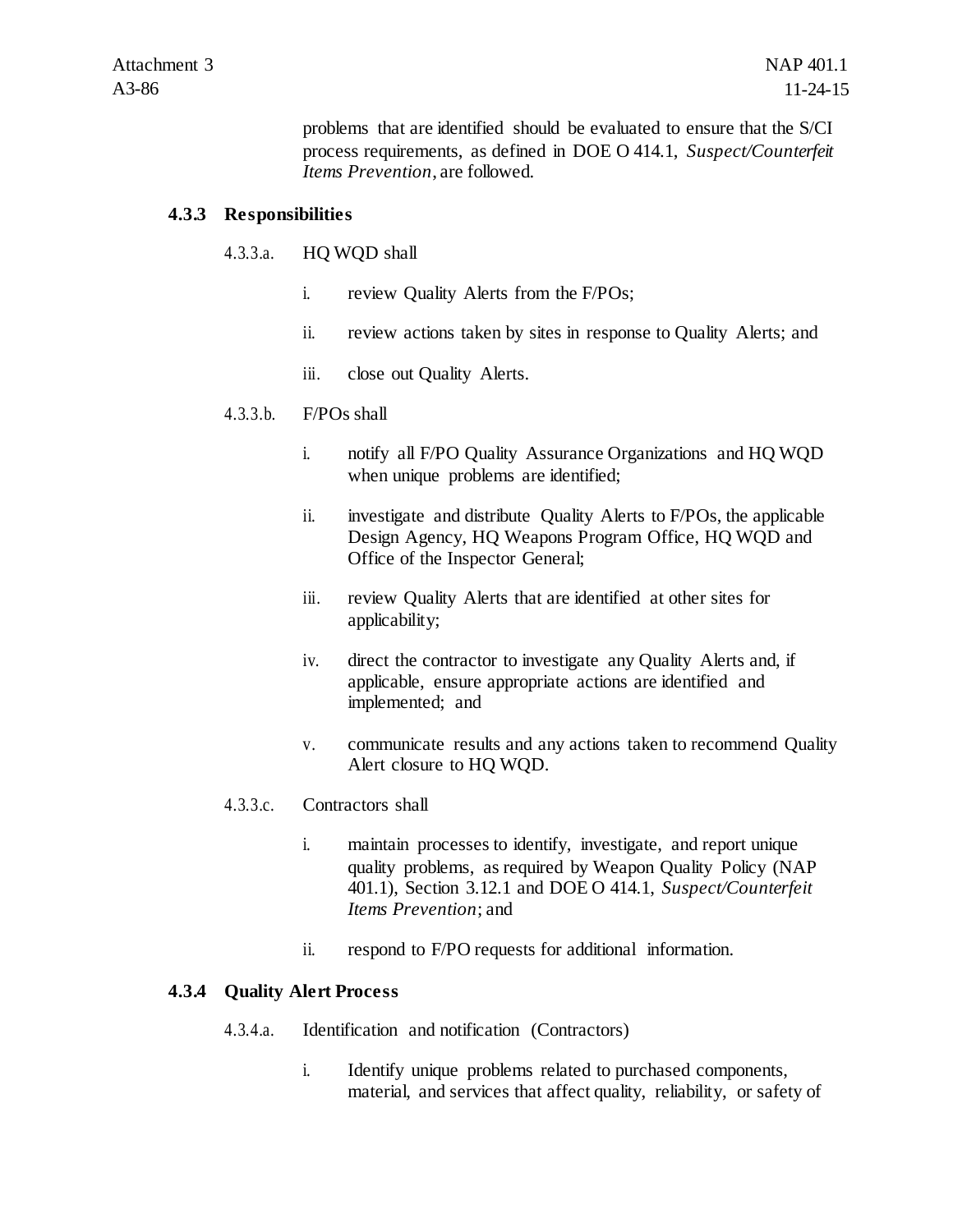problems that are identified should be evaluated to ensure that the S/CI process requirements, as defined in DOE O 414.1, *Suspect/Counterfeit Items Prevention*, are followed.

### 4.3.3 Responsibilities

4.3.3.a. HQ WQD shall

i. review Quality Alerts from the F/POs;

ii. review actions taken by sites in response to Quality Alerts; and

iii. close out Quality Alerts.

4.3.3.b. F/POs shall

i. notify all F/PO Quality Assurance Organizations and HQ WQD when unique problems are identified;

ii. investigate and distribute Quality Alerts to F/POs, the applicable Design Agency, HQ Weapons Program Office, HQ WQD and Office of the Inspector General;

iii. review Quality Alerts that are identified at other sites for applicability;

iv. direct the contractor to investigate any Quality Alerts and, if applicable, ensure appropriate actions are identified and implemented; and

v. communicate results and any actions taken to recommend Quality Alert closure to HQ WQD.

4.3.3.c. Contractors shall

i. maintain processes to identify, investigate, and report unique quality problems, as required by Weapon Quality Policy (NAP 401.1), Section 3.12.1 and DOE O 414.1, *Suspect/Counterfeit Items Prevention*; and

ii. respond to F/PO requests for additional information.

### 4.3.4 Quality Alert Process

4.3.4.a. Identification and notification (Contractors)

i. Identify unique problems related to purchased components, material, and services that affect quality, reliability, or safety of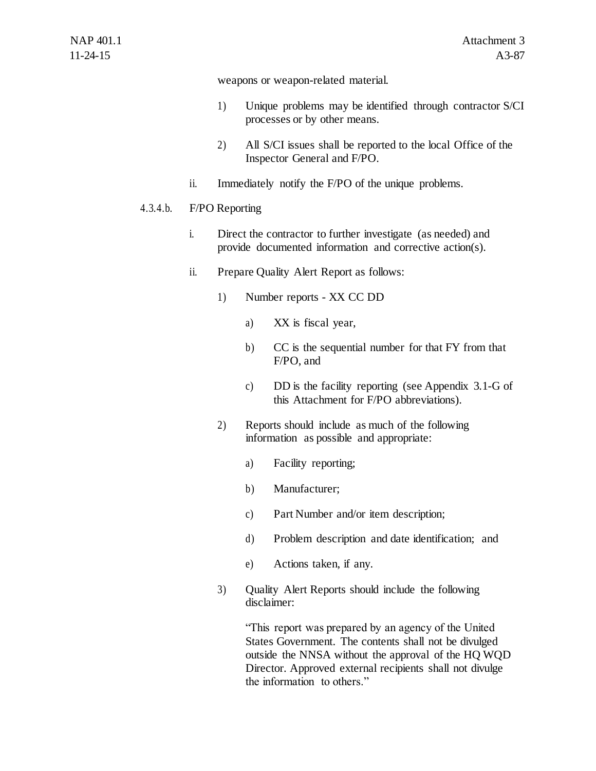weapons or weapon-related material.

1) Unique problems may be identified through contractor S/CI processes or by other means.

2) All S/CI issues shall be reported to the local Office of the Inspector General and F/PO.

ii. Immediately notify the F/PO of the unique problems.

4.3.4.b. F/PO Reporting

i. Direct the contractor to further investigate (as needed) and provide documented information and corrective action(s).

ii. Prepare Quality Alert Report as follows:

1) Number reports - XX CC DD

a) XX is fiscal year,

b) CC is the sequential number for that FY from that F/PO, and

c) DD is the facility reporting (see Appendix 3.1-G of this Attachment for F/PO abbreviations).

2) Reports should include as much of the following information as possible and appropriate:

a) Facility reporting;

b) Manufacturer;

c) Part Number and/or item description;

d) Problem description and date identification; and

e) Actions taken, if any.

3) Quality Alert Reports should include the following disclaimer:

"This report was prepared by an agency of the United States Government. The contents shall not be divulged outside the NNSA without the approval of the HQ WQD Director. Approved external recipients shall not divulge the information to others."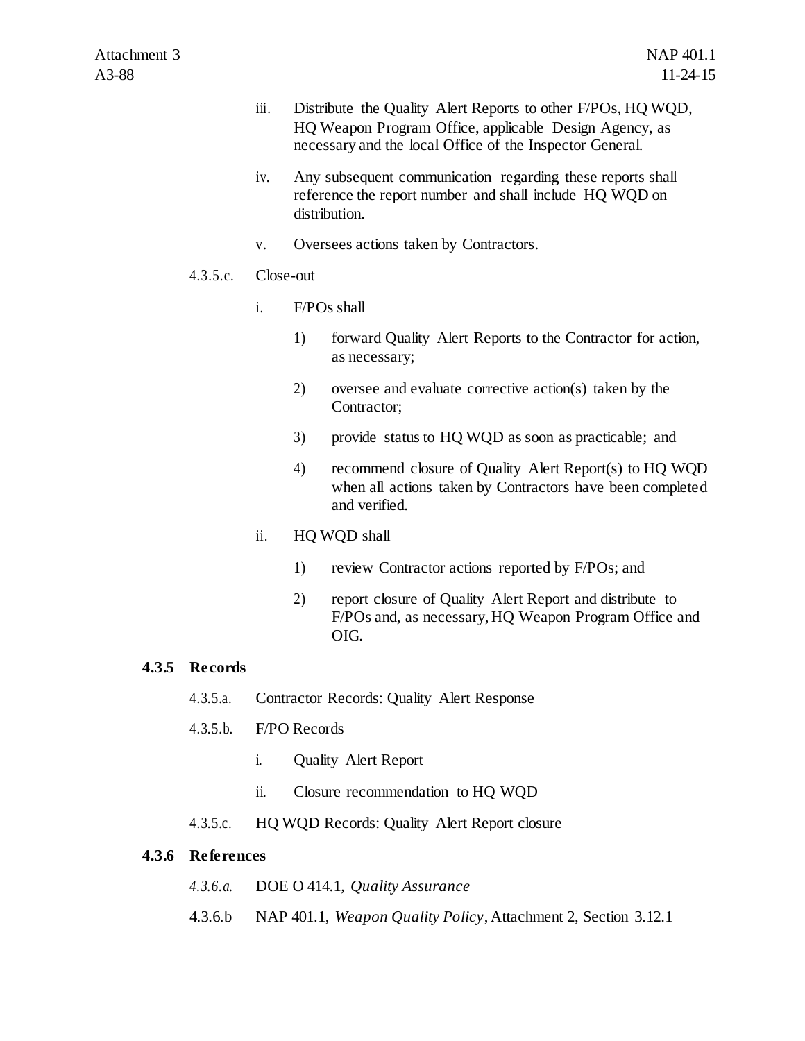iii. Distribute the Quality Alert Reports to other F/POs, HQ WQD, HQ Weapon Program Office, applicable Design Agency, as necessary and the local Office of the Inspector General.

iv. Any subsequent communication regarding these reports shall reference the report number and shall include HQ WQD on distribution.

v. Oversees actions taken by Contractors.

4.3.5.c. Close-out

i. F/POs shall

1) forward Quality Alert Reports to the Contractor for action, as necessary;

2) oversee and evaluate corrective action(s) taken by the Contractor;

3) provide status to HQ WQD as soon as practicable; and

4) recommend closure of Quality Alert Report(s) to HQ WQD when all actions taken by Contractors have been completed and verified.

ii. HQ WQD shall

1) review Contractor actions reported by F/POs; and

2) report closure of Quality Alert Report and distribute to F/POs and, as necessary, HQ Weapon Program Office and OIG.

### 4.3.5 Records

4.3.5.a. Contractor Records: Quality Alert Response

4.3.5.b. F/PO Records

i. Quality Alert Report

ii. Closure recommendation to HQ WQD

4.3.5.c. HQ WQD Records: Quality Alert Report closure

### 4.3.6 References

*4.3.6.a.* DOE O 414.1, *Quality Assurance*

4.3.6.b NAP 401.1, *Weapon Quality Policy*, Attachment 2, Section 3.12.1